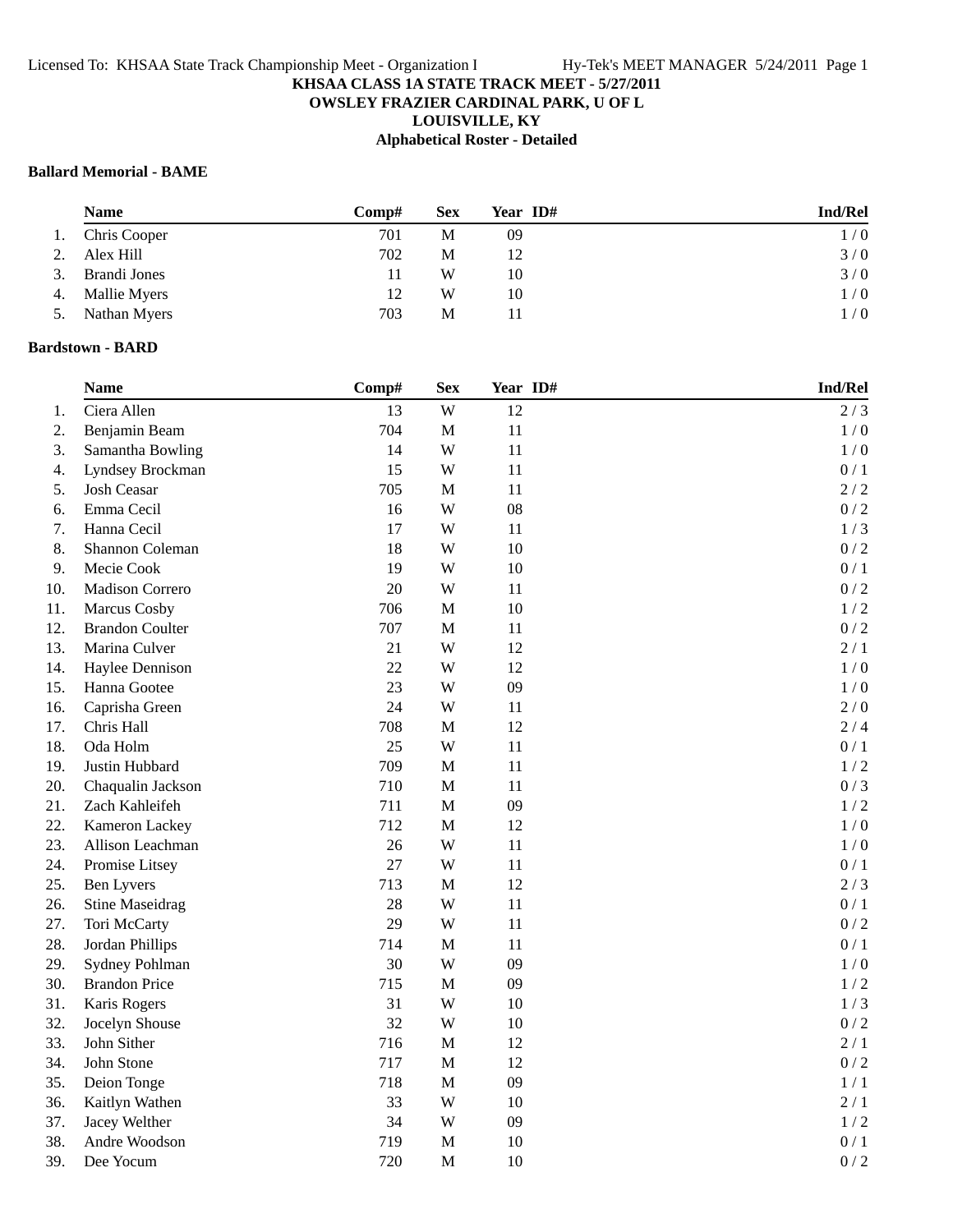**KHSAA CLASS 1A STATE TRACK MEET - 5/27/2011**
**OWSLEY FRAZIER CARDINAL PARK, U OF L**
**LOUISVILLE, KY**
**Alphabetical Roster - Detailed**

### Ballard Memorial - BAME

| | Name | Comp# | Sex | Year | ID# | Ind/Rel |
|---|---|---|---|---|---|---|
| 1. | Chris Cooper | 701 | M | 09 | | 1 / 0 |
| 2. | Alex Hill | 702 | M | 12 | | 3 / 0 |
| 3. | Brandi Jones | 11 | W | 10 | | 3 / 0 |
| 4. | Mallie Myers | 12 | W | 10 | | 1 / 0 |
| 5. | Nathan Myers | 703 | M | 11 | | 1 / 0 |

### Bardstown - BARD

| | Name | Comp# | Sex | Year | ID# | Ind/Rel |
|---|---|---|---|---|---|---|
| 1. | Ciera Allen | 13 | W | 12 | | 2 / 3 |
| 2. | Benjamin Beam | 704 | M | 11 | | 1 / 0 |
| 3. | Samantha Bowling | 14 | W | 11 | | 1 / 0 |
| 4. | Lyndsey Brockman | 15 | W | 11 | | 0 / 1 |
| 5. | Josh Ceasar | 705 | M | 11 | | 2 / 2 |
| 6. | Emma Cecil | 16 | W | 08 | | 0 / 2 |
| 7. | Hanna Cecil | 17 | W | 11 | | 1 / 3 |
| 8. | Shannon Coleman | 18 | W | 10 | | 0 / 2 |
| 9. | Mecie Cook | 19 | W | 10 | | 0 / 1 |
| 10. | Madison Correro | 20 | W | 11 | | 0 / 2 |
| 11. | Marcus Cosby | 706 | M | 10 | | 1 / 2 |
| 12. | Brandon Coulter | 707 | M | 11 | | 0 / 2 |
| 13. | Marina Culver | 21 | W | 12 | | 2 / 1 |
| 14. | Haylee Dennison | 22 | W | 12 | | 1 / 0 |
| 15. | Hanna Gootee | 23 | W | 09 | | 1 / 0 |
| 16. | Caprisha Green | 24 | W | 11 | | 2 / 0 |
| 17. | Chris Hall | 708 | M | 12 | | 2 / 4 |
| 18. | Oda Holm | 25 | W | 11 | | 0 / 1 |
| 19. | Justin Hubbard | 709 | M | 11 | | 1 / 2 |
| 20. | Chaqualin Jackson | 710 | M | 11 | | 0 / 3 |
| 21. | Zach Kahleifeh | 711 | M | 09 | | 1 / 2 |
| 22. | Kameron Lackey | 712 | M | 12 | | 1 / 0 |
| 23. | Allison Leachman | 26 | W | 11 | | 1 / 0 |
| 24. | Promise Litsey | 27 | W | 11 | | 0 / 1 |
| 25. | Ben Lyvers | 713 | M | 12 | | 2 / 3 |
| 26. | Stine Maseidrag | 28 | W | 11 | | 0 / 1 |
| 27. | Tori McCarty | 29 | W | 11 | | 0 / 2 |
| 28. | Jordan Phillips | 714 | M | 11 | | 0 / 1 |
| 29. | Sydney Pohlman | 30 | W | 09 | | 1 / 0 |
| 30. | Brandon Price | 715 | M | 09 | | 1 / 2 |
| 31. | Karis Rogers | 31 | W | 10 | | 1 / 3 |
| 32. | Jocelyn Shouse | 32 | W | 10 | | 0 / 2 |
| 33. | John Sither | 716 | M | 12 | | 2 / 1 |
| 34. | John Stone | 717 | M | 12 | | 0 / 2 |
| 35. | Deion Tonge | 718 | M | 09 | | 1 / 1 |
| 36. | Kaitlyn Wathen | 33 | W | 10 | | 2 / 1 |
| 37. | Jacey Welther | 34 | W | 09 | | 1 / 2 |
| 38. | Andre Woodson | 719 | M | 10 | | 0 / 1 |
| 39. | Dee Yocum | 720 | M | 10 | | 0 / 2 |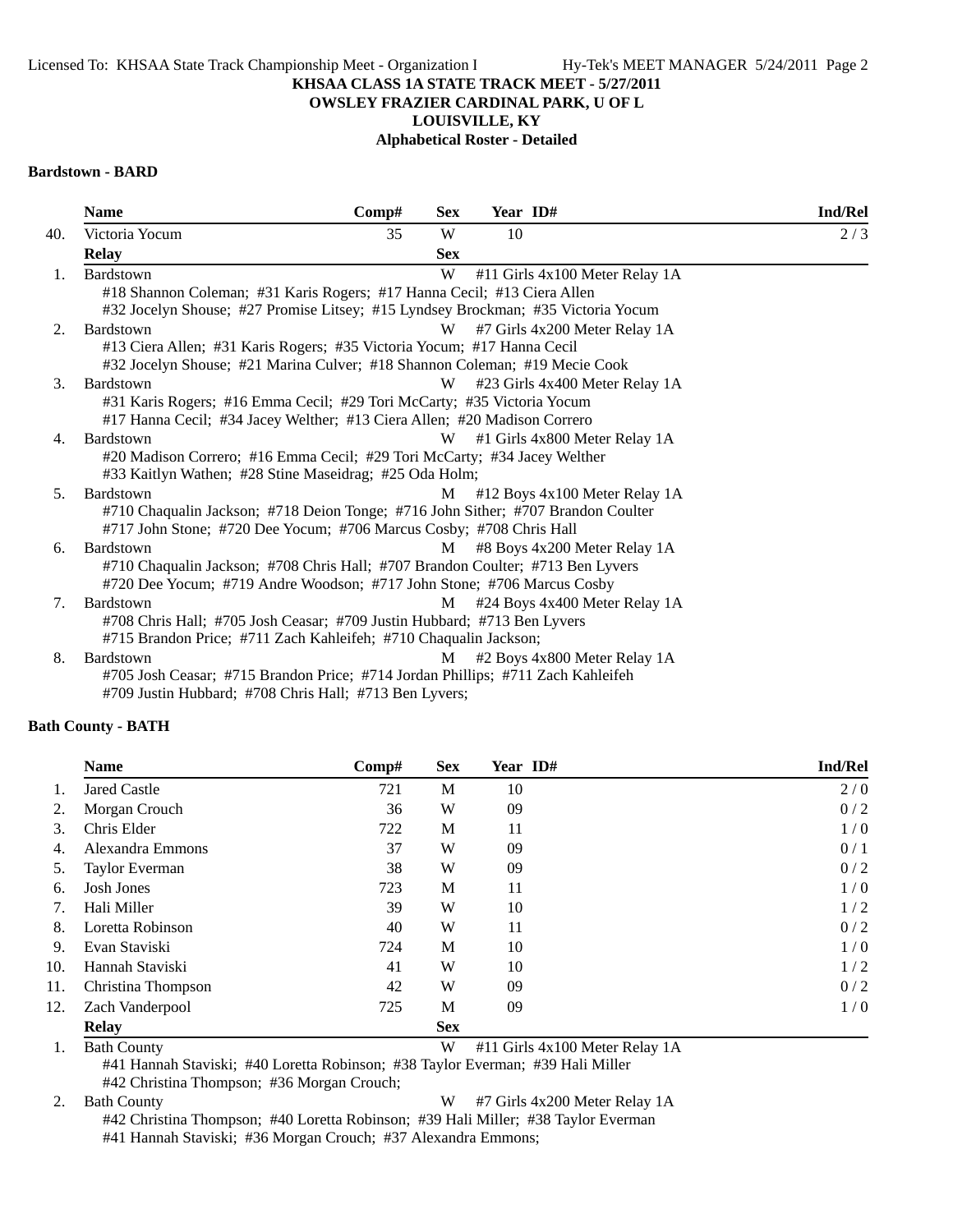KHSAA CLASS 1A STATE TRACK MEET - 5/27/2011
OWSLEY FRAZIER CARDINAL PARK, U OF L
LOUISVILLE, KY
Alphabetical Roster - Detailed

### Bardstown - BARD

| | Name | Comp# | Sex | Year | ID# | Ind/Rel |
|---|---|---|---|---|---|---|
| 40. | Victoria Yocum | 35 | W | 10 | | 2 / 3 |

| | Relay | Sex | Event |
|---|---|---|---|
| 1. | Bardstown | W | #11 Girls 4x100 Meter Relay 1A |

#18 Shannon Coleman; #31 Karis Rogers; #17 Hanna Cecil; #13 Ciera Allen
#32 Jocelyn Shouse; #27 Promise Litsey; #15 Lyndsey Brockman; #35 Victoria Yocum

2. Bardstown — W — #7 Girls 4x200 Meter Relay 1A
#13 Ciera Allen; #31 Karis Rogers; #35 Victoria Yocum; #17 Hanna Cecil
#32 Jocelyn Shouse; #21 Marina Culver; #18 Shannon Coleman; #19 Mecie Cook

3. Bardstown — W — #23 Girls 4x400 Meter Relay 1A
#31 Karis Rogers; #16 Emma Cecil; #29 Tori McCarty; #35 Victoria Yocum
#17 Hanna Cecil; #34 Jacey Welther; #13 Ciera Allen; #20 Madison Correro

4. Bardstown — W — #1 Girls 4x800 Meter Relay 1A
#20 Madison Correro; #16 Emma Cecil; #29 Tori McCarty; #34 Jacey Welther
#33 Kaitlyn Wathen; #28 Stine Maseidrag; #25 Oda Holm;

5. Bardstown — M — #12 Boys 4x100 Meter Relay 1A
#710 Chaqualin Jackson; #718 Deion Tonge; #716 John Sither; #707 Brandon Coulter
#717 John Stone; #720 Dee Yocum; #706 Marcus Cosby; #708 Chris Hall

6. Bardstown — M — #8 Boys 4x200 Meter Relay 1A
#710 Chaqualin Jackson; #708 Chris Hall; #707 Brandon Coulter; #713 Ben Lyvers
#720 Dee Yocum; #719 Andre Woodson; #717 John Stone; #706 Marcus Cosby

7. Bardstown — M — #24 Boys 4x400 Meter Relay 1A
#708 Chris Hall; #705 Josh Ceasar; #709 Justin Hubbard; #713 Ben Lyvers
#715 Brandon Price; #711 Zach Kahleifeh; #710 Chaqualin Jackson;

8. Bardstown — M — #2 Boys 4x800 Meter Relay 1A
#705 Josh Ceasar; #715 Brandon Price; #714 Jordan Phillips; #711 Zach Kahleifeh
#709 Justin Hubbard; #708 Chris Hall; #713 Ben Lyvers;

### Bath County - BATH

| | Name | Comp# | Sex | Year | ID# | Ind/Rel |
|---|---|---|---|---|---|---|
| 1. | Jared Castle | 721 | M | 10 | | 2 / 0 |
| 2. | Morgan Crouch | 36 | W | 09 | | 0 / 2 |
| 3. | Chris Elder | 722 | M | 11 | | 1 / 0 |
| 4. | Alexandra Emmons | 37 | W | 09 | | 0 / 1 |
| 5. | Taylor Everman | 38 | W | 09 | | 0 / 2 |
| 6. | Josh Jones | 723 | M | 11 | | 1 / 0 |
| 7. | Hali Miller | 39 | W | 10 | | 1 / 2 |
| 8. | Loretta Robinson | 40 | W | 11 | | 0 / 2 |
| 9. | Evan Staviski | 724 | M | 10 | | 1 / 0 |
| 10. | Hannah Staviski | 41 | W | 10 | | 1 / 2 |
| 11. | Christina Thompson | 42 | W | 09 | | 0 / 2 |
| 12. | Zach Vanderpool | 725 | M | 09 | | 1 / 0 |

| | Relay | Sex | Event |
|---|---|---|---|
| 1. | Bath County | W | #11 Girls 4x100 Meter Relay 1A |

#41 Hannah Staviski; #40 Loretta Robinson; #38 Taylor Everman; #39 Hali Miller
#42 Christina Thompson; #36 Morgan Crouch;

2. Bath County — W — #7 Girls 4x200 Meter Relay 1A
#42 Christina Thompson; #40 Loretta Robinson; #39 Hali Miller; #38 Taylor Everman
#41 Hannah Staviski; #36 Morgan Crouch; #37 Alexandra Emmons;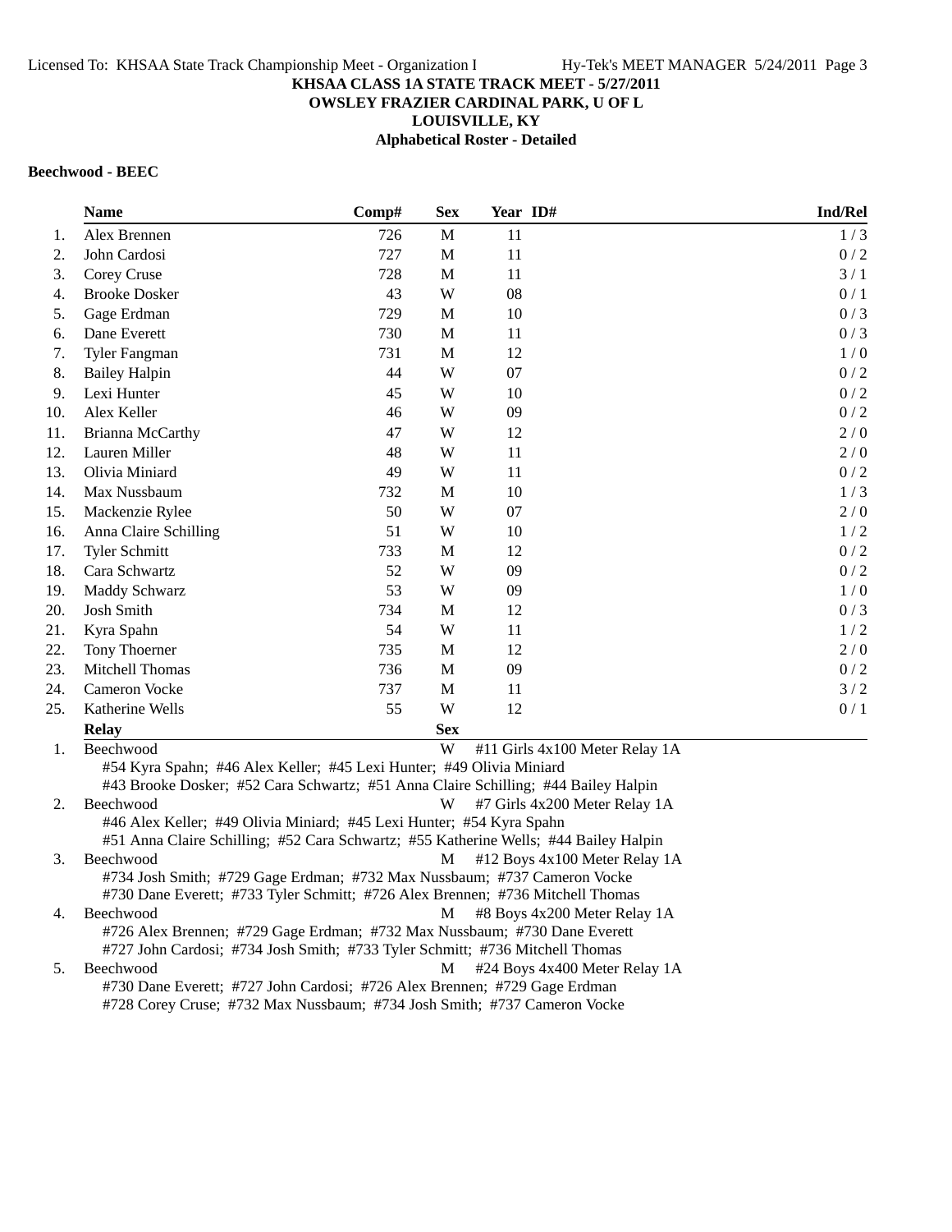# KHSAA CLASS 1A STATE TRACK MEET - 5/27/2011

## OWSLEY FRAZIER CARDINAL PARK, U OF L

## LOUISVILLE, KY

## Alphabetical Roster - Detailed

### Beechwood - BEEC

| | Name | Comp# | Sex | Year | ID# | Ind/Rel |
|---|---|---|---|---|---|---|
| 1. | Alex Brennen | 726 | M | 11 | | 1 / 3 |
| 2. | John Cardosi | 727 | M | 11 | | 0 / 2 |
| 3. | Corey Cruse | 728 | M | 11 | | 3 / 1 |
| 4. | Brooke Dosker | 43 | W | 08 | | 0 / 1 |
| 5. | Gage Erdman | 729 | M | 10 | | 0 / 3 |
| 6. | Dane Everett | 730 | M | 11 | | 0 / 3 |
| 7. | Tyler Fangman | 731 | M | 12 | | 1 / 0 |
| 8. | Bailey Halpin | 44 | W | 07 | | 0 / 2 |
| 9. | Lexi Hunter | 45 | W | 10 | | 0 / 2 |
| 10. | Alex Keller | 46 | W | 09 | | 0 / 2 |
| 11. | Brianna McCarthy | 47 | W | 12 | | 2 / 0 |
| 12. | Lauren Miller | 48 | W | 11 | | 2 / 0 |
| 13. | Olivia Miniard | 49 | W | 11 | | 0 / 2 |
| 14. | Max Nussbaum | 732 | M | 10 | | 1 / 3 |
| 15. | Mackenzie Rylee | 50 | W | 07 | | 2 / 0 |
| 16. | Anna Claire Schilling | 51 | W | 10 | | 1 / 2 |
| 17. | Tyler Schmitt | 733 | M | 12 | | 0 / 2 |
| 18. | Cara Schwartz | 52 | W | 09 | | 0 / 2 |
| 19. | Maddy Schwarz | 53 | W | 09 | | 1 / 0 |
| 20. | Josh Smith | 734 | M | 12 | | 0 / 3 |
| 21. | Kyra Spahn | 54 | W | 11 | | 1 / 2 |
| 22. | Tony Thoerner | 735 | M | 12 | | 2 / 0 |
| 23. | Mitchell Thomas | 736 | M | 09 | | 0 / 2 |
| 24. | Cameron Vocke | 737 | M | 11 | | 3 / 2 |
| 25. | Katherine Wells | 55 | W | 12 | | 0 / 1 |

| | Relay | Sex | Event |
|---|---|---|---|
| 1. | Beechwood | W | #11 Girls 4x100 Meter Relay 1A |
| | #54 Kyra Spahn; #46 Alex Keller; #45 Lexi Hunter; #49 Olivia Miniard<br>#43 Brooke Dosker; #52 Cara Schwartz; #51 Anna Claire Schilling; #44 Bailey Halpin | | |
| 2. | Beechwood | W | #7 Girls 4x200 Meter Relay 1A |
| | #46 Alex Keller; #49 Olivia Miniard; #45 Lexi Hunter; #54 Kyra Spahn<br>#51 Anna Claire Schilling; #52 Cara Schwartz; #55 Katherine Wells; #44 Bailey Halpin | | |
| 3. | Beechwood | M | #12 Boys 4x100 Meter Relay 1A |
| | #734 Josh Smith; #729 Gage Erdman; #732 Max Nussbaum; #737 Cameron Vocke<br>#730 Dane Everett; #733 Tyler Schmitt; #726 Alex Brennen; #736 Mitchell Thomas | | |
| 4. | Beechwood | M | #8 Boys 4x200 Meter Relay 1A |
| | #726 Alex Brennen; #729 Gage Erdman; #732 Max Nussbaum; #730 Dane Everett<br>#727 John Cardosi; #734 Josh Smith; #733 Tyler Schmitt; #736 Mitchell Thomas | | |
| 5. | Beechwood | M | #24 Boys 4x400 Meter Relay 1A |
| | #730 Dane Everett; #727 John Cardosi; #726 Alex Brennen; #729 Gage Erdman<br>#728 Corey Cruse; #732 Max Nussbaum; #734 Josh Smith; #737 Cameron Vocke | | |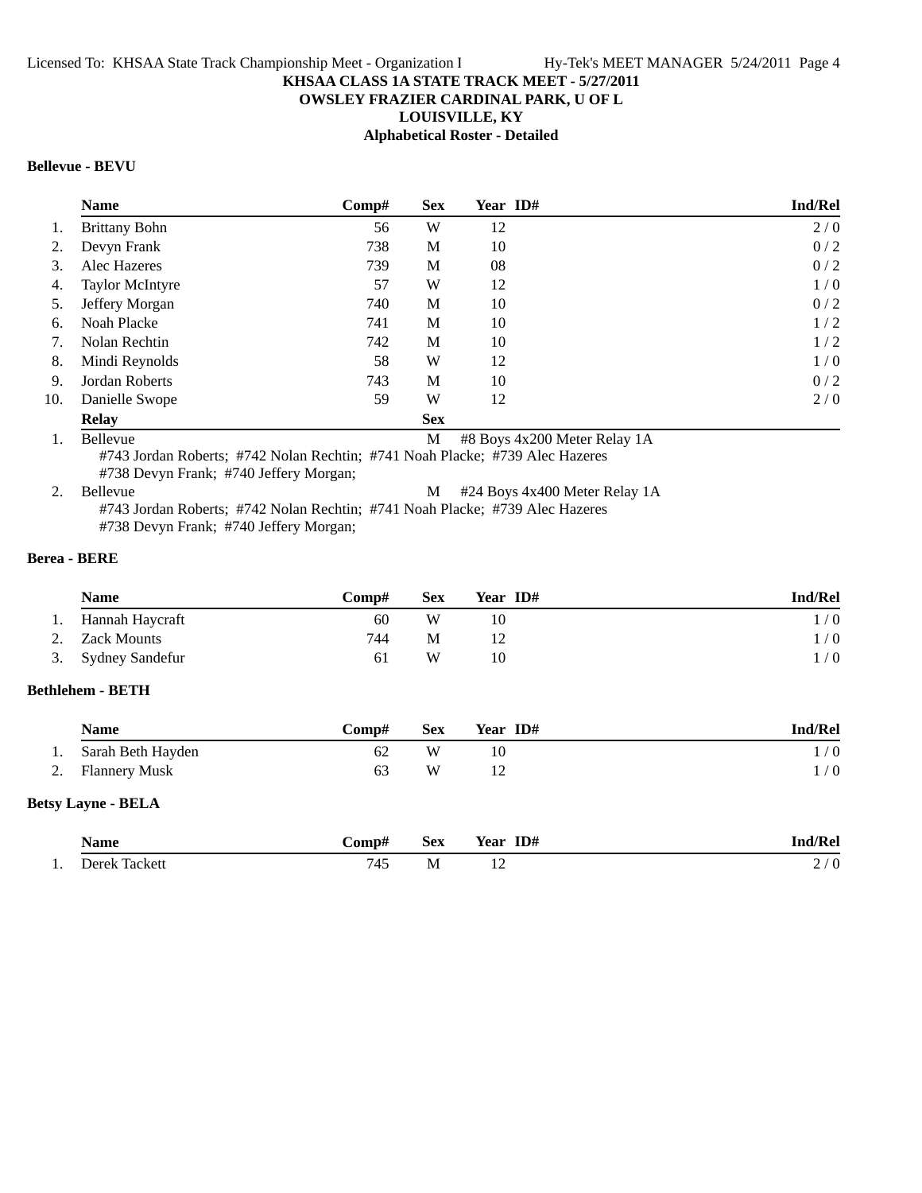# KHSAA CLASS 1A STATE TRACK MEET - 5/27/2011
## OWSLEY FRAZIER CARDINAL PARK, U OF L
## LOUISVILLE, KY
## Alphabetical Roster - Detailed

### Bellevue - BEVU

| | Name | Comp# | Sex | Year | ID# | Ind/Rel |
|---|---|---|---|---|---|---|
| 1. | Brittany Bohn | 56 | W | 12 | | 2 / 0 |
| 2. | Devyn Frank | 738 | M | 10 | | 0 / 2 |
| 3. | Alec Hazeres | 739 | M | 08 | | 0 / 2 |
| 4. | Taylor McIntyre | 57 | W | 12 | | 1 / 0 |
| 5. | Jeffery Morgan | 740 | M | 10 | | 0 / 2 |
| 6. | Noah Placke | 741 | M | 10 | | 1 / 2 |
| 7. | Nolan Rechtin | 742 | M | 10 | | 1 / 2 |
| 8. | Mindi Reynolds | 58 | W | 12 | | 1 / 0 |
| 9. | Jordan Roberts | 743 | M | 10 | | 0 / 2 |
| 10. | Danielle Swope | 59 | W | 12 | | 2 / 0 |

| | Relay | Sex | |
|---|---|---|---|
| 1. | Bellevue | M | #8 Boys 4x200 Meter Relay 1A |
| | #743 Jordan Roberts; #742 Nolan Rechtin; #741 Noah Placke; #739 Alec Hazeres<br>#738 Devyn Frank; #740 Jeffery Morgan; | | |
| 2. | Bellevue | M | #24 Boys 4x400 Meter Relay 1A |
| | #743 Jordan Roberts; #742 Nolan Rechtin; #741 Noah Placke; #739 Alec Hazeres<br>#738 Devyn Frank; #740 Jeffery Morgan; | | |

### Berea - BERE

| | Name | Comp# | Sex | Year | ID# | Ind/Rel |
|---|---|---|---|---|---|---|
| 1. | Hannah Haycraft | 60 | W | 10 | | 1 / 0 |
| 2. | Zack Mounts | 744 | M | 12 | | 1 / 0 |
| 3. | Sydney Sandefur | 61 | W | 10 | | 1 / 0 |

### Bethlehem - BETH

| | Name | Comp# | Sex | Year | ID# | Ind/Rel |
|---|---|---|---|---|---|---|
| 1. | Sarah Beth Hayden | 62 | W | 10 | | 1 / 0 |
| 2. | Flannery Musk | 63 | W | 12 | | 1 / 0 |

### Betsy Layne - BELA

| | Name | Comp# | Sex | Year | ID# | Ind/Rel |
|---|---|---|---|---|---|---|
| 1. | Derek Tackett | 745 | M | 12 | | 2 / 0 |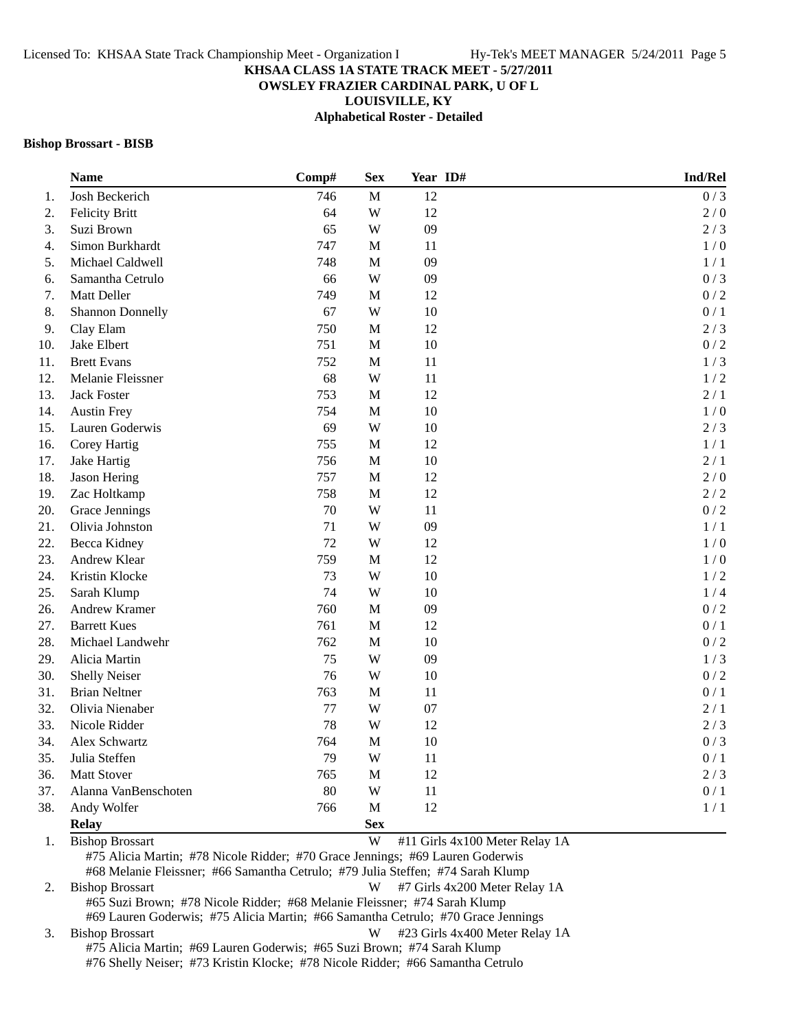**KHSAA CLASS 1A STATE TRACK MEET - 5/27/2011**
**OWSLEY FRAZIER CARDINAL PARK, U OF L**
**LOUISVILLE, KY**
**Alphabetical Roster - Detailed**

**Bishop Brossart - BISB**

| | Name | Comp# | Sex | Year | ID# | Ind/Rel |
|---|---|---|---|---|---|---|
| 1. | Josh Beckerich | 746 | M | 12 | | 0 / 3 |
| 2. | Felicity Britt | 64 | W | 12 | | 2 / 0 |
| 3. | Suzi Brown | 65 | W | 09 | | 2 / 3 |
| 4. | Simon Burkhardt | 747 | M | 11 | | 1 / 0 |
| 5. | Michael Caldwell | 748 | M | 09 | | 1 / 1 |
| 6. | Samantha Cetrulo | 66 | W | 09 | | 0 / 3 |
| 7. | Matt Deller | 749 | M | 12 | | 0 / 2 |
| 8. | Shannon Donnelly | 67 | W | 10 | | 0 / 1 |
| 9. | Clay Elam | 750 | M | 12 | | 2 / 3 |
| 10. | Jake Elbert | 751 | M | 10 | | 0 / 2 |
| 11. | Brett Evans | 752 | M | 11 | | 1 / 3 |
| 12. | Melanie Fleissner | 68 | W | 11 | | 1 / 2 |
| 13. | Jack Foster | 753 | M | 12 | | 2 / 1 |
| 14. | Austin Frey | 754 | M | 10 | | 1 / 0 |
| 15. | Lauren Goderwis | 69 | W | 10 | | 2 / 3 |
| 16. | Corey Hartig | 755 | M | 12 | | 1 / 1 |
| 17. | Jake Hartig | 756 | M | 10 | | 2 / 1 |
| 18. | Jason Hering | 757 | M | 12 | | 2 / 0 |
| 19. | Zac Holtkamp | 758 | M | 12 | | 2 / 2 |
| 20. | Grace Jennings | 70 | W | 11 | | 0 / 2 |
| 21. | Olivia Johnston | 71 | W | 09 | | 1 / 1 |
| 22. | Becca Kidney | 72 | W | 12 | | 1 / 0 |
| 23. | Andrew Klear | 759 | M | 12 | | 1 / 0 |
| 24. | Kristin Klocke | 73 | W | 10 | | 1 / 2 |
| 25. | Sarah Klump | 74 | W | 10 | | 1 / 4 |
| 26. | Andrew Kramer | 760 | M | 09 | | 0 / 2 |
| 27. | Barrett Kues | 761 | M | 12 | | 0 / 1 |
| 28. | Michael Landwehr | 762 | M | 10 | | 0 / 2 |
| 29. | Alicia Martin | 75 | W | 09 | | 1 / 3 |
| 30. | Shelly Neiser | 76 | W | 10 | | 0 / 2 |
| 31. | Brian Neltner | 763 | M | 11 | | 0 / 1 |
| 32. | Olivia Nienaber | 77 | W | 07 | | 2 / 1 |
| 33. | Nicole Ridder | 78 | W | 12 | | 2 / 3 |
| 34. | Alex Schwartz | 764 | M | 10 | | 0 / 3 |
| 35. | Julia Steffen | 79 | W | 11 | | 0 / 1 |
| 36. | Matt Stover | 765 | M | 12 | | 2 / 3 |
| 37. | Alanna VanBenschoten | 80 | W | 11 | | 0 / 1 |
| 38. | Andy Wolfer | 766 | M | 12 | | 1 / 1 |

| | Relay | Sex | Event |
|---|---|---|---|
| 1. | Bishop Brossart | W | #11 Girls 4x100 Meter Relay 1A |
| | #75 Alicia Martin; #78 Nicole Ridder; #70 Grace Jennings; #69 Lauren Goderwis<br>#68 Melanie Fleissner; #66 Samantha Cetrulo; #79 Julia Steffen; #74 Sarah Klump | | |
| 2. | Bishop Brossart | W | #7 Girls 4x200 Meter Relay 1A |
| | #65 Suzi Brown; #78 Nicole Ridder; #68 Melanie Fleissner; #74 Sarah Klump<br>#69 Lauren Goderwis; #75 Alicia Martin; #66 Samantha Cetrulo; #70 Grace Jennings | | |
| 3. | Bishop Brossart | W | #23 Girls 4x400 Meter Relay 1A |
| | #75 Alicia Martin; #69 Lauren Goderwis; #65 Suzi Brown; #74 Sarah Klump<br>#76 Shelly Neiser; #73 Kristin Klocke; #78 Nicole Ridder; #66 Samantha Cetrulo | | |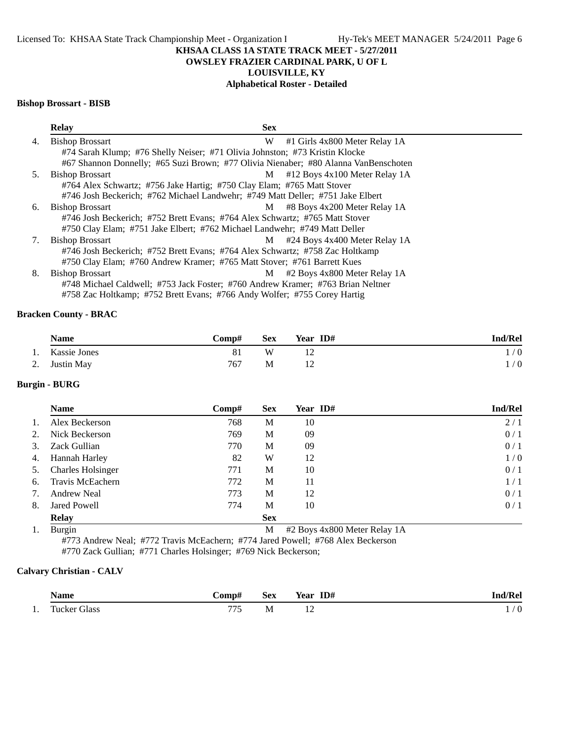KHSAA CLASS 1A STATE TRACK MEET - 5/27/2011
OWSLEY FRAZIER CARDINAL PARK, U OF L
LOUISVILLE, KY
Alphabetical Roster - Detailed

### Bishop Brossart - BISB

| | Relay | Sex | |
|---|---|---|---|
| 4. | Bishop Brossart | W | #1 Girls 4x800 Meter Relay 1A |
| | #74 Sarah Klump; #76 Shelly Neiser; #71 Olivia Johnston; #73 Kristin Klocke<br>#67 Shannon Donnelly; #65 Suzi Brown; #77 Olivia Nienaber; #80 Alanna VanBenschoten | | |
| 5. | Bishop Brossart | M | #12 Boys 4x100 Meter Relay 1A |
| | #764 Alex Schwartz; #756 Jake Hartig; #750 Clay Elam; #765 Matt Stover<br>#746 Josh Beckerich; #762 Michael Landwehr; #749 Matt Deller; #751 Jake Elbert | | |
| 6. | Bishop Brossart | M | #8 Boys 4x200 Meter Relay 1A |
| | #746 Josh Beckerich; #752 Brett Evans; #764 Alex Schwartz; #765 Matt Stover<br>#750 Clay Elam; #751 Jake Elbert; #762 Michael Landwehr; #749 Matt Deller | | |
| 7. | Bishop Brossart | M | #24 Boys 4x400 Meter Relay 1A |
| | #746 Josh Beckerich; #752 Brett Evans; #764 Alex Schwartz; #758 Zac Holtkamp<br>#750 Clay Elam; #760 Andrew Kramer; #765 Matt Stover; #761 Barrett Kues | | |
| 8. | Bishop Brossart | M | #2 Boys 4x800 Meter Relay 1A |
| | #748 Michael Caldwell; #753 Jack Foster; #760 Andrew Kramer; #763 Brian Neltner<br>#758 Zac Holtkamp; #752 Brett Evans; #766 Andy Wolfer; #755 Corey Hartig | | |

### Bracken County - BRAC

| | Name | Comp# | Sex | Year | ID# | Ind/Rel |
|---|---|---|---|---|---|---|
| 1. | Kassie Jones | 81 | W | 12 | | 1 / 0 |
| 2. | Justin May | 767 | M | 12 | | 1 / 0 |

### Burgin - BURG

| | Name | Comp# | Sex | Year | ID# | Ind/Rel |
|---|---|---|---|---|---|---|
| 1. | Alex Beckerson | 768 | M | 10 | | 2 / 1 |
| 2. | Nick Beckerson | 769 | M | 09 | | 0 / 1 |
| 3. | Zack Gullian | 770 | M | 09 | | 0 / 1 |
| 4. | Hannah Harley | 82 | W | 12 | | 1 / 0 |
| 5. | Charles Holsinger | 771 | M | 10 | | 0 / 1 |
| 6. | Travis McEachern | 772 | M | 11 | | 1 / 1 |
| 7. | Andrew Neal | 773 | M | 12 | | 0 / 1 |
| 8. | Jared Powell | 774 | M | 10 | | 0 / 1 |

| | Relay | Sex | |
|---|---|---|---|
| 1. | Burgin | M | #2 Boys 4x800 Meter Relay 1A |
| | #773 Andrew Neal; #772 Travis McEachern; #774 Jared Powell; #768 Alex Beckerson<br>#770 Zack Gullian; #771 Charles Holsinger; #769 Nick Beckerson; | | |

### Calvary Christian - CALV

| | Name | Comp# | Sex | Year | ID# | Ind/Rel |
|---|---|---|---|---|---|---|
| 1. | Tucker Glass | 775 | M | 12 | | 1 / 0 |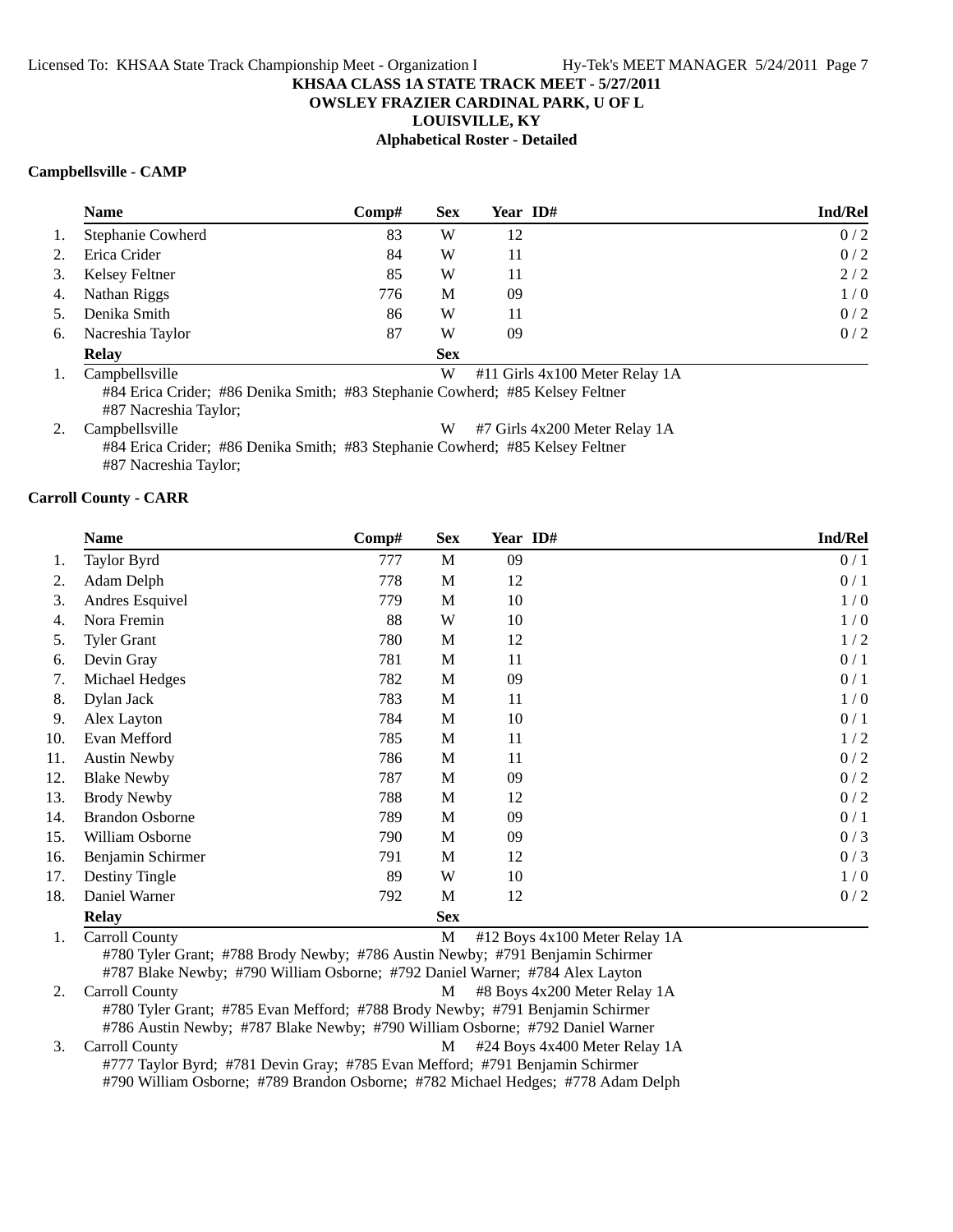**KHSAA CLASS 1A STATE TRACK MEET - 5/27/2011**
**OWSLEY FRAZIER CARDINAL PARK, U OF L**
**LOUISVILLE, KY**
**Alphabetical Roster - Detailed**

### Campbellsville - CAMP

| | Name | Comp# | Sex | Year | ID# | Ind/Rel |
|---|---|---|---|---|---|---|
| 1. | Stephanie Cowherd | 83 | W | 12 | | 0 / 2 |
| 2. | Erica Crider | 84 | W | 11 | | 0 / 2 |
| 3. | Kelsey Feltner | 85 | W | 11 | | 2 / 2 |
| 4. | Nathan Riggs | 776 | M | 09 | | 1 / 0 |
| 5. | Denika Smith | 86 | W | 11 | | 0 / 2 |
| 6. | Nacreshia Taylor | 87 | W | 09 | | 0 / 2 |

| | Relay | Sex | Event |
|---|---|---|---|
| 1. | Campbellsville | W | #11 Girls 4x100 Meter Relay 1A |
| | #84 Erica Crider; #86 Denika Smith; #83 Stephanie Cowherd; #85 Kelsey Feltner #87 Nacreshia Taylor; | | |
| 2. | Campbellsville | W | #7 Girls 4x200 Meter Relay 1A |
| | #84 Erica Crider; #86 Denika Smith; #83 Stephanie Cowherd; #85 Kelsey Feltner #87 Nacreshia Taylor; | | |

### Carroll County - CARR

| | Name | Comp# | Sex | Year | ID# | Ind/Rel |
|---|---|---|---|---|---|---|
| 1. | Taylor Byrd | 777 | M | 09 | | 0 / 1 |
| 2. | Adam Delph | 778 | M | 12 | | 0 / 1 |
| 3. | Andres Esquivel | 779 | M | 10 | | 1 / 0 |
| 4. | Nora Fremin | 88 | W | 10 | | 1 / 0 |
| 5. | Tyler Grant | 780 | M | 12 | | 1 / 2 |
| 6. | Devin Gray | 781 | M | 11 | | 0 / 1 |
| 7. | Michael Hedges | 782 | M | 09 | | 0 / 1 |
| 8. | Dylan Jack | 783 | M | 11 | | 1 / 0 |
| 9. | Alex Layton | 784 | M | 10 | | 0 / 1 |
| 10. | Evan Mefford | 785 | M | 11 | | 1 / 2 |
| 11. | Austin Newby | 786 | M | 11 | | 0 / 2 |
| 12. | Blake Newby | 787 | M | 09 | | 0 / 2 |
| 13. | Brody Newby | 788 | M | 12 | | 0 / 2 |
| 14. | Brandon Osborne | 789 | M | 09 | | 0 / 1 |
| 15. | William Osborne | 790 | M | 09 | | 0 / 3 |
| 16. | Benjamin Schirmer | 791 | M | 12 | | 0 / 3 |
| 17. | Destiny Tingle | 89 | W | 10 | | 1 / 0 |
| 18. | Daniel Warner | 792 | M | 12 | | 0 / 2 |

| | Relay | Sex | Event |
|---|---|---|---|
| 1. | Carroll County | M | #12 Boys 4x100 Meter Relay 1A |
| | #780 Tyler Grant; #788 Brody Newby; #786 Austin Newby; #791 Benjamin Schirmer #787 Blake Newby; #790 William Osborne; #792 Daniel Warner; #784 Alex Layton | | |
| 2. | Carroll County | M | #8 Boys 4x200 Meter Relay 1A |
| | #780 Tyler Grant; #785 Evan Mefford; #788 Brody Newby; #791 Benjamin Schirmer #786 Austin Newby; #787 Blake Newby; #790 William Osborne; #792 Daniel Warner | | |
| 3. | Carroll County | M | #24 Boys 4x400 Meter Relay 1A |
| | #777 Taylor Byrd; #781 Devin Gray; #785 Evan Mefford; #791 Benjamin Schirmer #790 William Osborne; #789 Brandon Osborne; #782 Michael Hedges; #778 Adam Delph | | |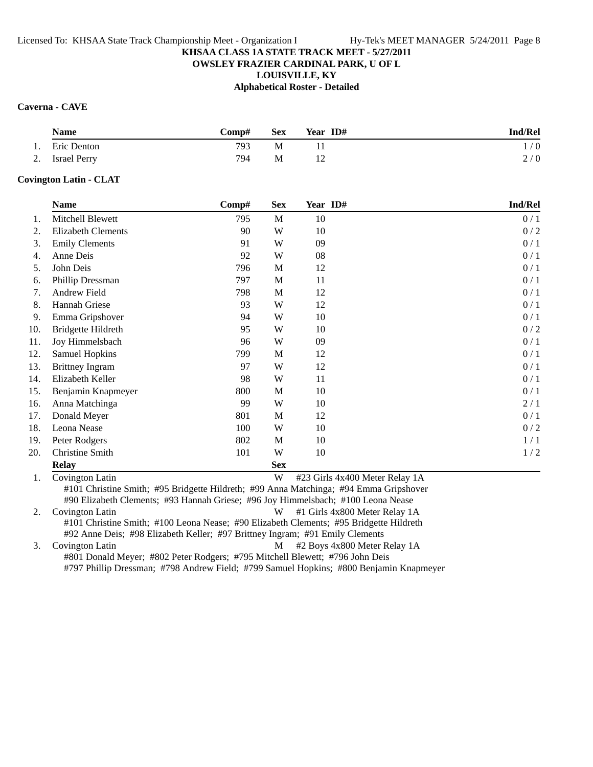KHSAA CLASS 1A STATE TRACK MEET - 5/27/2011
OWSLEY FRAZIER CARDINAL PARK, U OF L
LOUISVILLE, KY
Alphabetical Roster - Detailed

**Caverna - CAVE**

| | Name | Comp# | Sex | Year | ID# | Ind/Rel |
|---|---|---|---|---|---|---|
| 1. | Eric Denton | 793 | M | 11 | | 1 / 0 |
| 2. | Israel Perry | 794 | M | 12 | | 2 / 0 |

**Covington Latin - CLAT**

| | Name | Comp# | Sex | Year | ID# | Ind/Rel |
|---|---|---|---|---|---|---|
| 1. | Mitchell Blewett | 795 | M | 10 | | 0 / 1 |
| 2. | Elizabeth Clements | 90 | W | 10 | | 0 / 2 |
| 3. | Emily Clements | 91 | W | 09 | | 0 / 1 |
| 4. | Anne Deis | 92 | W | 08 | | 0 / 1 |
| 5. | John Deis | 796 | M | 12 | | 0 / 1 |
| 6. | Phillip Dressman | 797 | M | 11 | | 0 / 1 |
| 7. | Andrew Field | 798 | M | 12 | | 0 / 1 |
| 8. | Hannah Griese | 93 | W | 12 | | 0 / 1 |
| 9. | Emma Gripshover | 94 | W | 10 | | 0 / 1 |
| 10. | Bridgette Hildreth | 95 | W | 10 | | 0 / 2 |
| 11. | Joy Himmelsbach | 96 | W | 09 | | 0 / 1 |
| 12. | Samuel Hopkins | 799 | M | 12 | | 0 / 1 |
| 13. | Brittney Ingram | 97 | W | 12 | | 0 / 1 |
| 14. | Elizabeth Keller | 98 | W | 11 | | 0 / 1 |
| 15. | Benjamin Knapmeyer | 800 | M | 10 | | 0 / 1 |
| 16. | Anna Matchinga | 99 | W | 10 | | 2 / 1 |
| 17. | Donald Meyer | 801 | M | 12 | | 0 / 1 |
| 18. | Leona Nease | 100 | W | 10 | | 0 / 2 |
| 19. | Peter Rodgers | 802 | M | 10 | | 1 / 1 |
| 20. | Christine Smith | 101 | W | 10 | | 1 / 2 |

| | Relay | Sex | |
|---|---|---|---|
| 1. | Covington Latin | W | #23 Girls 4x400 Meter Relay 1A |
| | #101 Christine Smith; #95 Bridgette Hildreth; #99 Anna Matchinga; #94 Emma Gripshover<br>#90 Elizabeth Clements; #93 Hannah Griese; #96 Joy Himmelsbach; #100 Leona Nease | | |
| 2. | Covington Latin | W | #1 Girls 4x800 Meter Relay 1A |
| | #101 Christine Smith; #100 Leona Nease; #90 Elizabeth Clements; #95 Bridgette Hildreth<br>#92 Anne Deis; #98 Elizabeth Keller; #97 Brittney Ingram; #91 Emily Clements | | |
| 3. | Covington Latin | M | #2 Boys 4x800 Meter Relay 1A |
| | #801 Donald Meyer; #802 Peter Rodgers; #795 Mitchell Blewett; #796 John Deis<br>#797 Phillip Dressman; #798 Andrew Field; #799 Samuel Hopkins; #800 Benjamin Knapmeyer | | |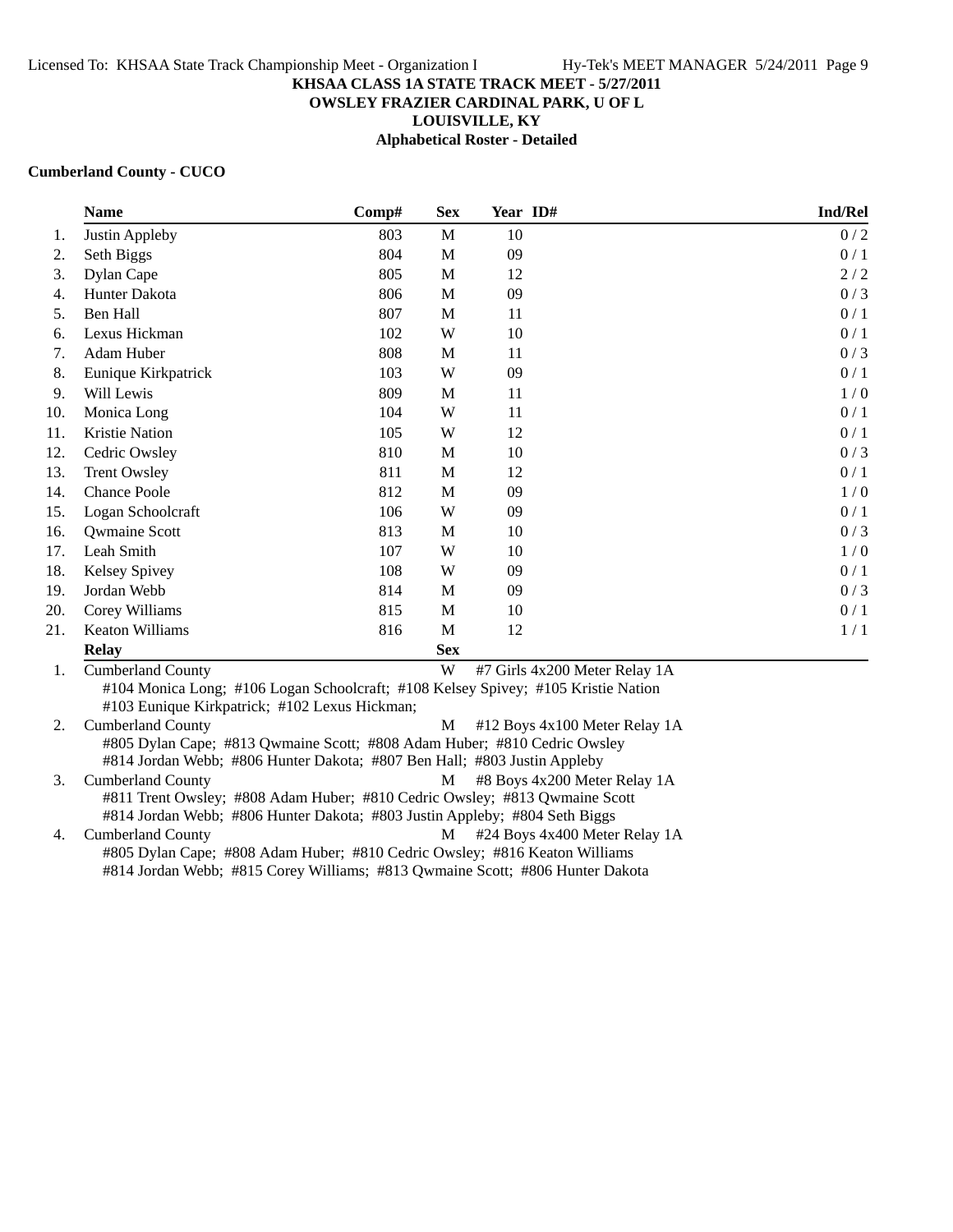**KHSAA CLASS 1A STATE TRACK MEET - 5/27/2011**
**OWSLEY FRAZIER CARDINAL PARK, U OF L**
**LOUISVILLE, KY**
**Alphabetical Roster - Detailed**

**Cumberland County - CUCO**

| | Name | Comp# | Sex | Year | ID# | Ind/Rel |
|---|---|---|---|---|---|---|
| 1. | Justin Appleby | 803 | M | 10 | | 0 / 2 |
| 2. | Seth Biggs | 804 | M | 09 | | 0 / 1 |
| 3. | Dylan Cape | 805 | M | 12 | | 2 / 2 |
| 4. | Hunter Dakota | 806 | M | 09 | | 0 / 3 |
| 5. | Ben Hall | 807 | M | 11 | | 0 / 1 |
| 6. | Lexus Hickman | 102 | W | 10 | | 0 / 1 |
| 7. | Adam Huber | 808 | M | 11 | | 0 / 3 |
| 8. | Eunique Kirkpatrick | 103 | W | 09 | | 0 / 1 |
| 9. | Will Lewis | 809 | M | 11 | | 1 / 0 |
| 10. | Monica Long | 104 | W | 11 | | 0 / 1 |
| 11. | Kristie Nation | 105 | W | 12 | | 0 / 1 |
| 12. | Cedric Owsley | 810 | M | 10 | | 0 / 3 |
| 13. | Trent Owsley | 811 | M | 12 | | 0 / 1 |
| 14. | Chance Poole | 812 | M | 09 | | 1 / 0 |
| 15. | Logan Schoolcraft | 106 | W | 09 | | 0 / 1 |
| 16. | Qwmaine Scott | 813 | M | 10 | | 0 / 3 |
| 17. | Leah Smith | 107 | W | 10 | | 1 / 0 |
| 18. | Kelsey Spivey | 108 | W | 09 | | 0 / 1 |
| 19. | Jordan Webb | 814 | M | 09 | | 0 / 3 |
| 20. | Corey Williams | 815 | M | 10 | | 0 / 1 |
| 21. | Keaton Williams | 816 | M | 12 | | 1 / 1 |

| | Relay | Sex | Event |
|---|---|---|---|
| 1. | Cumberland County | W | #7 Girls 4x200 Meter Relay 1A |
| | #104 Monica Long; #106 Logan Schoolcraft; #108 Kelsey Spivey; #105 Kristie Nation #103 Eunique Kirkpatrick; #102 Lexus Hickman; | | |
| 2. | Cumberland County | M | #12 Boys 4x100 Meter Relay 1A |
| | #805 Dylan Cape; #813 Qwmaine Scott; #808 Adam Huber; #810 Cedric Owsley #814 Jordan Webb; #806 Hunter Dakota; #807 Ben Hall; #803 Justin Appleby | | |
| 3. | Cumberland County | M | #8 Boys 4x200 Meter Relay 1A |
| | #811 Trent Owsley; #808 Adam Huber; #810 Cedric Owsley; #813 Qwmaine Scott #814 Jordan Webb; #806 Hunter Dakota; #803 Justin Appleby; #804 Seth Biggs | | |
| 4. | Cumberland County | M | #24 Boys 4x400 Meter Relay 1A |
| | #805 Dylan Cape; #808 Adam Huber; #810 Cedric Owsley; #816 Keaton Williams #814 Jordan Webb; #815 Corey Williams; #813 Qwmaine Scott; #806 Hunter Dakota | | |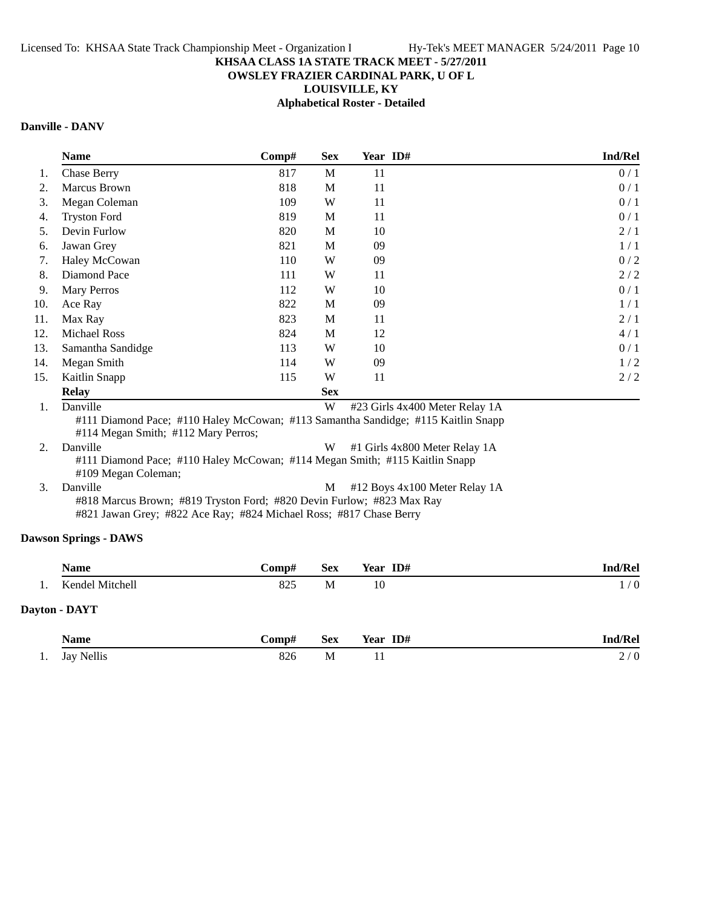# KHSAA CLASS 1A STATE TRACK MEET - 5/27/2011

## OWSLEY FRAZIER CARDINAL PARK, U OF L

## LOUISVILLE, KY

## Alphabetical Roster - Detailed

### Danville - DANV

| | Name | Comp# | Sex | Year | ID# | Ind/Rel |
|---|---|---|---|---|---|---|
| 1. | Chase Berry | 817 | M | 11 | | 0 / 1 |
| 2. | Marcus Brown | 818 | M | 11 | | 0 / 1 |
| 3. | Megan Coleman | 109 | W | 11 | | 0 / 1 |
| 4. | Tryston Ford | 819 | M | 11 | | 0 / 1 |
| 5. | Devin Furlow | 820 | M | 10 | | 2 / 1 |
| 6. | Jawan Grey | 821 | M | 09 | | 1 / 1 |
| 7. | Haley McCowan | 110 | W | 09 | | 0 / 2 |
| 8. | Diamond Pace | 111 | W | 11 | | 2 / 2 |
| 9. | Mary Perros | 112 | W | 10 | | 0 / 1 |
| 10. | Ace Ray | 822 | M | 09 | | 1 / 1 |
| 11. | Max Ray | 823 | M | 11 | | 2 / 1 |
| 12. | Michael Ross | 824 | M | 12 | | 4 / 1 |
| 13. | Samantha Sandidge | 113 | W | 10 | | 0 / 1 |
| 14. | Megan Smith | 114 | W | 09 | | 1 / 2 |
| 15. | Kaitlin Snapp | 115 | W | 11 | | 2 / 2 |

| | Relay | Sex | Event |
|---|---|---|---|
| 1. | Danville | W | #23 Girls 4x400 Meter Relay 1A |
| | #111 Diamond Pace; #110 Haley McCowan; #113 Samantha Sandidge; #115 Kaitlin Snapp #114 Megan Smith; #112 Mary Perros; | | |
| 2. | Danville | W | #1 Girls 4x800 Meter Relay 1A |
| | #111 Diamond Pace; #110 Haley McCowan; #114 Megan Smith; #115 Kaitlin Snapp #109 Megan Coleman; | | |
| 3. | Danville | M | #12 Boys 4x100 Meter Relay 1A |
| | #818 Marcus Brown; #819 Tryston Ford; #820 Devin Furlow; #823 Max Ray #821 Jawan Grey; #822 Ace Ray; #824 Michael Ross; #817 Chase Berry | | |

### Dawson Springs - DAWS

| | Name | Comp# | Sex | Year | ID# | Ind/Rel |
|---|---|---|---|---|---|---|
| 1. | Kendel Mitchell | 825 | M | 10 | | 1 / 0 |

### Dayton - DAYT

| | Name | Comp# | Sex | Year | ID# | Ind/Rel |
|---|---|---|---|---|---|---|
| 1. | Jay Nellis | 826 | M | 11 | | 2 / 0 |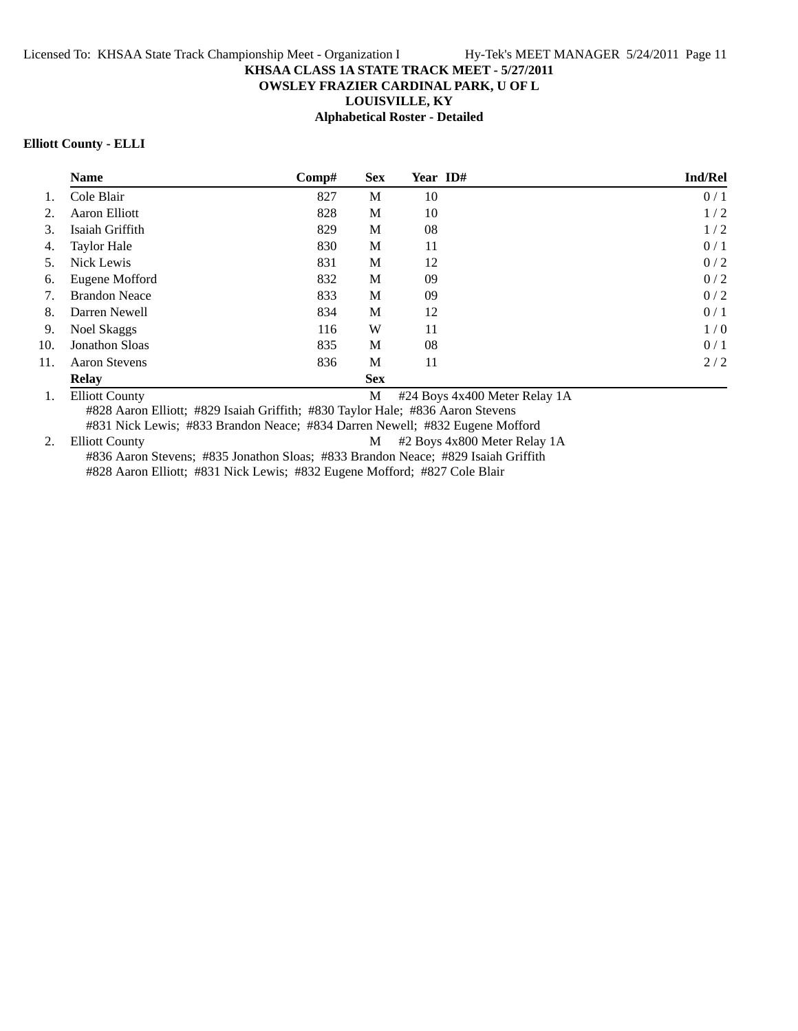**KHSAA CLASS 1A STATE TRACK MEET - 5/27/2011**
**OWSLEY FRAZIER CARDINAL PARK, U OF L**
**LOUISVILLE, KY**
**Alphabetical Roster - Detailed**

**Elliott County - ELLI**

| | Name | Comp# | Sex | Year | ID# | Ind/Rel |
|---|---|---|---|---|---|---|
| 1. | Cole Blair | 827 | M | 10 | | 0 / 1 |
| 2. | Aaron Elliott | 828 | M | 10 | | 1 / 2 |
| 3. | Isaiah Griffith | 829 | M | 08 | | 1 / 2 |
| 4. | Taylor Hale | 830 | M | 11 | | 0 / 1 |
| 5. | Nick Lewis | 831 | M | 12 | | 0 / 2 |
| 6. | Eugene Mofford | 832 | M | 09 | | 0 / 2 |
| 7. | Brandon Neace | 833 | M | 09 | | 0 / 2 |
| 8. | Darren Newell | 834 | M | 12 | | 0 / 1 |
| 9. | Noel Skaggs | 116 | W | 11 | | 1 / 0 |
| 10. | Jonathon Sloas | 835 | M | 08 | | 0 / 1 |
| 11. | Aaron Stevens | 836 | M | 11 | | 2 / 2 |

| | Relay | Sex | Event |
|---|---|---|---|
| 1. | Elliott County | M | #24 Boys 4x400 Meter Relay 1A |
| | #828 Aaron Elliott; #829 Isaiah Griffith; #830 Taylor Hale; #836 Aaron Stevens<br>#831 Nick Lewis; #833 Brandon Neace; #834 Darren Newell; #832 Eugene Mofford | | |
| 2. | Elliott County | M | #2 Boys 4x800 Meter Relay 1A |
| | #836 Aaron Stevens; #835 Jonathon Sloas; #833 Brandon Neace; #829 Isaiah Griffith<br>#828 Aaron Elliott; #831 Nick Lewis; #832 Eugene Mofford; #827 Cole Blair | | |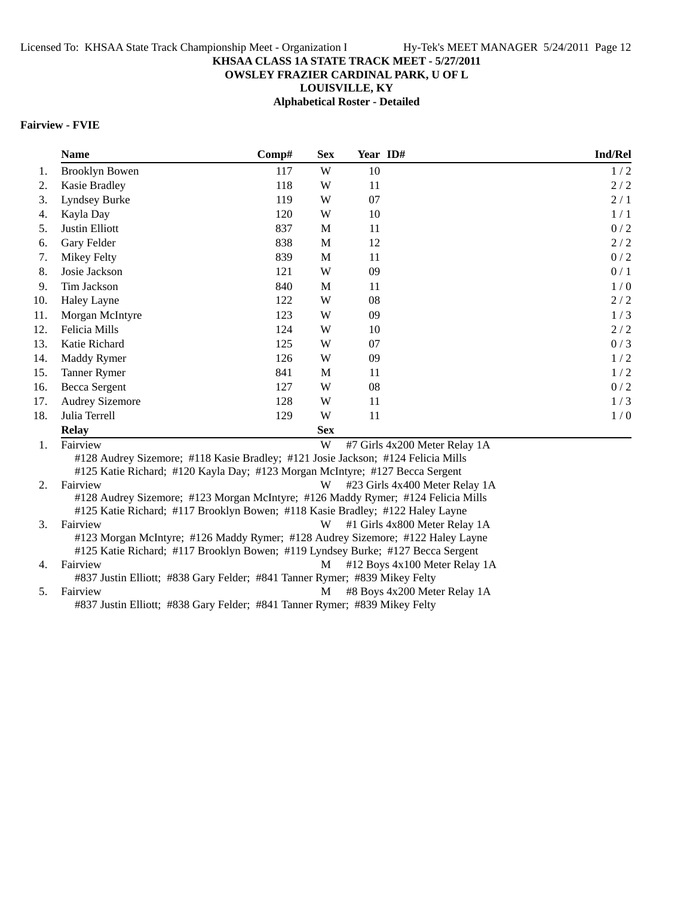**KHSAA CLASS 1A STATE TRACK MEET - 5/27/2011**
**OWSLEY FRAZIER CARDINAL PARK, U OF L**
**LOUISVILLE, KY**
**Alphabetical Roster - Detailed**

**Fairview - FVIE**

| | Name | Comp# | Sex | Year | ID# | Ind/Rel |
|---|---|---|---|---|---|---|
| 1. | Brooklyn Bowen | 117 | W | 10 | | 1 / 2 |
| 2. | Kasie Bradley | 118 | W | 11 | | 2 / 2 |
| 3. | Lyndsey Burke | 119 | W | 07 | | 2 / 1 |
| 4. | Kayla Day | 120 | W | 10 | | 1 / 1 |
| 5. | Justin Elliott | 837 | M | 11 | | 0 / 2 |
| 6. | Gary Felder | 838 | M | 12 | | 2 / 2 |
| 7. | Mikey Felty | 839 | M | 11 | | 0 / 2 |
| 8. | Josie Jackson | 121 | W | 09 | | 0 / 1 |
| 9. | Tim Jackson | 840 | M | 11 | | 1 / 0 |
| 10. | Haley Layne | 122 | W | 08 | | 2 / 2 |
| 11. | Morgan McIntyre | 123 | W | 09 | | 1 / 3 |
| 12. | Felicia Mills | 124 | W | 10 | | 2 / 2 |
| 13. | Katie Richard | 125 | W | 07 | | 0 / 3 |
| 14. | Maddy Rymer | 126 | W | 09 | | 1 / 2 |
| 15. | Tanner Rymer | 841 | M | 11 | | 1 / 2 |
| 16. | Becca Sergent | 127 | W | 08 | | 0 / 2 |
| 17. | Audrey Sizemore | 128 | W | 11 | | 1 / 3 |
| 18. | Julia Terrell | 129 | W | 11 | | 1 / 0 |

| | Relay | Sex | Event |
|---|---|---|---|
| 1. | Fairview | W | #7 Girls 4x200 Meter Relay 1A |
| | #128 Audrey Sizemore; #118 Kasie Bradley; #121 Josie Jackson; #124 Felicia Mills<br>#125 Katie Richard; #120 Kayla Day; #123 Morgan McIntyre; #127 Becca Sergent | | |
| 2. | Fairview | W | #23 Girls 4x400 Meter Relay 1A |
| | #128 Audrey Sizemore; #123 Morgan McIntyre; #126 Maddy Rymer; #124 Felicia Mills<br>#125 Katie Richard; #117 Brooklyn Bowen; #118 Kasie Bradley; #122 Haley Layne | | |
| 3. | Fairview | W | #1 Girls 4x800 Meter Relay 1A |
| | #123 Morgan McIntyre; #126 Maddy Rymer; #128 Audrey Sizemore; #122 Haley Layne<br>#125 Katie Richard; #117 Brooklyn Bowen; #119 Lyndsey Burke; #127 Becca Sergent | | |
| 4. | Fairview | M | #12 Boys 4x100 Meter Relay 1A |
| | #837 Justin Elliott; #838 Gary Felder; #841 Tanner Rymer; #839 Mikey Felty | | |
| 5. | Fairview | M | #8 Boys 4x200 Meter Relay 1A |
| | #837 Justin Elliott; #838 Gary Felder; #841 Tanner Rymer; #839 Mikey Felty | | |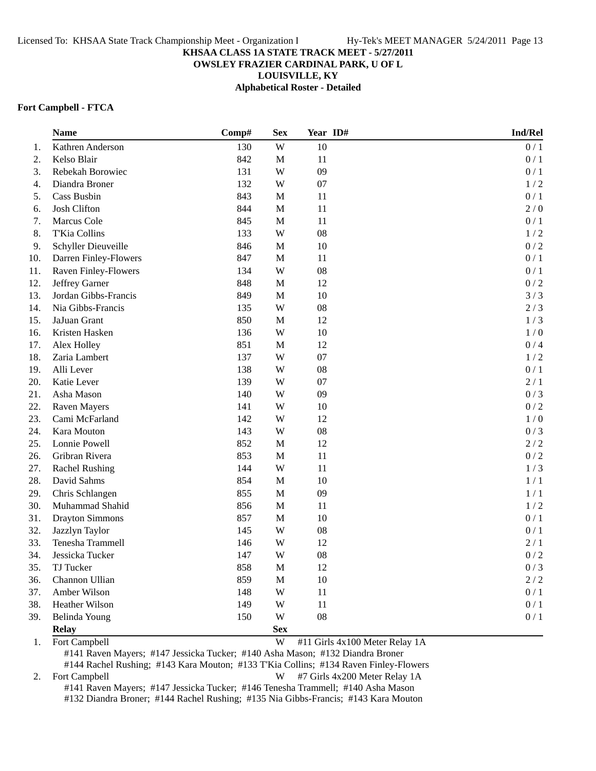**KHSAA CLASS 1A STATE TRACK MEET - 5/27/2011**
**OWSLEY FRAZIER CARDINAL PARK, U OF L**
**LOUISVILLE, KY**
**Alphabetical Roster - Detailed**

**Fort Campbell - FTCA**

| | Name | Comp# | Sex | Year | ID# | Ind/Rel |
|---|---|---|---|---|---|---|
| 1. | Kathren Anderson | 130 | W | 10 | | 0 / 1 |
| 2. | Kelso Blair | 842 | M | 11 | | 0 / 1 |
| 3. | Rebekah Borowiec | 131 | W | 09 | | 0 / 1 |
| 4. | Diandra Broner | 132 | W | 07 | | 1 / 2 |
| 5. | Cass Busbin | 843 | M | 11 | | 0 / 1 |
| 6. | Josh Clifton | 844 | M | 11 | | 2 / 0 |
| 7. | Marcus Cole | 845 | M | 11 | | 0 / 1 |
| 8. | T'Kia Collins | 133 | W | 08 | | 1 / 2 |
| 9. | Schyller Dieuveille | 846 | M | 10 | | 0 / 2 |
| 10. | Darren Finley-Flowers | 847 | M | 11 | | 0 / 1 |
| 11. | Raven Finley-Flowers | 134 | W | 08 | | 0 / 1 |
| 12. | Jeffrey Garner | 848 | M | 12 | | 0 / 2 |
| 13. | Jordan Gibbs-Francis | 849 | M | 10 | | 3 / 3 |
| 14. | Nia Gibbs-Francis | 135 | W | 08 | | 2 / 3 |
| 15. | JaJuan Grant | 850 | M | 12 | | 1 / 3 |
| 16. | Kristen Hasken | 136 | W | 10 | | 1 / 0 |
| 17. | Alex Holley | 851 | M | 12 | | 0 / 4 |
| 18. | Zaria Lambert | 137 | W | 07 | | 1 / 2 |
| 19. | Alli Lever | 138 | W | 08 | | 0 / 1 |
| 20. | Katie Lever | 139 | W | 07 | | 2 / 1 |
| 21. | Asha Mason | 140 | W | 09 | | 0 / 3 |
| 22. | Raven Mayers | 141 | W | 10 | | 0 / 2 |
| 23. | Cami McFarland | 142 | W | 12 | | 1 / 0 |
| 24. | Kara Mouton | 143 | W | 08 | | 0 / 3 |
| 25. | Lonnie Powell | 852 | M | 12 | | 2 / 2 |
| 26. | Gribran Rivera | 853 | M | 11 | | 0 / 2 |
| 27. | Rachel Rushing | 144 | W | 11 | | 1 / 3 |
| 28. | David Sahms | 854 | M | 10 | | 1 / 1 |
| 29. | Chris Schlangen | 855 | M | 09 | | 1 / 1 |
| 30. | Muhammad Shahid | 856 | M | 11 | | 1 / 2 |
| 31. | Drayton Simmons | 857 | M | 10 | | 0 / 1 |
| 32. | Jazzlyn Taylor | 145 | W | 08 | | 0 / 1 |
| 33. | Tenesha Trammell | 146 | W | 12 | | 2 / 1 |
| 34. | Jessicka Tucker | 147 | W | 08 | | 0 / 2 |
| 35. | TJ Tucker | 858 | M | 12 | | 0 / 3 |
| 36. | Channon Ullian | 859 | M | 10 | | 2 / 2 |
| 37. | Amber Wilson | 148 | W | 11 | | 0 / 1 |
| 38. | Heather Wilson | 149 | W | 11 | | 0 / 1 |
| 39. | Belinda Young | 150 | W | 08 | | 0 / 1 |

| | Relay | Sex | |
|---|---|---|---|
| 1. | Fort Campbell | W | #11 Girls 4x100 Meter Relay 1A |
| | #141 Raven Mayers; #147 Jessicka Tucker; #140 Asha Mason; #132 Diandra Broner<br>#144 Rachel Rushing; #143 Kara Mouton; #133 T'Kia Collins; #134 Raven Finley-Flowers | | |
| 2. | Fort Campbell | W | #7 Girls 4x200 Meter Relay 1A |
| | #141 Raven Mayers; #147 Jessicka Tucker; #146 Tenesha Trammell; #140 Asha Mason<br>#132 Diandra Broner; #144 Rachel Rushing; #135 Nia Gibbs-Francis; #143 Kara Mouton | | |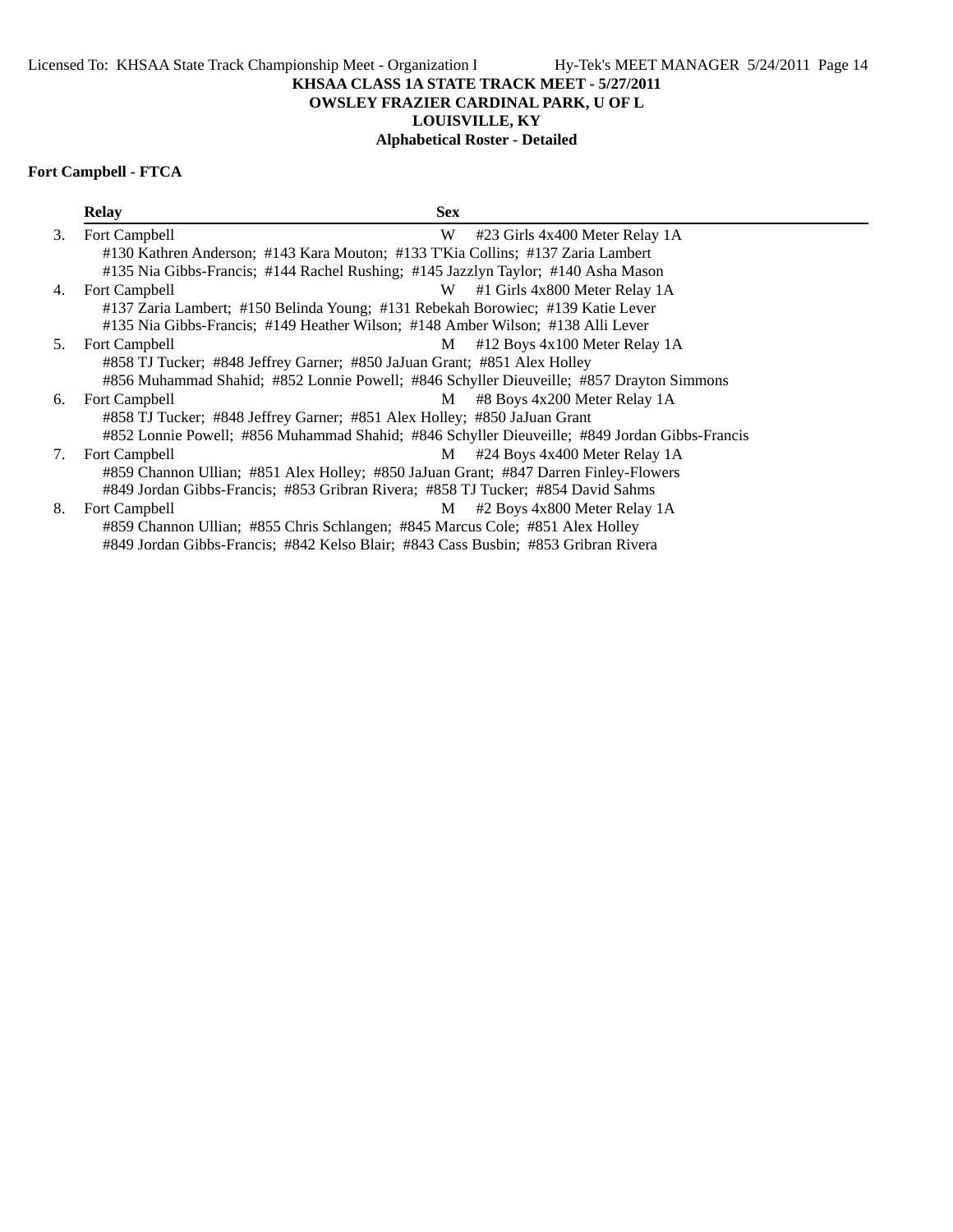KHSAA CLASS 1A STATE TRACK MEET - 5/27/2011
OWSLEY FRAZIER CARDINAL PARK, U OF L
LOUISVILLE, KY
Alphabetical Roster - Detailed

**Fort Campbell - FTCA**

| | Relay | Sex | |
|---|---|---|---|
| 3. | Fort Campbell | W | #23 Girls 4x400 Meter Relay 1A |
| | #130 Kathren Anderson; #143 Kara Mouton; #133 T'Kia Collins; #137 Zaria Lambert<br>#135 Nia Gibbs-Francis; #144 Rachel Rushing; #145 Jazzlyn Taylor; #140 Asha Mason | | |
| 4. | Fort Campbell | W | #1 Girls 4x800 Meter Relay 1A |
| | #137 Zaria Lambert; #150 Belinda Young; #131 Rebekah Borowiec; #139 Katie Lever<br>#135 Nia Gibbs-Francis; #149 Heather Wilson; #148 Amber Wilson; #138 Alli Lever | | |
| 5. | Fort Campbell | M | #12 Boys 4x100 Meter Relay 1A |
| | #858 TJ Tucker; #848 Jeffrey Garner; #850 JaJuan Grant; #851 Alex Holley<br>#856 Muhammad Shahid; #852 Lonnie Powell; #846 Schyller Dieuveille; #857 Drayton Simmons | | |
| 6. | Fort Campbell | M | #8 Boys 4x200 Meter Relay 1A |
| | #858 TJ Tucker; #848 Jeffrey Garner; #851 Alex Holley; #850 JaJuan Grant<br>#852 Lonnie Powell; #856 Muhammad Shahid; #846 Schyller Dieuveille; #849 Jordan Gibbs-Francis | | |
| 7. | Fort Campbell | M | #24 Boys 4x400 Meter Relay 1A |
| | #859 Channon Ullian; #851 Alex Holley; #850 JaJuan Grant; #847 Darren Finley-Flowers<br>#849 Jordan Gibbs-Francis; #853 Gribran Rivera; #858 TJ Tucker; #854 David Sahms | | |
| 8. | Fort Campbell | M | #2 Boys 4x800 Meter Relay 1A |
| | #859 Channon Ullian; #855 Chris Schlangen; #845 Marcus Cole; #851 Alex Holley<br>#849 Jordan Gibbs-Francis; #842 Kelso Blair; #843 Cass Busbin; #853 Gribran Rivera | | |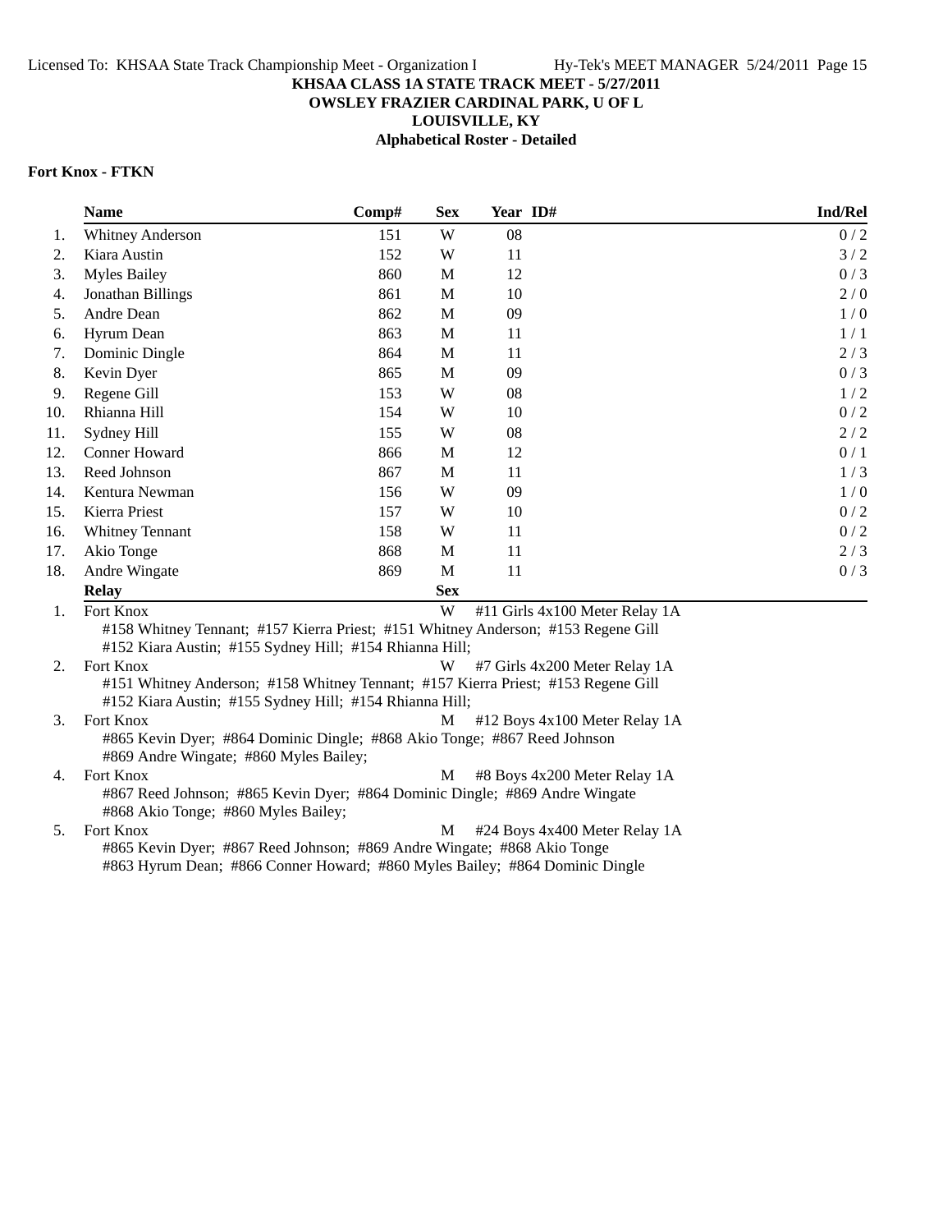# KHSAA CLASS 1A STATE TRACK MEET - 5/27/2011

## OWSLEY FRAZIER CARDINAL PARK, U OF L

## LOUISVILLE, KY

## Alphabetical Roster - Detailed

### Fort Knox - FTKN

| | Name | Comp# | Sex | Year | ID# | Ind/Rel |
|---|---|---|---|---|---|---|
| 1. | Whitney Anderson | 151 | W | 08 | | 0 / 2 |
| 2. | Kiara Austin | 152 | W | 11 | | 3 / 2 |
| 3. | Myles Bailey | 860 | M | 12 | | 0 / 3 |
| 4. | Jonathan Billings | 861 | M | 10 | | 2 / 0 |
| 5. | Andre Dean | 862 | M | 09 | | 1 / 0 |
| 6. | Hyrum Dean | 863 | M | 11 | | 1 / 1 |
| 7. | Dominic Dingle | 864 | M | 11 | | 2 / 3 |
| 8. | Kevin Dyer | 865 | M | 09 | | 0 / 3 |
| 9. | Regene Gill | 153 | W | 08 | | 1 / 2 |
| 10. | Rhianna Hill | 154 | W | 10 | | 0 / 2 |
| 11. | Sydney Hill | 155 | W | 08 | | 2 / 2 |
| 12. | Conner Howard | 866 | M | 12 | | 0 / 1 |
| 13. | Reed Johnson | 867 | M | 11 | | 1 / 3 |
| 14. | Kentura Newman | 156 | W | 09 | | 1 / 0 |
| 15. | Kierra Priest | 157 | W | 10 | | 0 / 2 |
| 16. | Whitney Tennant | 158 | W | 11 | | 0 / 2 |
| 17. | Akio Tonge | 868 | M | 11 | | 2 / 3 |
| 18. | Andre Wingate | 869 | M | 11 | | 0 / 3 |

| | Relay | Sex | |
|---|---|---|---|
| 1. | Fort Knox | W | #11 Girls 4x100 Meter Relay 1A |
| | #158 Whitney Tennant; #157 Kierra Priest; #151 Whitney Anderson; #153 Regene Gill<br>#152 Kiara Austin; #155 Sydney Hill; #154 Rhianna Hill; | | |
| 2. | Fort Knox | W | #7 Girls 4x200 Meter Relay 1A |
| | #151 Whitney Anderson; #158 Whitney Tennant; #157 Kierra Priest; #153 Regene Gill<br>#152 Kiara Austin; #155 Sydney Hill; #154 Rhianna Hill; | | |
| 3. | Fort Knox | M | #12 Boys 4x100 Meter Relay 1A |
| | #865 Kevin Dyer; #864 Dominic Dingle; #868 Akio Tonge; #867 Reed Johnson<br>#869 Andre Wingate; #860 Myles Bailey; | | |
| 4. | Fort Knox | M | #8 Boys 4x200 Meter Relay 1A |
| | #867 Reed Johnson; #865 Kevin Dyer; #864 Dominic Dingle; #869 Andre Wingate<br>#868 Akio Tonge; #860 Myles Bailey; | | |
| 5. | Fort Knox | M | #24 Boys 4x400 Meter Relay 1A |
| | #865 Kevin Dyer; #867 Reed Johnson; #869 Andre Wingate; #868 Akio Tonge<br>#863 Hyrum Dean; #866 Conner Howard; #860 Myles Bailey; #864 Dominic Dingle | | |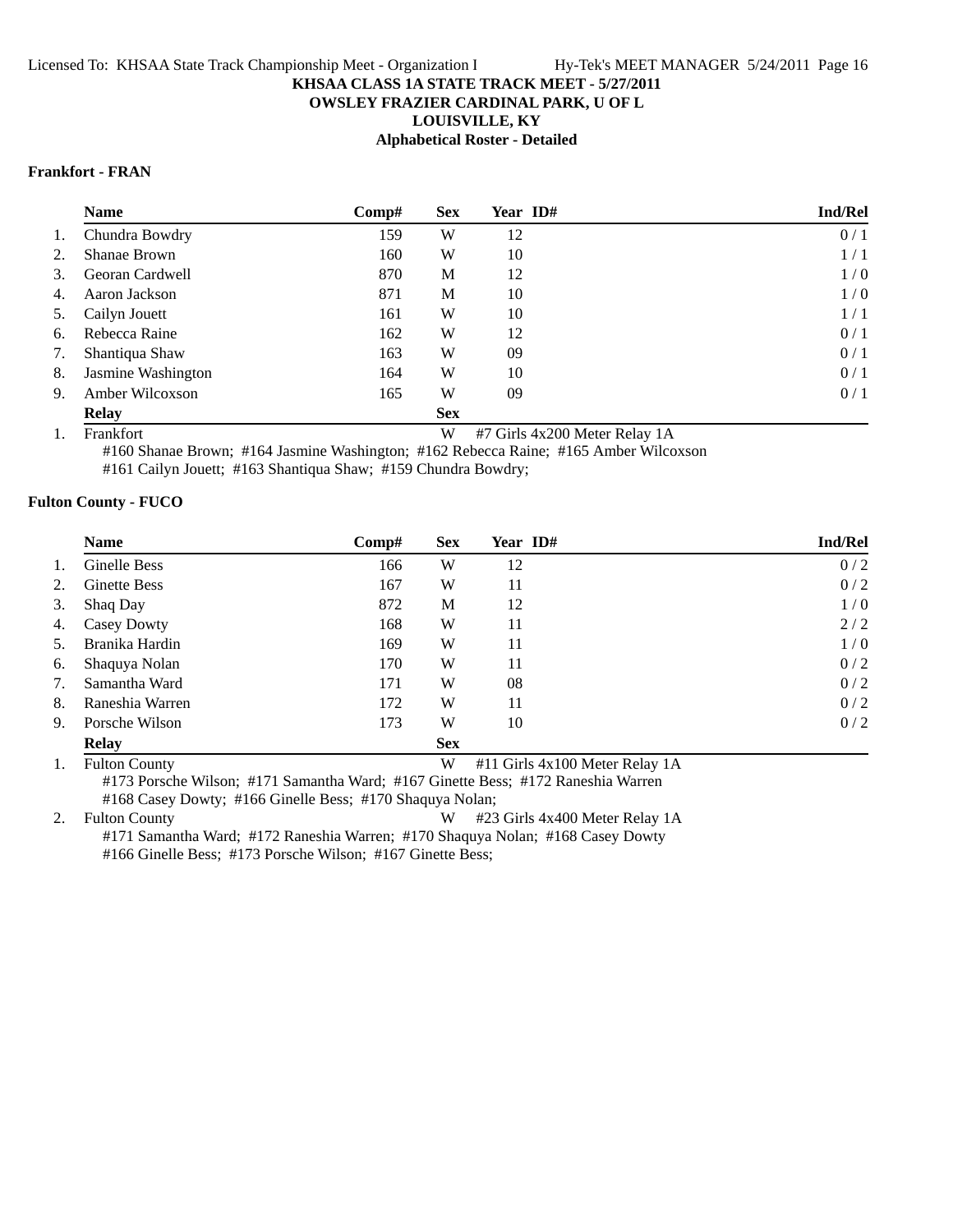# KHSAA CLASS 1A STATE TRACK MEET - 5/27/2011

## OWSLEY FRAZIER CARDINAL PARK, U OF L

## LOUISVILLE, KY

## Alphabetical Roster - Detailed

### Frankfort - FRAN

| | Name | Comp# | Sex | Year | ID# | Ind/Rel |
|---|---|---|---|---|---|---|
| 1. | Chundra Bowdry | 159 | W | 12 | | 0 / 1 |
| 2. | Shanae Brown | 160 | W | 10 | | 1 / 1 |
| 3. | Georan Cardwell | 870 | M | 12 | | 1 / 0 |
| 4. | Aaron Jackson | 871 | M | 10 | | 1 / 0 |
| 5. | Cailyn Jouett | 161 | W | 10 | | 1 / 1 |
| 6. | Rebecca Raine | 162 | W | 12 | | 0 / 1 |
| 7. | Shantiqua Shaw | 163 | W | 09 | | 0 / 1 |
| 8. | Jasmine Washington | 164 | W | 10 | | 0 / 1 |
| 9. | Amber Wilcoxson | 165 | W | 09 | | 0 / 1 |

| | Relay | Sex | Event |
|---|---|---|---|
| 1. | Frankfort | W | #7 Girls 4x200 Meter Relay 1A |

#160 Shanae Brown; #164 Jasmine Washington; #162 Rebecca Raine; #165 Amber Wilcoxson
#161 Cailyn Jouett; #163 Shantiqua Shaw; #159 Chundra Bowdry;

### Fulton County - FUCO

| | Name | Comp# | Sex | Year | ID# | Ind/Rel |
|---|---|---|---|---|---|---|
| 1. | Ginelle Bess | 166 | W | 12 | | 0 / 2 |
| 2. | Ginette Bess | 167 | W | 11 | | 0 / 2 |
| 3. | Shaq Day | 872 | M | 12 | | 1 / 0 |
| 4. | Casey Dowty | 168 | W | 11 | | 2 / 2 |
| 5. | Branika Hardin | 169 | W | 11 | | 1 / 0 |
| 6. | Shaquya Nolan | 170 | W | 11 | | 0 / 2 |
| 7. | Samantha Ward | 171 | W | 08 | | 0 / 2 |
| 8. | Raneshia Warren | 172 | W | 11 | | 0 / 2 |
| 9. | Porsche Wilson | 173 | W | 10 | | 0 / 2 |

| | Relay | Sex | Event |
|---|---|---|---|
| 1. | Fulton County | W | #11 Girls 4x100 Meter Relay 1A |

#173 Porsche Wilson; #171 Samantha Ward; #167 Ginette Bess; #172 Raneshia Warren
#168 Casey Dowty; #166 Ginelle Bess; #170 Shaquya Nolan;

| | Relay | Sex | Event |
|---|---|---|---|
| 2. | Fulton County | W | #23 Girls 4x400 Meter Relay 1A |

#171 Samantha Ward; #172 Raneshia Warren; #170 Shaquya Nolan; #168 Casey Dowty
#166 Ginelle Bess; #173 Porsche Wilson; #167 Ginette Bess;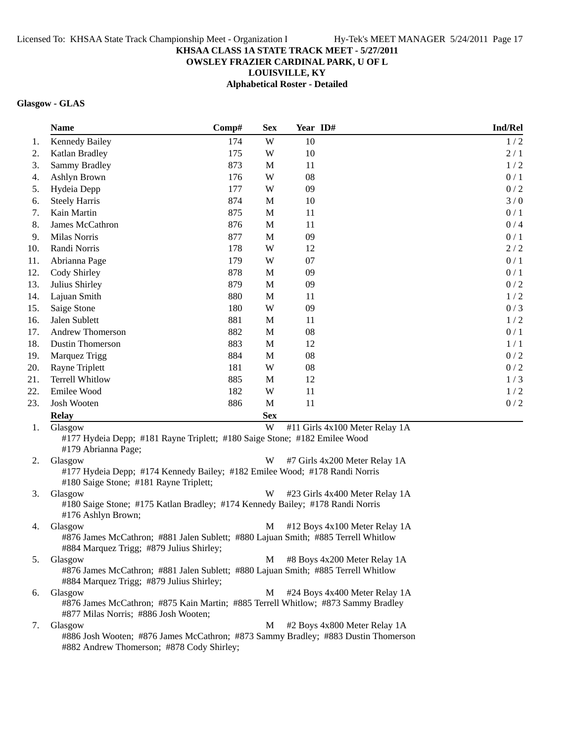# KHSAA CLASS 1A STATE TRACK MEET - 5/27/2011

## OWSLEY FRAZIER CARDINAL PARK, U OF L

## LOUISVILLE, KY

## Alphabetical Roster - Detailed

### Glasgow - GLAS

| | Name | Comp# | Sex | Year | ID# | Ind/Rel |
|---|---|---|---|---|---|---|
| 1. | Kennedy Bailey | 174 | W | 10 | | 1 / 2 |
| 2. | Katlan Bradley | 175 | W | 10 | | 2 / 1 |
| 3. | Sammy Bradley | 873 | M | 11 | | 1 / 2 |
| 4. | Ashlyn Brown | 176 | W | 08 | | 0 / 1 |
| 5. | Hydeia Depp | 177 | W | 09 | | 0 / 2 |
| 6. | Steely Harris | 874 | M | 10 | | 3 / 0 |
| 7. | Kain Martin | 875 | M | 11 | | 0 / 1 |
| 8. | James McCathron | 876 | M | 11 | | 0 / 4 |
| 9. | Milas Norris | 877 | M | 09 | | 0 / 1 |
| 10. | Randi Norris | 178 | W | 12 | | 2 / 2 |
| 11. | Abrianna Page | 179 | W | 07 | | 0 / 1 |
| 12. | Cody Shirley | 878 | M | 09 | | 0 / 1 |
| 13. | Julius Shirley | 879 | M | 09 | | 0 / 2 |
| 14. | Lajuan Smith | 880 | M | 11 | | 1 / 2 |
| 15. | Saige Stone | 180 | W | 09 | | 0 / 3 |
| 16. | Jalen Sublett | 881 | M | 11 | | 1 / 2 |
| 17. | Andrew Thomerson | 882 | M | 08 | | 0 / 1 |
| 18. | Dustin Thomerson | 883 | M | 12 | | 1 / 1 |
| 19. | Marquez Trigg | 884 | M | 08 | | 0 / 2 |
| 20. | Rayne Triplett | 181 | W | 08 | | 0 / 2 |
| 21. | Terrell Whitlow | 885 | M | 12 | | 1 / 3 |
| 22. | Emilee Wood | 182 | W | 11 | | 1 / 2 |
| 23. | Josh Wooten | 886 | M | 11 | | 0 / 2 |

| | Relay | Sex | Event |
|---|---|---|---|
| 1. | Glasgow | W | #11 Girls 4x100 Meter Relay 1A |
| | #177 Hydeia Depp; #181 Rayne Triplett; #180 Saige Stone; #182 Emilee Wood #179 Abrianna Page; | | |
| 2. | Glasgow | W | #7 Girls 4x200 Meter Relay 1A |
| | #177 Hydeia Depp; #174 Kennedy Bailey; #182 Emilee Wood; #178 Randi Norris #180 Saige Stone; #181 Rayne Triplett; | | |
| 3. | Glasgow | W | #23 Girls 4x400 Meter Relay 1A |
| | #180 Saige Stone; #175 Katlan Bradley; #174 Kennedy Bailey; #178 Randi Norris #176 Ashlyn Brown; | | |
| 4. | Glasgow | M | #12 Boys 4x100 Meter Relay 1A |
| | #876 James McCathron; #881 Jalen Sublett; #880 Lajuan Smith; #885 Terrell Whitlow #884 Marquez Trigg; #879 Julius Shirley; | | |
| 5. | Glasgow | M | #8 Boys 4x200 Meter Relay 1A |
| | #876 James McCathron; #881 Jalen Sublett; #880 Lajuan Smith; #885 Terrell Whitlow #884 Marquez Trigg; #879 Julius Shirley; | | |
| 6. | Glasgow | M | #24 Boys 4x400 Meter Relay 1A |
| | #876 James McCathron; #875 Kain Martin; #885 Terrell Whitlow; #873 Sammy Bradley #877 Milas Norris; #886 Josh Wooten; | | |
| 7. | Glasgow | M | #2 Boys 4x800 Meter Relay 1A |
| | #886 Josh Wooten; #876 James McCathron; #873 Sammy Bradley; #883 Dustin Thomerson #882 Andrew Thomerson; #878 Cody Shirley; | | |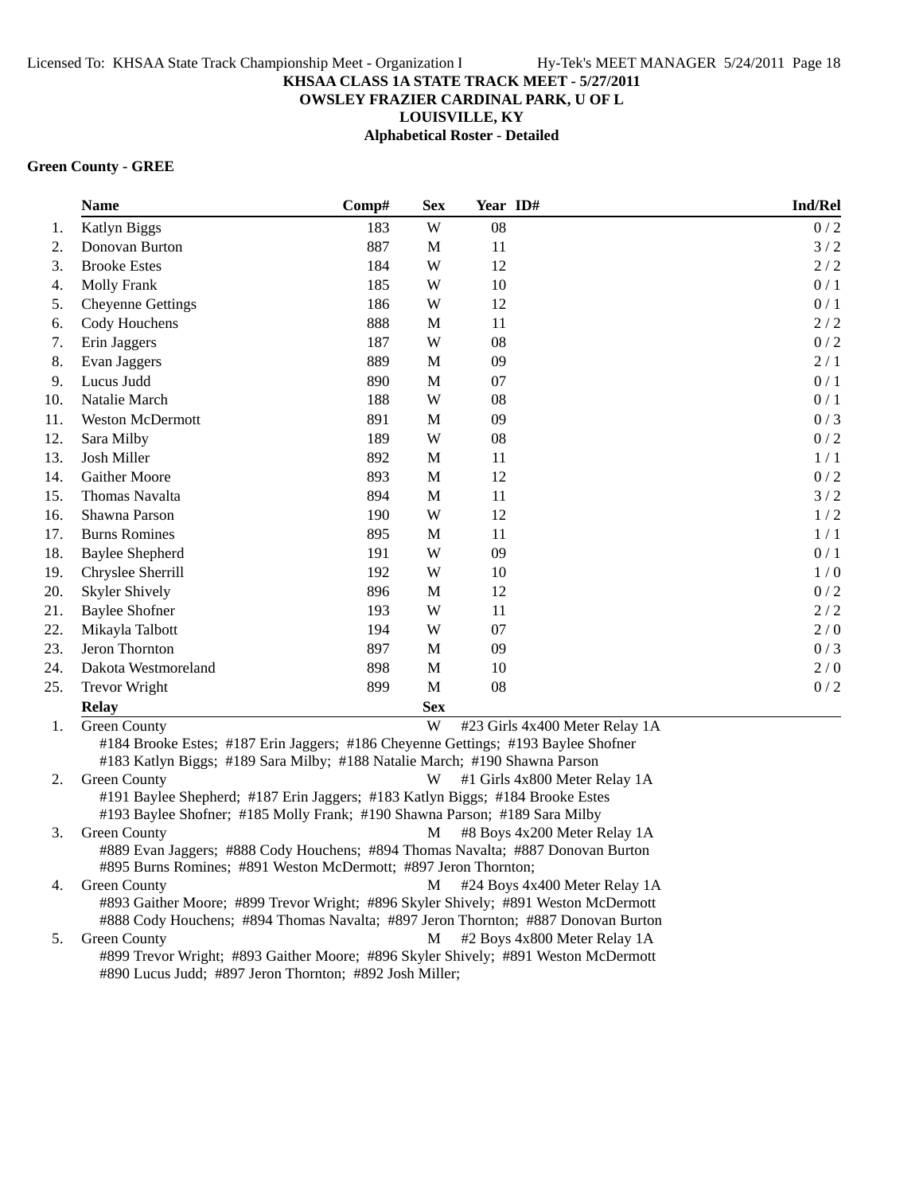**KHSAA CLASS 1A STATE TRACK MEET - 5/27/2011**
**OWSLEY FRAZIER CARDINAL PARK, U OF L**
**LOUISVILLE, KY**
**Alphabetical Roster - Detailed**

### Green County - GREE

| | Name | Comp# | Sex | Year | ID# | Ind/Rel |
|---|---|---|---|---|---|---|
| 1. | Katlyn Biggs | 183 | W | 08 | | 0 / 2 |
| 2. | Donovan Burton | 887 | M | 11 | | 3 / 2 |
| 3. | Brooke Estes | 184 | W | 12 | | 2 / 2 |
| 4. | Molly Frank | 185 | W | 10 | | 0 / 1 |
| 5. | Cheyenne Gettings | 186 | W | 12 | | 0 / 1 |
| 6. | Cody Houchens | 888 | M | 11 | | 2 / 2 |
| 7. | Erin Jaggers | 187 | W | 08 | | 0 / 2 |
| 8. | Evan Jaggers | 889 | M | 09 | | 2 / 1 |
| 9. | Lucus Judd | 890 | M | 07 | | 0 / 1 |
| 10. | Natalie March | 188 | W | 08 | | 0 / 1 |
| 11. | Weston McDermott | 891 | M | 09 | | 0 / 3 |
| 12. | Sara Milby | 189 | W | 08 | | 0 / 2 |
| 13. | Josh Miller | 892 | M | 11 | | 1 / 1 |
| 14. | Gaither Moore | 893 | M | 12 | | 0 / 2 |
| 15. | Thomas Navalta | 894 | M | 11 | | 3 / 2 |
| 16. | Shawna Parson | 190 | W | 12 | | 1 / 2 |
| 17. | Burns Romines | 895 | M | 11 | | 1 / 1 |
| 18. | Baylee Shepherd | 191 | W | 09 | | 0 / 1 |
| 19. | Chryslee Sherrill | 192 | W | 10 | | 1 / 0 |
| 20. | Skyler Shively | 896 | M | 12 | | 0 / 2 |
| 21. | Baylee Shofner | 193 | W | 11 | | 2 / 2 |
| 22. | Mikayla Talbott | 194 | W | 07 | | 2 / 0 |
| 23. | Jeron Thornton | 897 | M | 09 | | 0 / 3 |
| 24. | Dakota Westmoreland | 898 | M | 10 | | 2 / 0 |
| 25. | Trevor Wright | 899 | M | 08 | | 0 / 2 |

| | Relay | Sex | |
|---|---|---|---|
| 1. | Green County | W | #23 Girls 4x400 Meter Relay 1A |
| | #184 Brooke Estes; #187 Erin Jaggers; #186 Cheyenne Gettings; #193 Baylee Shofner<br>#183 Katlyn Biggs; #189 Sara Milby; #188 Natalie March; #190 Shawna Parson | | |
| 2. | Green County | W | #1 Girls 4x800 Meter Relay 1A |
| | #191 Baylee Shepherd; #187 Erin Jaggers; #183 Katlyn Biggs; #184 Brooke Estes<br>#193 Baylee Shofner; #185 Molly Frank; #190 Shawna Parson; #189 Sara Milby | | |
| 3. | Green County | M | #8 Boys 4x200 Meter Relay 1A |
| | #889 Evan Jaggers; #888 Cody Houchens; #894 Thomas Navalta; #887 Donovan Burton<br>#895 Burns Romines; #891 Weston McDermott; #897 Jeron Thornton; | | |
| 4. | Green County | M | #24 Boys 4x400 Meter Relay 1A |
| | #893 Gaither Moore; #899 Trevor Wright; #896 Skyler Shively; #891 Weston McDermott<br>#888 Cody Houchens; #894 Thomas Navalta; #897 Jeron Thornton; #887 Donovan Burton | | |
| 5. | Green County | M | #2 Boys 4x800 Meter Relay 1A |
| | #899 Trevor Wright; #893 Gaither Moore; #896 Skyler Shively; #891 Weston McDermott<br>#890 Lucus Judd; #897 Jeron Thornton; #892 Josh Miller; | | |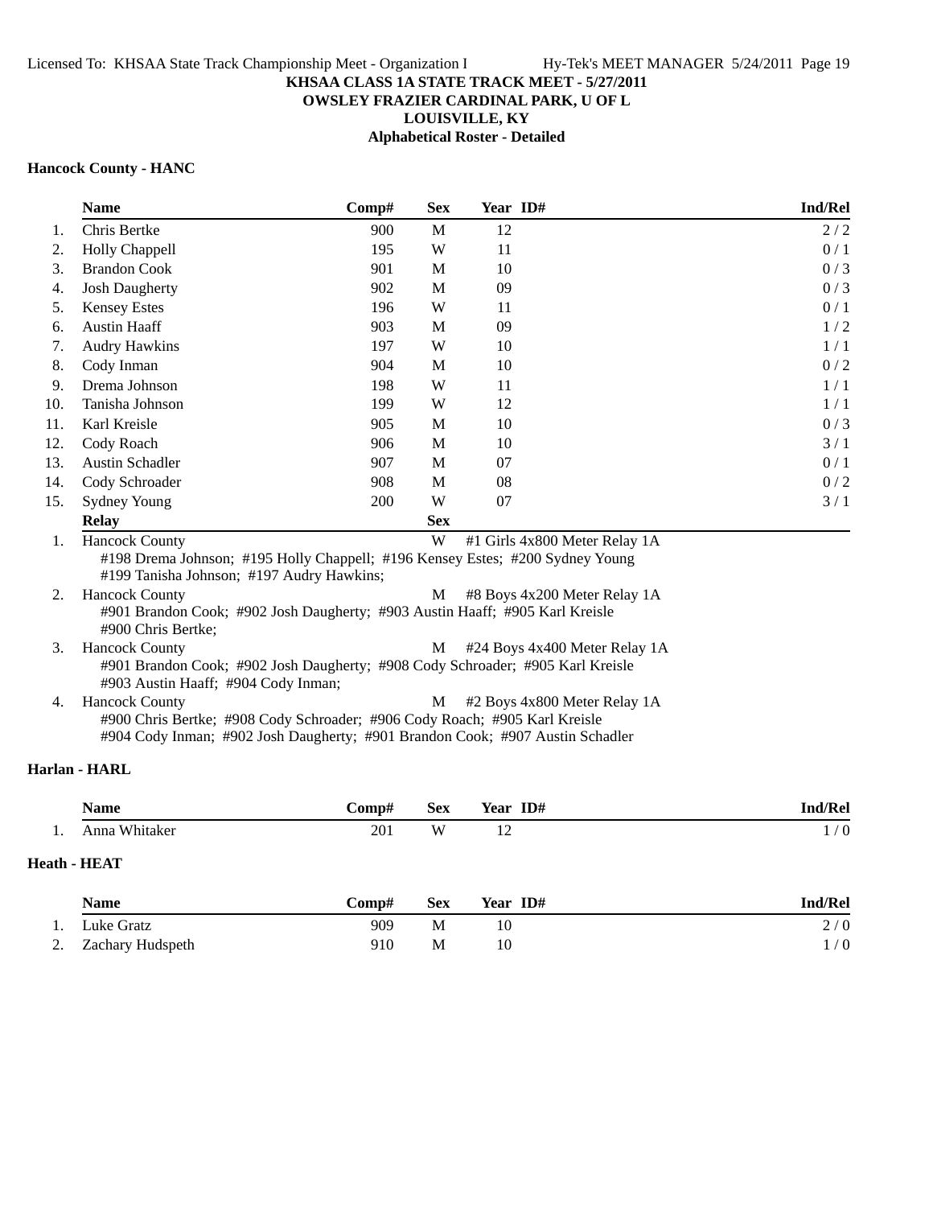**KHSAA CLASS 1A STATE TRACK MEET - 5/27/2011**
**OWSLEY FRAZIER CARDINAL PARK, U OF L**
**LOUISVILLE, KY**
**Alphabetical Roster - Detailed**

### Hancock County - HANC

| | Name | Comp# | Sex | Year | ID# | Ind/Rel |
|---|---|---|---|---|---|---|
| 1. | Chris Bertke | 900 | M | 12 | | 2 / 2 |
| 2. | Holly Chappell | 195 | W | 11 | | 0 / 1 |
| 3. | Brandon Cook | 901 | M | 10 | | 0 / 3 |
| 4. | Josh Daugherty | 902 | M | 09 | | 0 / 3 |
| 5. | Kensey Estes | 196 | W | 11 | | 0 / 1 |
| 6. | Austin Haaff | 903 | M | 09 | | 1 / 2 |
| 7. | Audry Hawkins | 197 | W | 10 | | 1 / 1 |
| 8. | Cody Inman | 904 | M | 10 | | 0 / 2 |
| 9. | Drema Johnson | 198 | W | 11 | | 1 / 1 |
| 10. | Tanisha Johnson | 199 | W | 12 | | 1 / 1 |
| 11. | Karl Kreisle | 905 | M | 10 | | 0 / 3 |
| 12. | Cody Roach | 906 | M | 10 | | 3 / 1 |
| 13. | Austin Schadler | 907 | M | 07 | | 0 / 1 |
| 14. | Cody Schroader | 908 | M | 08 | | 0 / 2 |
| 15. | Sydney Young | 200 | W | 07 | | 3 / 1 |

| | Relay | Sex | Event |
|---|---|---|---|
| 1. | Hancock County | W | #1 Girls 4x800 Meter Relay 1A |
| | #198 Drema Johnson; #195 Holly Chappell; #196 Kensey Estes; #200 Sydney Young; #199 Tanisha Johnson; #197 Audry Hawkins; | | |
| 2. | Hancock County | M | #8 Boys 4x200 Meter Relay 1A |
| | #901 Brandon Cook; #902 Josh Daugherty; #903 Austin Haaff; #905 Karl Kreisle; #900 Chris Bertke; | | |
| 3. | Hancock County | M | #24 Boys 4x400 Meter Relay 1A |
| | #901 Brandon Cook; #902 Josh Daugherty; #908 Cody Schroader; #905 Karl Kreisle; #903 Austin Haaff; #904 Cody Inman; | | |
| 4. | Hancock County | M | #2 Boys 4x800 Meter Relay 1A |
| | #900 Chris Bertke; #908 Cody Schroader; #906 Cody Roach; #905 Karl Kreisle; #904 Cody Inman; #902 Josh Daugherty; #901 Brandon Cook; #907 Austin Schadler | | |

### Harlan - HARL

| | Name | Comp# | Sex | Year | ID# | Ind/Rel |
|---|---|---|---|---|---|---|
| 1. | Anna Whitaker | 201 | W | 12 | | 1 / 0 |

### Heath - HEAT

| | Name | Comp# | Sex | Year | ID# | Ind/Rel |
|---|---|---|---|---|---|---|
| 1. | Luke Gratz | 909 | M | 10 | | 2 / 0 |
| 2. | Zachary Hudspeth | 910 | M | 10 | | 1 / 0 |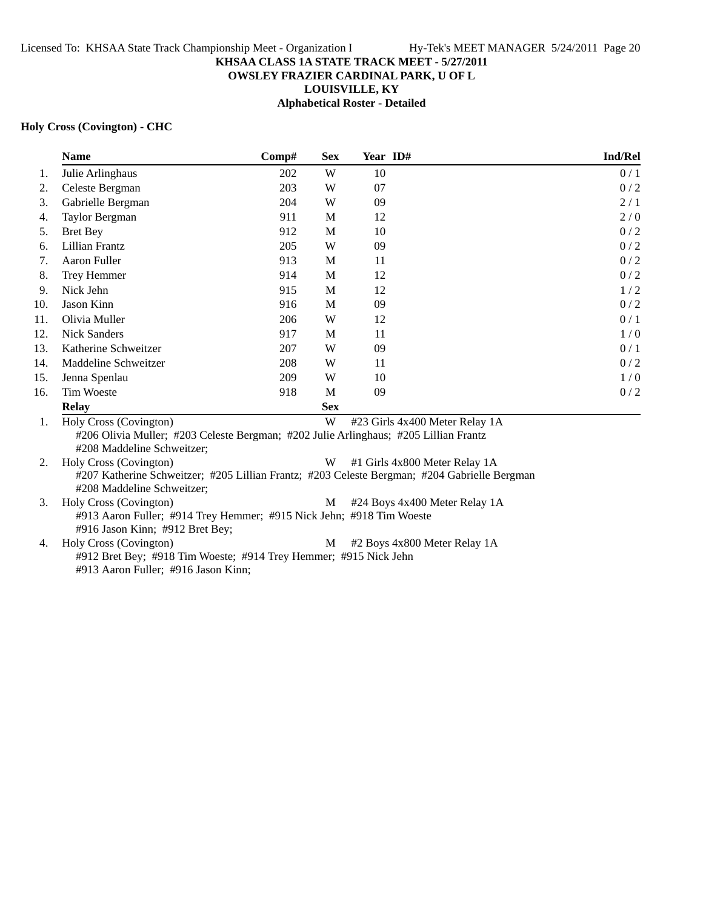**KHSAA CLASS 1A STATE TRACK MEET - 5/27/2011**
**OWSLEY FRAZIER CARDINAL PARK, U OF L**
**LOUISVILLE, KY**
**Alphabetical Roster - Detailed**

### Holy Cross (Covington) - CHC

| | Name | Comp# | Sex | Year | ID# | Ind/Rel |
|---|---|---|---|---|---|---|
| 1. | Julie Arlinghaus | 202 | W | 10 | | 0 / 1 |
| 2. | Celeste Bergman | 203 | W | 07 | | 0 / 2 |
| 3. | Gabrielle Bergman | 204 | W | 09 | | 2 / 1 |
| 4. | Taylor Bergman | 911 | M | 12 | | 2 / 0 |
| 5. | Bret Bey | 912 | M | 10 | | 0 / 2 |
| 6. | Lillian Frantz | 205 | W | 09 | | 0 / 2 |
| 7. | Aaron Fuller | 913 | M | 11 | | 0 / 2 |
| 8. | Trey Hemmer | 914 | M | 12 | | 0 / 2 |
| 9. | Nick Jehn | 915 | M | 12 | | 1 / 2 |
| 10. | Jason Kinn | 916 | M | 09 | | 0 / 2 |
| 11. | Olivia Muller | 206 | W | 12 | | 0 / 1 |
| 12. | Nick Sanders | 917 | M | 11 | | 1 / 0 |
| 13. | Katherine Schweitzer | 207 | W | 09 | | 0 / 1 |
| 14. | Maddeline Schweitzer | 208 | W | 11 | | 0 / 2 |
| 15. | Jenna Spenlau | 209 | W | 10 | | 1 / 0 |
| 16. | Tim Woeste | 918 | M | 09 | | 0 / 2 |

| | Relay | Sex | Event |
|---|---|---|---|
| 1. | Holy Cross (Covington) | W | #23 Girls 4x400 Meter Relay 1A |
| | #206 Olivia Muller; #203 Celeste Bergman; #202 Julie Arlinghaus; #205 Lillian Frantz<br>#208 Maddeline Schweitzer; | | |
| 2. | Holy Cross (Covington) | W | #1 Girls 4x800 Meter Relay 1A |
| | #207 Katherine Schweitzer; #205 Lillian Frantz; #203 Celeste Bergman; #204 Gabrielle Bergman<br>#208 Maddeline Schweitzer; | | |
| 3. | Holy Cross (Covington) | M | #24 Boys 4x400 Meter Relay 1A |
| | #913 Aaron Fuller; #914 Trey Hemmer; #915 Nick Jehn; #918 Tim Woeste<br>#916 Jason Kinn; #912 Bret Bey; | | |
| 4. | Holy Cross (Covington) | M | #2 Boys 4x800 Meter Relay 1A |
| | #912 Bret Bey; #918 Tim Woeste; #914 Trey Hemmer; #915 Nick Jehn<br>#913 Aaron Fuller; #916 Jason Kinn; | | |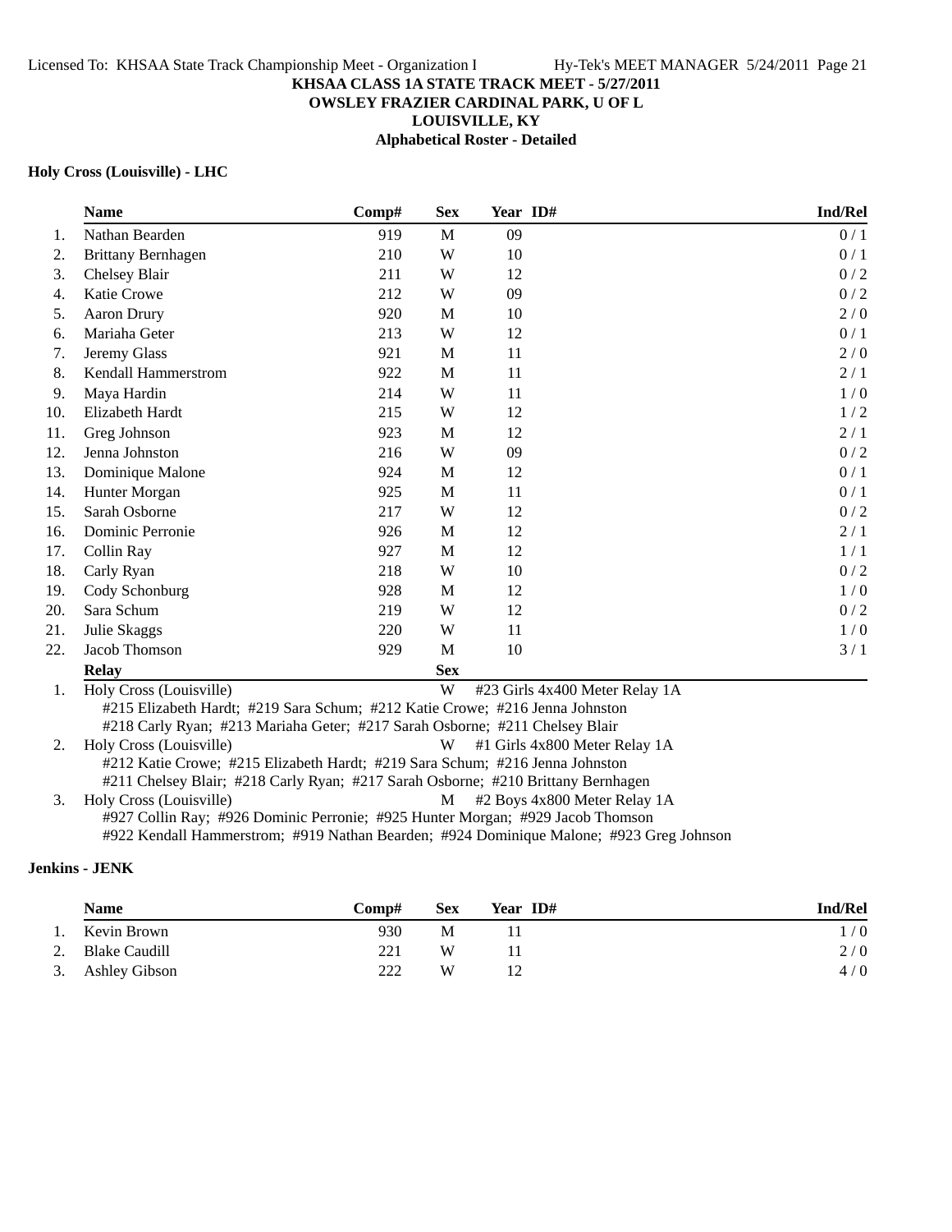**KHSAA CLASS 1A STATE TRACK MEET - 5/27/2011**
**OWSLEY FRAZIER CARDINAL PARK, U OF L**
**LOUISVILLE, KY**
**Alphabetical Roster - Detailed**

### Holy Cross (Louisville) - LHC

| | Name | Comp# | Sex | Year | ID# | Ind/Rel |
|---|---|---|---|---|---|---|
| 1. | Nathan Bearden | 919 | M | 09 | | 0 / 1 |
| 2. | Brittany Bernhagen | 210 | W | 10 | | 0 / 1 |
| 3. | Chelsey Blair | 211 | W | 12 | | 0 / 2 |
| 4. | Katie Crowe | 212 | W | 09 | | 0 / 2 |
| 5. | Aaron Drury | 920 | M | 10 | | 2 / 0 |
| 6. | Mariaha Geter | 213 | W | 12 | | 0 / 1 |
| 7. | Jeremy Glass | 921 | M | 11 | | 2 / 0 |
| 8. | Kendall Hammerstrom | 922 | M | 11 | | 2 / 1 |
| 9. | Maya Hardin | 214 | W | 11 | | 1 / 0 |
| 10. | Elizabeth Hardt | 215 | W | 12 | | 1 / 2 |
| 11. | Greg Johnson | 923 | M | 12 | | 2 / 1 |
| 12. | Jenna Johnston | 216 | W | 09 | | 0 / 2 |
| 13. | Dominique Malone | 924 | M | 12 | | 0 / 1 |
| 14. | Hunter Morgan | 925 | M | 11 | | 0 / 1 |
| 15. | Sarah Osborne | 217 | W | 12 | | 0 / 2 |
| 16. | Dominic Perronie | 926 | M | 12 | | 2 / 1 |
| 17. | Collin Ray | 927 | M | 12 | | 1 / 1 |
| 18. | Carly Ryan | 218 | W | 10 | | 0 / 2 |
| 19. | Cody Schonburg | 928 | M | 12 | | 1 / 0 |
| 20. | Sara Schum | 219 | W | 12 | | 0 / 2 |
| 21. | Julie Skaggs | 220 | W | 11 | | 1 / 0 |
| 22. | Jacob Thomson | 929 | M | 10 | | 3 / 1 |

| | Relay | Sex | Event |
|---|---|---|---|
| 1. | Holy Cross (Louisville) | W | #23 Girls 4x400 Meter Relay 1A |
| | #215 Elizabeth Hardt; #219 Sara Schum; #212 Katie Crowe; #216 Jenna Johnston | | |
| | #218 Carly Ryan; #213 Mariaha Geter; #217 Sarah Osborne; #211 Chelsey Blair | | |
| 2. | Holy Cross (Louisville) | W | #1 Girls 4x800 Meter Relay 1A |
| | #212 Katie Crowe; #215 Elizabeth Hardt; #219 Sara Schum; #216 Jenna Johnston | | |
| | #211 Chelsey Blair; #218 Carly Ryan; #217 Sarah Osborne; #210 Brittany Bernhagen | | |
| 3. | Holy Cross (Louisville) | M | #2 Boys 4x800 Meter Relay 1A |
| | #927 Collin Ray; #926 Dominic Perronie; #925 Hunter Morgan; #929 Jacob Thomson | | |
| | #922 Kendall Hammerstrom; #919 Nathan Bearden; #924 Dominique Malone; #923 Greg Johnson | | |

### Jenkins - JENK

| | Name | Comp# | Sex | Year | ID# | Ind/Rel |
|---|---|---|---|---|---|---|
| 1. | Kevin Brown | 930 | M | 11 | | 1 / 0 |
| 2. | Blake Caudill | 221 | W | 11 | | 2 / 0 |
| 3. | Ashley Gibson | 222 | W | 12 | | 4 / 0 |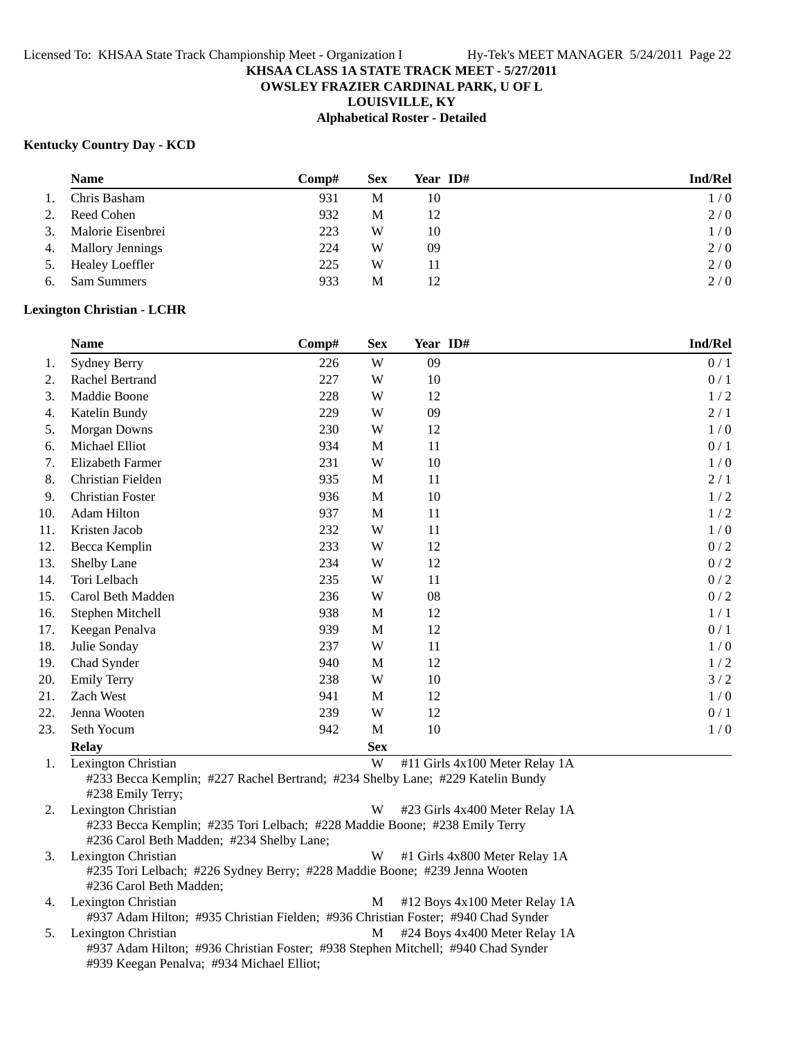# KHSAA CLASS 1A STATE TRACK MEET - 5/27/2011
## OWSLEY FRAZIER CARDINAL PARK, U OF L
## LOUISVILLE, KY
## Alphabetical Roster - Detailed

### Kentucky Country Day - KCD

| | Name | Comp# | Sex | Year | ID# | Ind/Rel |
|---|---|---|---|---|---|---|
| 1. | Chris Basham | 931 | M | 10 | | 1 / 0 |
| 2. | Reed Cohen | 932 | M | 12 | | 2 / 0 |
| 3. | Malorie Eisenbrei | 223 | W | 10 | | 1 / 0 |
| 4. | Mallory Jennings | 224 | W | 09 | | 2 / 0 |
| 5. | Healey Loeffler | 225 | W | 11 | | 2 / 0 |
| 6. | Sam Summers | 933 | M | 12 | | 2 / 0 |

### Lexington Christian - LCHR

| | Name | Comp# | Sex | Year | ID# | Ind/Rel |
|---|---|---|---|---|---|---|
| 1. | Sydney Berry | 226 | W | 09 | | 0 / 1 |
| 2. | Rachel Bertrand | 227 | W | 10 | | 0 / 1 |
| 3. | Maddie Boone | 228 | W | 12 | | 1 / 2 |
| 4. | Katelin Bundy | 229 | W | 09 | | 2 / 1 |
| 5. | Morgan Downs | 230 | W | 12 | | 1 / 0 |
| 6. | Michael Elliot | 934 | M | 11 | | 0 / 1 |
| 7. | Elizabeth Farmer | 231 | W | 10 | | 1 / 0 |
| 8. | Christian Fielden | 935 | M | 11 | | 2 / 1 |
| 9. | Christian Foster | 936 | M | 10 | | 1 / 2 |
| 10. | Adam Hilton | 937 | M | 11 | | 1 / 2 |
| 11. | Kristen Jacob | 232 | W | 11 | | 1 / 0 |
| 12. | Becca Kemplin | 233 | W | 12 | | 0 / 2 |
| 13. | Shelby Lane | 234 | W | 12 | | 0 / 2 |
| 14. | Tori Lelbach | 235 | W | 11 | | 0 / 2 |
| 15. | Carol Beth Madden | 236 | W | 08 | | 0 / 2 |
| 16. | Stephen Mitchell | 938 | M | 12 | | 1 / 1 |
| 17. | Keegan Penalva | 939 | M | 12 | | 0 / 1 |
| 18. | Julie Sonday | 237 | W | 11 | | 1 / 0 |
| 19. | Chad Synder | 940 | M | 12 | | 1 / 2 |
| 20. | Emily Terry | 238 | W | 10 | | 3 / 2 |
| 21. | Zach West | 941 | M | 12 | | 1 / 0 |
| 22. | Jenna Wooten | 239 | W | 12 | | 0 / 1 |
| 23. | Seth Yocum | 942 | M | 10 | | 1 / 0 |

| | Relay | Sex | Event |
|---|---|---|---|
| 1. | Lexington Christian | W | #11 Girls 4x100 Meter Relay 1A |
| | #233 Becca Kemplin; #227 Rachel Bertrand; #234 Shelby Lane; #229 Katelin Bundy #238 Emily Terry; | | |
| 2. | Lexington Christian | W | #23 Girls 4x400 Meter Relay 1A |
| | #233 Becca Kemplin; #235 Tori Lelbach; #228 Maddie Boone; #238 Emily Terry #236 Carol Beth Madden; #234 Shelby Lane; | | |
| 3. | Lexington Christian | W | #1 Girls 4x800 Meter Relay 1A |
| | #235 Tori Lelbach; #226 Sydney Berry; #228 Maddie Boone; #239 Jenna Wooten #236 Carol Beth Madden; | | |
| 4. | Lexington Christian | M | #12 Boys 4x100 Meter Relay 1A |
| | #937 Adam Hilton; #935 Christian Fielden; #936 Christian Foster; #940 Chad Synder | | |
| 5. | Lexington Christian | M | #24 Boys 4x400 Meter Relay 1A |
| | #937 Adam Hilton; #936 Christian Foster; #938 Stephen Mitchell; #940 Chad Synder #939 Keegan Penalva; #934 Michael Elliot; | | |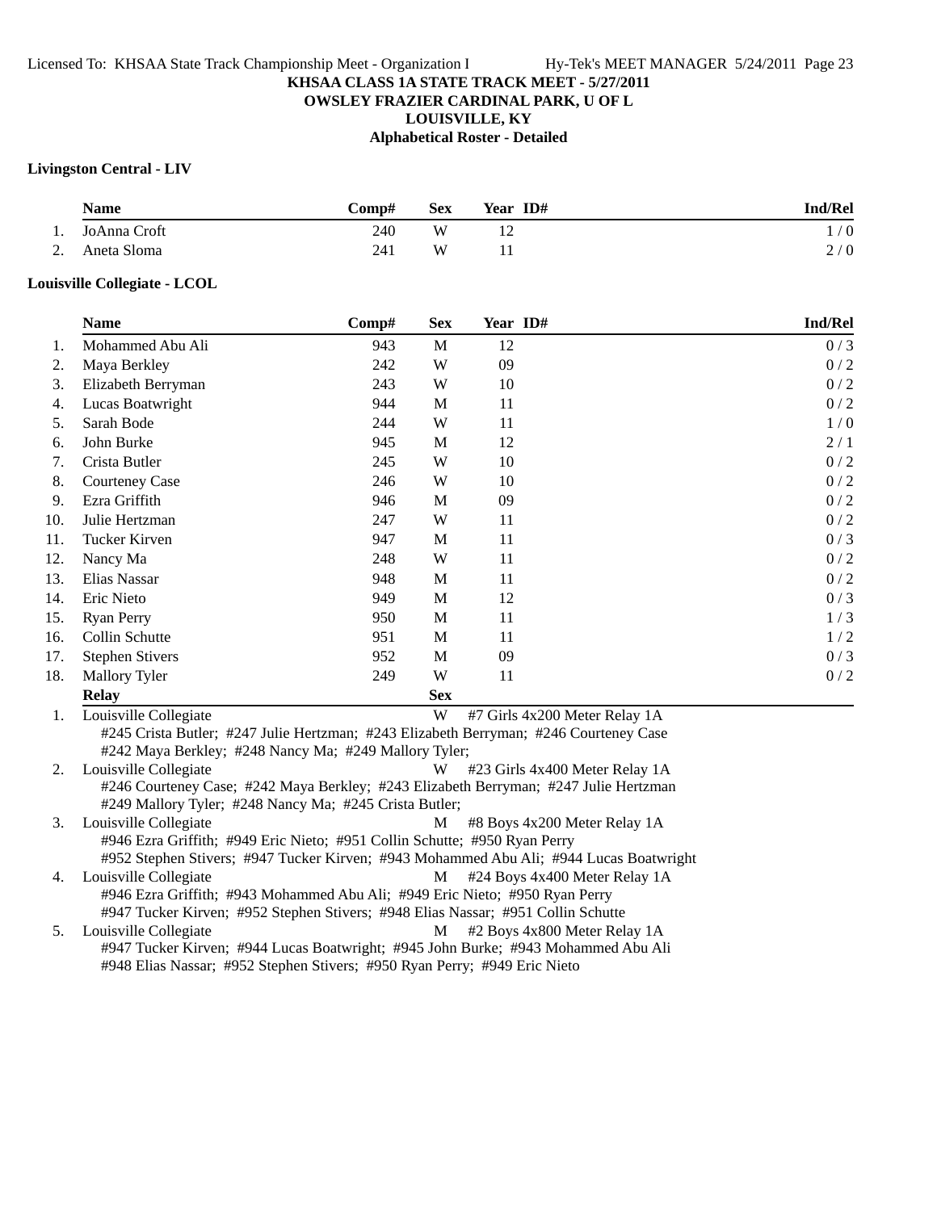# KHSAA CLASS 1A STATE TRACK MEET - 5/27/2011
## OWSLEY FRAZIER CARDINAL PARK, U OF L
## LOUISVILLE, KY
## Alphabetical Roster - Detailed

### Livingston Central - LIV

| | Name | Comp# | Sex | Year | ID# | Ind/Rel |
|---|---|---|---|---|---|---|
| 1. | JoAnna Croft | 240 | W | 12 | | 1 / 0 |
| 2. | Aneta Sloma | 241 | W | 11 | | 2 / 0 |

### Louisville Collegiate - LCOL

| | Name | Comp# | Sex | Year | ID# | Ind/Rel |
|---|---|---|---|---|---|---|
| 1. | Mohammed Abu Ali | 943 | M | 12 | | 0 / 3 |
| 2. | Maya Berkley | 242 | W | 09 | | 0 / 2 |
| 3. | Elizabeth Berryman | 243 | W | 10 | | 0 / 2 |
| 4. | Lucas Boatwright | 944 | M | 11 | | 0 / 2 |
| 5. | Sarah Bode | 244 | W | 11 | | 1 / 0 |
| 6. | John Burke | 945 | M | 12 | | 2 / 1 |
| 7. | Crista Butler | 245 | W | 10 | | 0 / 2 |
| 8. | Courteney Case | 246 | W | 10 | | 0 / 2 |
| 9. | Ezra Griffith | 946 | M | 09 | | 0 / 2 |
| 10. | Julie Hertzman | 247 | W | 11 | | 0 / 2 |
| 11. | Tucker Kirven | 947 | M | 11 | | 0 / 3 |
| 12. | Nancy Ma | 248 | W | 11 | | 0 / 2 |
| 13. | Elias Nassar | 948 | M | 11 | | 0 / 2 |
| 14. | Eric Nieto | 949 | M | 12 | | 0 / 3 |
| 15. | Ryan Perry | 950 | M | 11 | | 1 / 3 |
| 16. | Collin Schutte | 951 | M | 11 | | 1 / 2 |
| 17. | Stephen Stivers | 952 | M | 09 | | 0 / 3 |
| 18. | Mallory Tyler | 249 | W | 11 | | 0 / 2 |

| | Relay | Sex | Event |
|---|---|---|---|
| 1. | Louisville Collegiate | W | #7 Girls 4x200 Meter Relay 1A |
| | #245 Crista Butler; #247 Julie Hertzman; #243 Elizabeth Berryman; #246 Courteney Case; #242 Maya Berkley; #248 Nancy Ma; #249 Mallory Tyler; | | |
| 2. | Louisville Collegiate | W | #23 Girls 4x400 Meter Relay 1A |
| | #246 Courteney Case; #242 Maya Berkley; #243 Elizabeth Berryman; #247 Julie Hertzman; #249 Mallory Tyler; #248 Nancy Ma; #245 Crista Butler; | | |
| 3. | Louisville Collegiate | M | #8 Boys 4x200 Meter Relay 1A |
| | #946 Ezra Griffith; #949 Eric Nieto; #951 Collin Schutte; #950 Ryan Perry; #952 Stephen Stivers; #947 Tucker Kirven; #943 Mohammed Abu Ali; #944 Lucas Boatwright | | |
| 4. | Louisville Collegiate | M | #24 Boys 4x400 Meter Relay 1A |
| | #946 Ezra Griffith; #943 Mohammed Abu Ali; #949 Eric Nieto; #950 Ryan Perry; #947 Tucker Kirven; #952 Stephen Stivers; #948 Elias Nassar; #951 Collin Schutte | | |
| 5. | Louisville Collegiate | M | #2 Boys 4x800 Meter Relay 1A |
| | #947 Tucker Kirven; #944 Lucas Boatwright; #945 John Burke; #943 Mohammed Abu Ali; #948 Elias Nassar; #952 Stephen Stivers; #950 Ryan Perry; #949 Eric Nieto | | |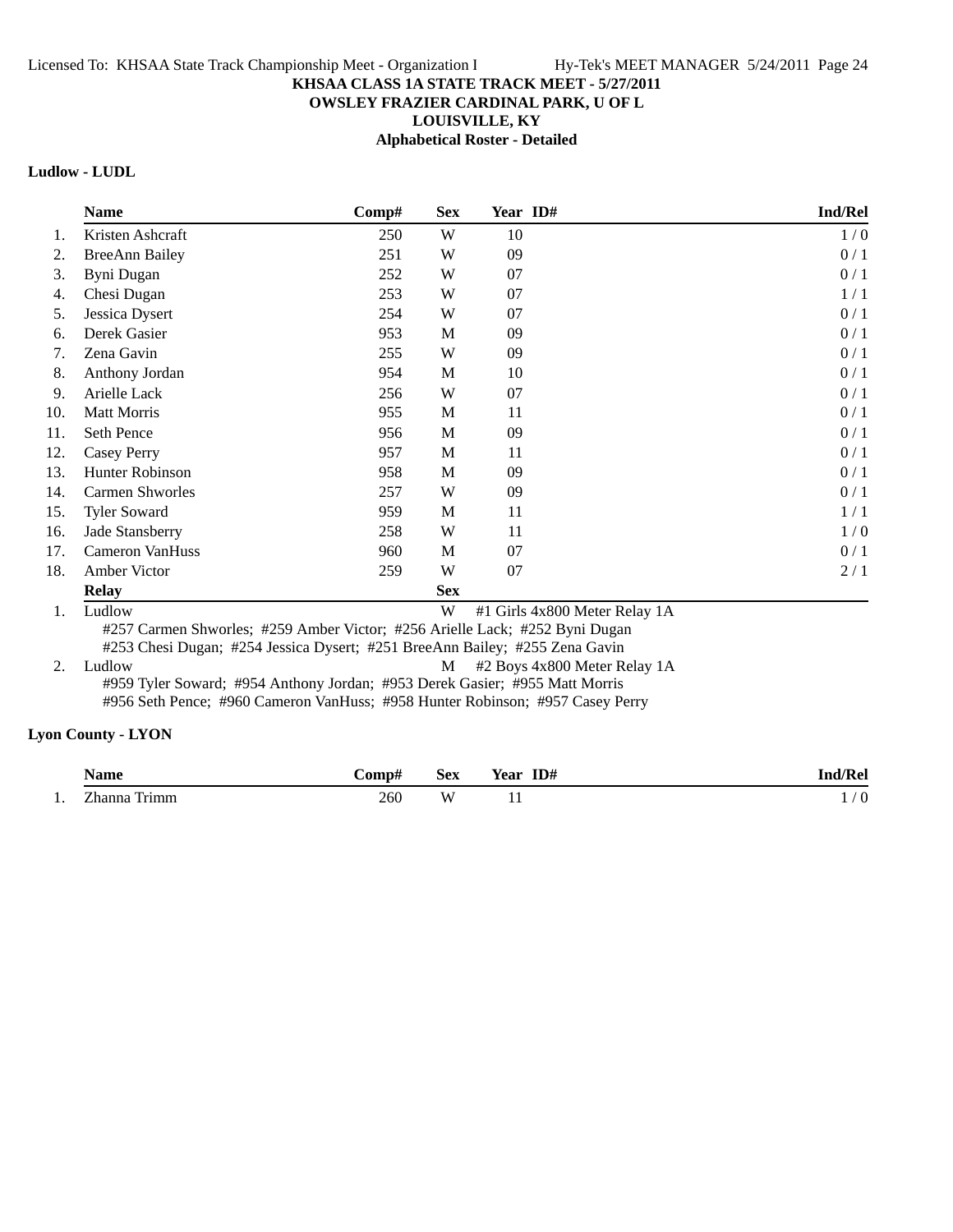**KHSAA CLASS 1A STATE TRACK MEET - 5/27/2011**
**OWSLEY FRAZIER CARDINAL PARK, U OF L**
**LOUISVILLE, KY**
**Alphabetical Roster - Detailed**

### Ludlow - LUDL

| | Name | Comp# | Sex | Year | ID# | Ind/Rel |
|---|---|---|---|---|---|---|
| 1. | Kristen Ashcraft | 250 | W | 10 | | 1 / 0 |
| 2. | BreeAnn Bailey | 251 | W | 09 | | 0 / 1 |
| 3. | Byni Dugan | 252 | W | 07 | | 0 / 1 |
| 4. | Chesi Dugan | 253 | W | 07 | | 1 / 1 |
| 5. | Jessica Dysert | 254 | W | 07 | | 0 / 1 |
| 6. | Derek Gasier | 953 | M | 09 | | 0 / 1 |
| 7. | Zena Gavin | 255 | W | 09 | | 0 / 1 |
| 8. | Anthony Jordan | 954 | M | 10 | | 0 / 1 |
| 9. | Arielle Lack | 256 | W | 07 | | 0 / 1 |
| 10. | Matt Morris | 955 | M | 11 | | 0 / 1 |
| 11. | Seth Pence | 956 | M | 09 | | 0 / 1 |
| 12. | Casey Perry | 957 | M | 11 | | 0 / 1 |
| 13. | Hunter Robinson | 958 | M | 09 | | 0 / 1 |
| 14. | Carmen Shworles | 257 | W | 09 | | 0 / 1 |
| 15. | Tyler Soward | 959 | M | 11 | | 1 / 1 |
| 16. | Jade Stansberry | 258 | W | 11 | | 1 / 0 |
| 17. | Cameron VanHuss | 960 | M | 07 | | 0 / 1 |
| 18. | Amber Victor | 259 | W | 07 | | 2 / 1 |

| | Relay | Sex | Event |
|---|---|---|---|
| 1. | Ludlow | W | #1 Girls 4x800 Meter Relay 1A |
| 2. | Ludlow | M | #2 Boys 4x800 Meter Relay 1A |

1. Ludlow (W) — #1 Girls 4x800 Meter Relay 1A: #257 Carmen Shworles; #259 Amber Victor; #256 Arielle Lack; #252 Byni Dugan; #253 Chesi Dugan; #254 Jessica Dysert; #251 BreeAnn Bailey; #255 Zena Gavin

2. Ludlow (M) — #2 Boys 4x800 Meter Relay 1A: #959 Tyler Soward; #954 Anthony Jordan; #953 Derek Gasier; #955 Matt Morris; #956 Seth Pence; #960 Cameron VanHuss; #958 Hunter Robinson; #957 Casey Perry

### Lyon County - LYON

| | Name | Comp# | Sex | Year | ID# | Ind/Rel |
|---|---|---|---|---|---|---|
| 1. | Zhanna Trimm | 260 | W | 11 | | 1 / 0 |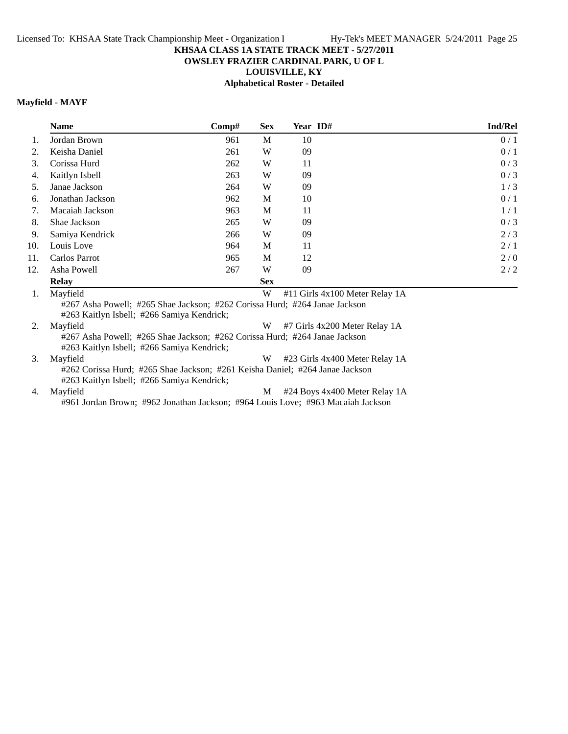# KHSAA CLASS 1A STATE TRACK MEET - 5/27/2011

**OWSLEY FRAZIER CARDINAL PARK, U OF L**

**LOUISVILLE, KY**

**Alphabetical Roster - Detailed**

### Mayfield - MAYF

| | Name | Comp# | Sex | Year | ID# | Ind/Rel |
|---|---|---|---|---|---|---|
| 1. | Jordan Brown | 961 | M | 10 | | 0 / 1 |
| 2. | Keisha Daniel | 261 | W | 09 | | 0 / 1 |
| 3. | Corissa Hurd | 262 | W | 11 | | 0 / 3 |
| 4. | Kaitlyn Isbell | 263 | W | 09 | | 0 / 3 |
| 5. | Janae Jackson | 264 | W | 09 | | 1 / 3 |
| 6. | Jonathan Jackson | 962 | M | 10 | | 0 / 1 |
| 7. | Macaiah Jackson | 963 | M | 11 | | 1 / 1 |
| 8. | Shae Jackson | 265 | W | 09 | | 0 / 3 |
| 9. | Samiya Kendrick | 266 | W | 09 | | 2 / 3 |
| 10. | Louis Love | 964 | M | 11 | | 2 / 1 |
| 11. | Carlos Parrot | 965 | M | 12 | | 2 / 0 |
| 12. | Asha Powell | 267 | W | 09 | | 2 / 2 |

| | Relay | Sex | Event |
|---|---|---|---|
| 1. | Mayfield | W | #11 Girls 4x100 Meter Relay 1A |
| | #267 Asha Powell; #265 Shae Jackson; #262 Corissa Hurd; #264 Janae Jackson; #263 Kaitlyn Isbell; #266 Samiya Kendrick; | | |
| 2. | Mayfield | W | #7 Girls 4x200 Meter Relay 1A |
| | #267 Asha Powell; #265 Shae Jackson; #262 Corissa Hurd; #264 Janae Jackson; #263 Kaitlyn Isbell; #266 Samiya Kendrick; | | |
| 3. | Mayfield | W | #23 Girls 4x400 Meter Relay 1A |
| | #262 Corissa Hurd; #265 Shae Jackson; #261 Keisha Daniel; #264 Janae Jackson; #263 Kaitlyn Isbell; #266 Samiya Kendrick; | | |
| 4. | Mayfield | M | #24 Boys 4x400 Meter Relay 1A |
| | #961 Jordan Brown; #962 Jonathan Jackson; #964 Louis Love; #963 Macaiah Jackson | | |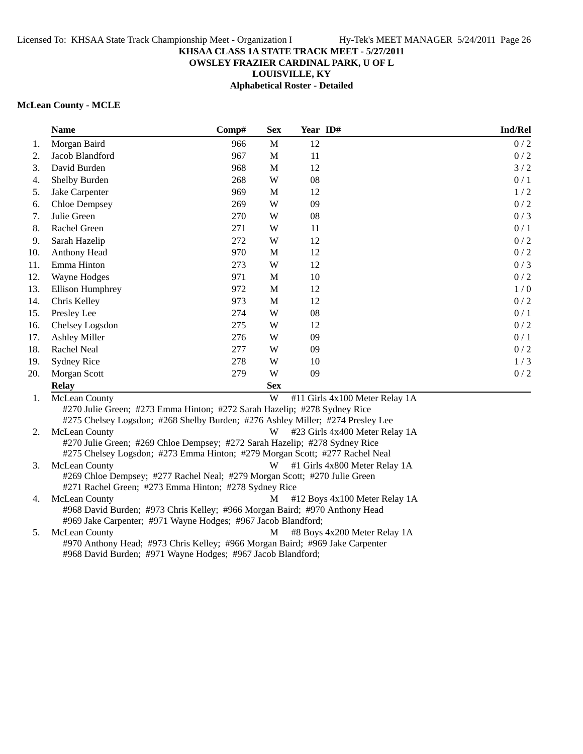**KHSAA CLASS 1A STATE TRACK MEET - 5/27/2011**
**OWSLEY FRAZIER CARDINAL PARK, U OF L**
**LOUISVILLE, KY**
**Alphabetical Roster - Detailed**

### McLean County - MCLE

| | Name | Comp# | Sex | Year | ID# | Ind/Rel |
|---|---|---|---|---|---|---|
| 1. | Morgan Baird | 966 | M | 12 | | 0 / 2 |
| 2. | Jacob Blandford | 967 | M | 11 | | 0 / 2 |
| 3. | David Burden | 968 | M | 12 | | 3 / 2 |
| 4. | Shelby Burden | 268 | W | 08 | | 0 / 1 |
| 5. | Jake Carpenter | 969 | M | 12 | | 1 / 2 |
| 6. | Chloe Dempsey | 269 | W | 09 | | 0 / 2 |
| 7. | Julie Green | 270 | W | 08 | | 0 / 3 |
| 8. | Rachel Green | 271 | W | 11 | | 0 / 1 |
| 9. | Sarah Hazelip | 272 | W | 12 | | 0 / 2 |
| 10. | Anthony Head | 970 | M | 12 | | 0 / 2 |
| 11. | Emma Hinton | 273 | W | 12 | | 0 / 3 |
| 12. | Wayne Hodges | 971 | M | 10 | | 0 / 2 |
| 13. | Ellison Humphrey | 972 | M | 12 | | 1 / 0 |
| 14. | Chris Kelley | 973 | M | 12 | | 0 / 2 |
| 15. | Presley Lee | 274 | W | 08 | | 0 / 1 |
| 16. | Chelsey Logsdon | 275 | W | 12 | | 0 / 2 |
| 17. | Ashley Miller | 276 | W | 09 | | 0 / 1 |
| 18. | Rachel Neal | 277 | W | 09 | | 0 / 2 |
| 19. | Sydney Rice | 278 | W | 10 | | 1 / 3 |
| 20. | Morgan Scott | 279 | W | 09 | | 0 / 2 |

| | Relay | Sex | Event |
|---|---|---|---|
| 1. | McLean County | W | #11 Girls 4x100 Meter Relay 1A |
| | #270 Julie Green; #273 Emma Hinton; #272 Sarah Hazelip; #278 Sydney Rice<br>#275 Chelsey Logsdon; #268 Shelby Burden; #276 Ashley Miller; #274 Presley Lee | | |
| 2. | McLean County | W | #23 Girls 4x400 Meter Relay 1A |
| | #270 Julie Green; #269 Chloe Dempsey; #272 Sarah Hazelip; #278 Sydney Rice<br>#275 Chelsey Logsdon; #273 Emma Hinton; #279 Morgan Scott; #277 Rachel Neal | | |
| 3. | McLean County | W | #1 Girls 4x800 Meter Relay 1A |
| | #269 Chloe Dempsey; #277 Rachel Neal; #279 Morgan Scott; #270 Julie Green<br>#271 Rachel Green; #273 Emma Hinton; #278 Sydney Rice | | |
| 4. | McLean County | M | #12 Boys 4x100 Meter Relay 1A |
| | #968 David Burden; #973 Chris Kelley; #966 Morgan Baird; #970 Anthony Head<br>#969 Jake Carpenter; #971 Wayne Hodges; #967 Jacob Blandford; | | |
| 5. | McLean County | M | #8 Boys 4x200 Meter Relay 1A |
| | #970 Anthony Head; #973 Chris Kelley; #966 Morgan Baird; #969 Jake Carpenter<br>#968 David Burden; #971 Wayne Hodges; #967 Jacob Blandford; | | |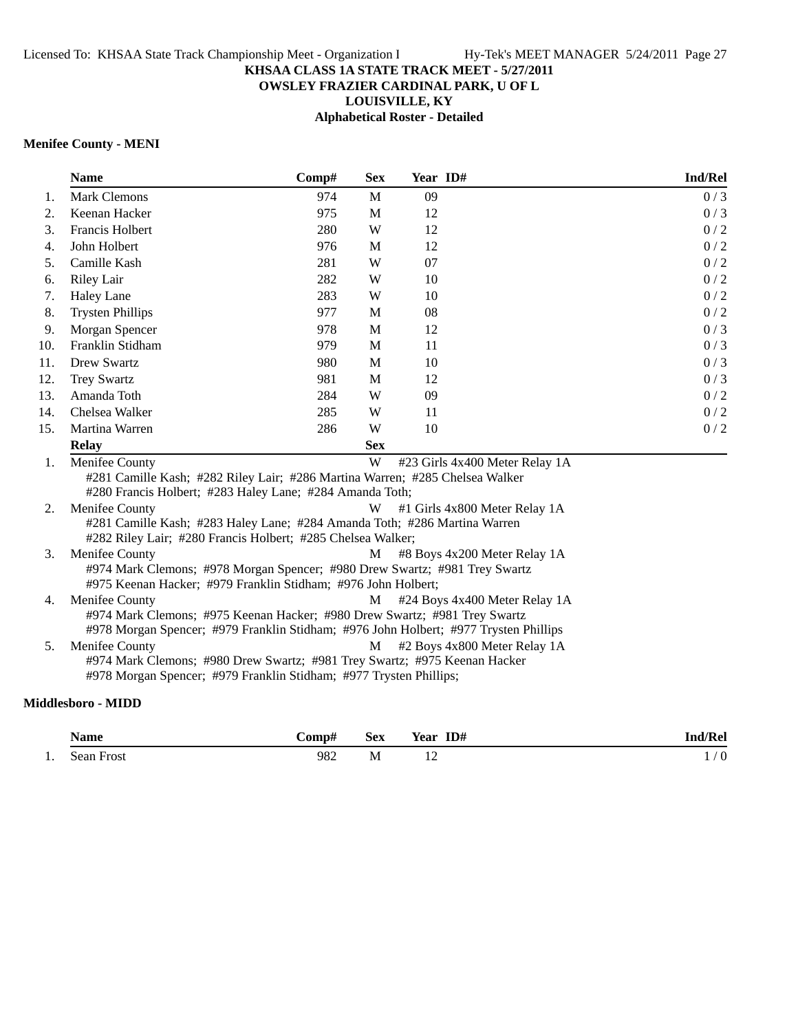## Menifee County - MENI

| | Name | Comp# | Sex | Year | ID# | Ind/Rel |
|---|---|---|---|---|---|---|
| 1. | Mark Clemons | 974 | M | 09 | | 0 / 3 |
| 2. | Keenan Hacker | 975 | M | 12 | | 0 / 3 |
| 3. | Francis Holbert | 280 | W | 12 | | 0 / 2 |
| 4. | John Holbert | 976 | M | 12 | | 0 / 2 |
| 5. | Camille Kash | 281 | W | 07 | | 0 / 2 |
| 6. | Riley Lair | 282 | W | 10 | | 0 / 2 |
| 7. | Haley Lane | 283 | W | 10 | | 0 / 2 |
| 8. | Trysten Phillips | 977 | M | 08 | | 0 / 2 |
| 9. | Morgan Spencer | 978 | M | 12 | | 0 / 3 |
| 10. | Franklin Stidham | 979 | M | 11 | | 0 / 3 |
| 11. | Drew Swartz | 980 | M | 10 | | 0 / 3 |
| 12. | Trey Swartz | 981 | M | 12 | | 0 / 3 |
| 13. | Amanda Toth | 284 | W | 09 | | 0 / 2 |
| 14. | Chelsea Walker | 285 | W | 11 | | 0 / 2 |
| 15. | Martina Warren | 286 | W | 10 | | 0 / 2 |

| | Relay | Sex | |
|---|---|---|---|
| 1. | Menifee County | W | #23 Girls 4x400 Meter Relay 1A |
| | #281 Camille Kash; #282 Riley Lair; #286 Martina Warren; #285 Chelsea Walker<br>#280 Francis Holbert; #283 Haley Lane; #284 Amanda Toth; | | |
| 2. | Menifee County | W | #1 Girls 4x800 Meter Relay 1A |
| | #281 Camille Kash; #283 Haley Lane; #284 Amanda Toth; #286 Martina Warren<br>#282 Riley Lair; #280 Francis Holbert; #285 Chelsea Walker; | | |
| 3. | Menifee County | M | #8 Boys 4x200 Meter Relay 1A |
| | #974 Mark Clemons; #978 Morgan Spencer; #980 Drew Swartz; #981 Trey Swartz<br>#975 Keenan Hacker; #979 Franklin Stidham; #976 John Holbert; | | |
| 4. | Menifee County | M | #24 Boys 4x400 Meter Relay 1A |
| | #974 Mark Clemons; #975 Keenan Hacker; #980 Drew Swartz; #981 Trey Swartz<br>#978 Morgan Spencer; #979 Franklin Stidham; #976 John Holbert; #977 Trysten Phillips | | |
| 5. | Menifee County | M | #2 Boys 4x800 Meter Relay 1A |
| | #974 Mark Clemons; #980 Drew Swartz; #981 Trey Swartz; #975 Keenan Hacker<br>#978 Morgan Spencer; #979 Franklin Stidham; #977 Trysten Phillips; | | |

## Middlesboro - MIDD

| | Name | Comp# | Sex | Year | ID# | Ind/Rel |
|---|---|---|---|---|---|---|
| 1. | Sean Frost | 982 | M | 12 | | 1 / 0 |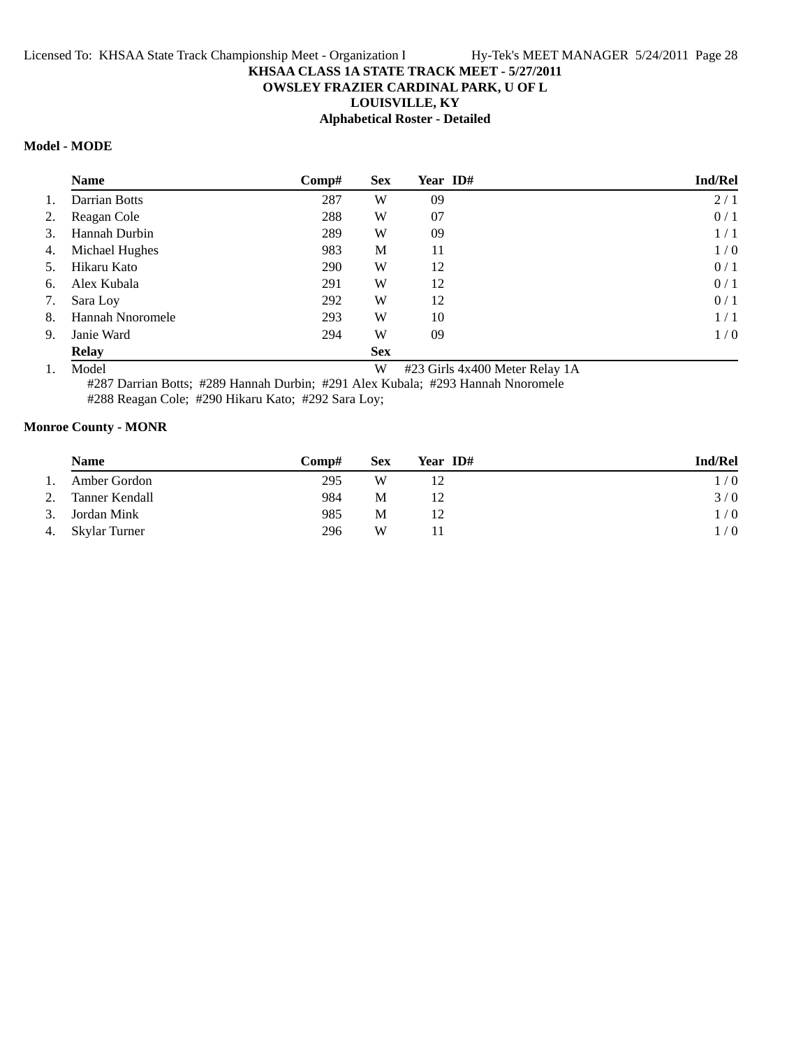**KHSAA CLASS 1A STATE TRACK MEET - 5/27/2011**
**OWSLEY FRAZIER CARDINAL PARK, U OF L**
**LOUISVILLE, KY**
**Alphabetical Roster - Detailed**

### Model - MODE

| | Name | Comp# | Sex | Year | ID# | Ind/Rel |
|---|---|---|---|---|---|---|
| 1. | Darrian Botts | 287 | W | 09 | | 2 / 1 |
| 2. | Reagan Cole | 288 | W | 07 | | 0 / 1 |
| 3. | Hannah Durbin | 289 | W | 09 | | 1 / 1 |
| 4. | Michael Hughes | 983 | M | 11 | | 1 / 0 |
| 5. | Hikaru Kato | 290 | W | 12 | | 0 / 1 |
| 6. | Alex Kubala | 291 | W | 12 | | 0 / 1 |
| 7. | Sara Loy | 292 | W | 12 | | 0 / 1 |
| 8. | Hannah Nnoromele | 293 | W | 10 | | 1 / 1 |
| 9. | Janie Ward | 294 | W | 09 | | 1 / 0 |

| | Relay | Sex | |
|---|---|---|---|
| 1. | Model | W | #23 Girls 4x400 Meter Relay 1A |

#287 Darrian Botts; #289 Hannah Durbin; #291 Alex Kubala; #293 Hannah Nnoromele
#288 Reagan Cole; #290 Hikaru Kato; #292 Sara Loy;

### Monroe County - MONR

| | Name | Comp# | Sex | Year | ID# | Ind/Rel |
|---|---|---|---|---|---|---|
| 1. | Amber Gordon | 295 | W | 12 | | 1 / 0 |
| 2. | Tanner Kendall | 984 | M | 12 | | 3 / 0 |
| 3. | Jordan Mink | 985 | M | 12 | | 1 / 0 |
| 4. | Skylar Turner | 296 | W | 11 | | 1 / 0 |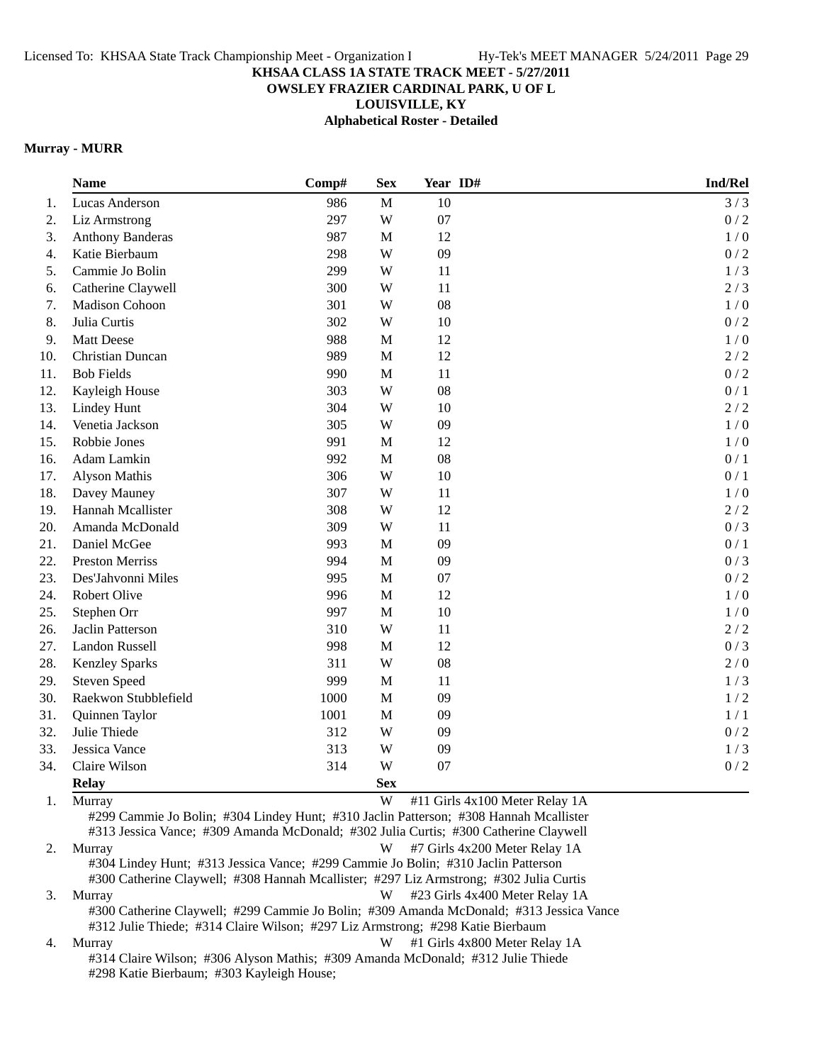**KHSAA CLASS 1A STATE TRACK MEET - 5/27/2011**
**OWSLEY FRAZIER CARDINAL PARK, U OF L**
**LOUISVILLE, KY**
**Alphabetical Roster - Detailed**

### Murray - MURR

| | Name | Comp# | Sex | Year | ID# | Ind/Rel |
|---|---|---|---|---|---|---|
| 1. | Lucas Anderson | 986 | M | 10 | | 3 / 3 |
| 2. | Liz Armstrong | 297 | W | 07 | | 0 / 2 |
| 3. | Anthony Banderas | 987 | M | 12 | | 1 / 0 |
| 4. | Katie Bierbaum | 298 | W | 09 | | 0 / 2 |
| 5. | Cammie Jo Bolin | 299 | W | 11 | | 1 / 3 |
| 6. | Catherine Claywell | 300 | W | 11 | | 2 / 3 |
| 7. | Madison Cohoon | 301 | W | 08 | | 1 / 0 |
| 8. | Julia Curtis | 302 | W | 10 | | 0 / 2 |
| 9. | Matt Deese | 988 | M | 12 | | 1 / 0 |
| 10. | Christian Duncan | 989 | M | 12 | | 2 / 2 |
| 11. | Bob Fields | 990 | M | 11 | | 0 / 2 |
| 12. | Kayleigh House | 303 | W | 08 | | 0 / 1 |
| 13. | Lindey Hunt | 304 | W | 10 | | 2 / 2 |
| 14. | Venetia Jackson | 305 | W | 09 | | 1 / 0 |
| 15. | Robbie Jones | 991 | M | 12 | | 1 / 0 |
| 16. | Adam Lamkin | 992 | M | 08 | | 0 / 1 |
| 17. | Alyson Mathis | 306 | W | 10 | | 0 / 1 |
| 18. | Davey Mauney | 307 | W | 11 | | 1 / 0 |
| 19. | Hannah Mcallister | 308 | W | 12 | | 2 / 2 |
| 20. | Amanda McDonald | 309 | W | 11 | | 0 / 3 |
| 21. | Daniel McGee | 993 | M | 09 | | 0 / 1 |
| 22. | Preston Merriss | 994 | M | 09 | | 0 / 3 |
| 23. | Des'Jahvonni Miles | 995 | M | 07 | | 0 / 2 |
| 24. | Robert Olive | 996 | M | 12 | | 1 / 0 |
| 25. | Stephen Orr | 997 | M | 10 | | 1 / 0 |
| 26. | Jaclin Patterson | 310 | W | 11 | | 2 / 2 |
| 27. | Landon Russell | 998 | M | 12 | | 0 / 3 |
| 28. | Kenzley Sparks | 311 | W | 08 | | 2 / 0 |
| 29. | Steven Speed | 999 | M | 11 | | 1 / 3 |
| 30. | Raekwon Stubblefield | 1000 | M | 09 | | 1 / 2 |
| 31. | Quinnen Taylor | 1001 | M | 09 | | 1 / 1 |
| 32. | Julie Thiede | 312 | W | 09 | | 0 / 2 |
| 33. | Jessica Vance | 313 | W | 09 | | 1 / 3 |
| 34. | Claire Wilson | 314 | W | 07 | | 0 / 2 |

| | Relay | Sex | Event |
|---|---|---|---|
| 1. | Murray | W | #11 Girls 4x100 Meter Relay 1A |
| | #299 Cammie Jo Bolin; #304 Lindey Hunt; #310 Jaclin Patterson; #308 Hannah Mcallister; #313 Jessica Vance; #309 Amanda McDonald; #302 Julia Curtis; #300 Catherine Claywell | | |
| 2. | Murray | W | #7 Girls 4x200 Meter Relay 1A |
| | #304 Lindey Hunt; #313 Jessica Vance; #299 Cammie Jo Bolin; #310 Jaclin Patterson; #300 Catherine Claywell; #308 Hannah Mcallister; #297 Liz Armstrong; #302 Julia Curtis | | |
| 3. | Murray | W | #23 Girls 4x400 Meter Relay 1A |
| | #300 Catherine Claywell; #299 Cammie Jo Bolin; #309 Amanda McDonald; #313 Jessica Vance; #312 Julie Thiede; #314 Claire Wilson; #297 Liz Armstrong; #298 Katie Bierbaum | | |
| 4. | Murray | W | #1 Girls 4x800 Meter Relay 1A |
| | #314 Claire Wilson; #306 Alyson Mathis; #309 Amanda McDonald; #312 Julie Thiede; #298 Katie Bierbaum; #303 Kayleigh House; | | |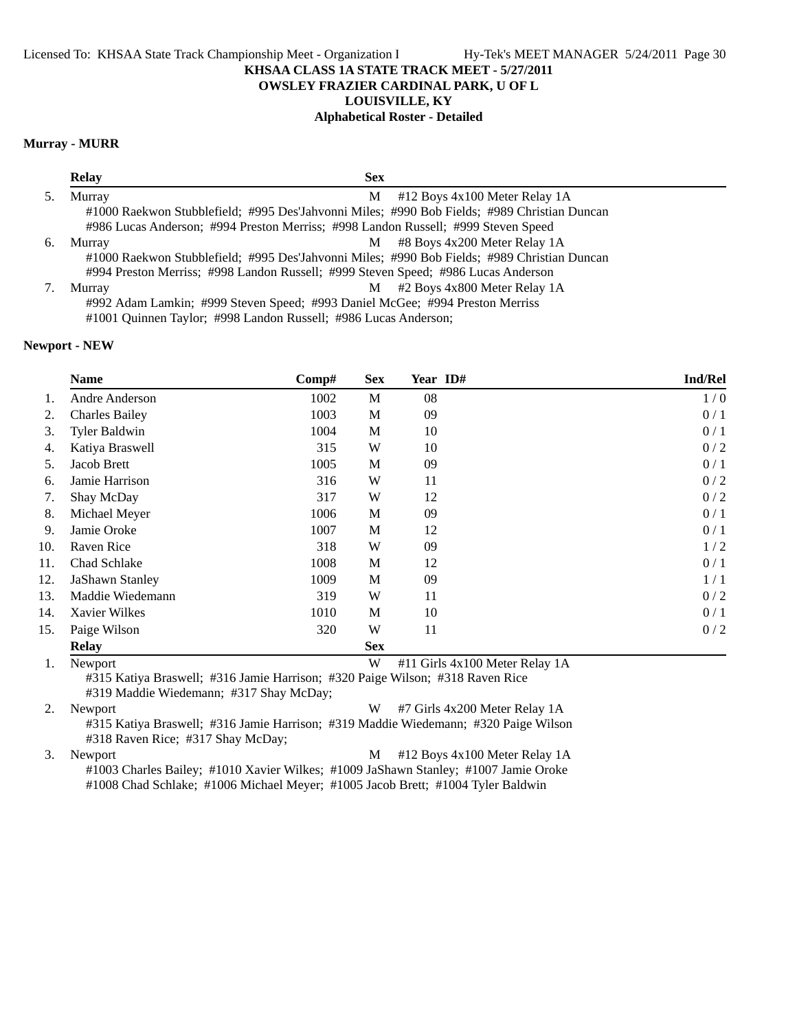KHSAA CLASS 1A STATE TRACK MEET - 5/27/2011
OWSLEY FRAZIER CARDINAL PARK, U OF L
LOUISVILLE, KY
Alphabetical Roster - Detailed

### Murray - MURR

| | Relay | Sex | |
|---|---|---|---|
| 5. | Murray | M | #12 Boys 4x100 Meter Relay 1A |
| | #1000 Raekwon Stubblefield; #995 Des'Jahvonni Miles; #990 Bob Fields; #989 Christian Duncan<br>#986 Lucas Anderson; #994 Preston Merriss; #998 Landon Russell; #999 Steven Speed | | |
| 6. | Murray | M | #8 Boys 4x200 Meter Relay 1A |
| | #1000 Raekwon Stubblefield; #995 Des'Jahvonni Miles; #990 Bob Fields; #989 Christian Duncan<br>#994 Preston Merriss; #998 Landon Russell; #999 Steven Speed; #986 Lucas Anderson | | |
| 7. | Murray | M | #2 Boys 4x800 Meter Relay 1A |
| | #992 Adam Lamkin; #999 Steven Speed; #993 Daniel McGee; #994 Preston Merriss<br>#1001 Quinnen Taylor; #998 Landon Russell; #986 Lucas Anderson; | | |

### Newport - NEW

| | Name | Comp# | Sex | Year | ID# | Ind/Rel |
|---|---|---|---|---|---|---|
| 1. | Andre Anderson | 1002 | M | 08 | | 1 / 0 |
| 2. | Charles Bailey | 1003 | M | 09 | | 0 / 1 |
| 3. | Tyler Baldwin | 1004 | M | 10 | | 0 / 1 |
| 4. | Katiya Braswell | 315 | W | 10 | | 0 / 2 |
| 5. | Jacob Brett | 1005 | M | 09 | | 0 / 1 |
| 6. | Jamie Harrison | 316 | W | 11 | | 0 / 2 |
| 7. | Shay McDay | 317 | W | 12 | | 0 / 2 |
| 8. | Michael Meyer | 1006 | M | 09 | | 0 / 1 |
| 9. | Jamie Oroke | 1007 | M | 12 | | 0 / 1 |
| 10. | Raven Rice | 318 | W | 09 | | 1 / 2 |
| 11. | Chad Schlake | 1008 | M | 12 | | 0 / 1 |
| 12. | JaShawn Stanley | 1009 | M | 09 | | 1 / 1 |
| 13. | Maddie Wiedemann | 319 | W | 11 | | 0 / 2 |
| 14. | Xavier Wilkes | 1010 | M | 10 | | 0 / 1 |
| 15. | Paige Wilson | 320 | W | 11 | | 0 / 2 |

| | Relay | Sex | |
|---|---|---|---|
| 1. | Newport | W | #11 Girls 4x100 Meter Relay 1A |
| | #315 Katiya Braswell; #316 Jamie Harrison; #320 Paige Wilson; #318 Raven Rice<br>#319 Maddie Wiedemann; #317 Shay McDay; | | |
| 2. | Newport | W | #7 Girls 4x200 Meter Relay 1A |
| | #315 Katiya Braswell; #316 Jamie Harrison; #319 Maddie Wiedemann; #320 Paige Wilson<br>#318 Raven Rice; #317 Shay McDay; | | |
| 3. | Newport | M | #12 Boys 4x100 Meter Relay 1A |
| | #1003 Charles Bailey; #1010 Xavier Wilkes; #1009 JaShawn Stanley; #1007 Jamie Oroke<br>#1008 Chad Schlake; #1006 Michael Meyer; #1005 Jacob Brett; #1004 Tyler Baldwin | | |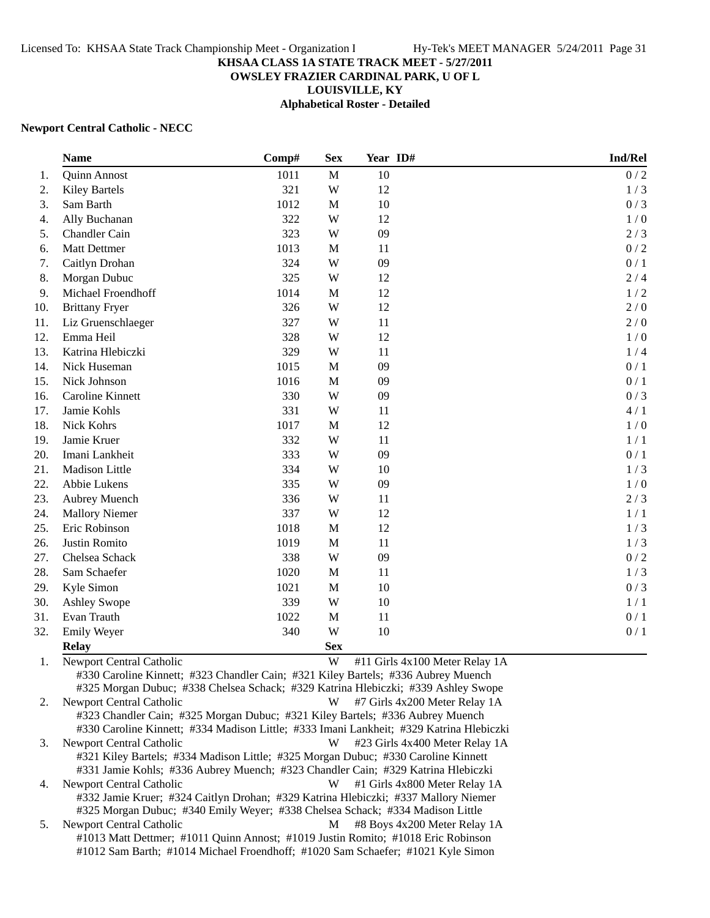**KHSAA CLASS 1A STATE TRACK MEET - 5/27/2011**
**OWSLEY FRAZIER CARDINAL PARK, U OF L**
**LOUISVILLE, KY**
**Alphabetical Roster - Detailed**

### Newport Central Catholic - NECC

| | Name | Comp# | Sex | Year | ID# | Ind/Rel |
|---|---|---|---|---|---|---|
| 1. | Quinn Annost | 1011 | M | 10 | | 0 / 2 |
| 2. | Kiley Bartels | 321 | W | 12 | | 1 / 3 |
| 3. | Sam Barth | 1012 | M | 10 | | 0 / 3 |
| 4. | Ally Buchanan | 322 | W | 12 | | 1 / 0 |
| 5. | Chandler Cain | 323 | W | 09 | | 2 / 3 |
| 6. | Matt Dettmer | 1013 | M | 11 | | 0 / 2 |
| 7. | Caitlyn Drohan | 324 | W | 09 | | 0 / 1 |
| 8. | Morgan Dubuc | 325 | W | 12 | | 2 / 4 |
| 9. | Michael Froendhoff | 1014 | M | 12 | | 1 / 2 |
| 10. | Brittany Fryer | 326 | W | 12 | | 2 / 0 |
| 11. | Liz Gruenschlaeger | 327 | W | 11 | | 2 / 0 |
| 12. | Emma Heil | 328 | W | 12 | | 1 / 0 |
| 13. | Katrina Hlebiczki | 329 | W | 11 | | 1 / 4 |
| 14. | Nick Huseman | 1015 | M | 09 | | 0 / 1 |
| 15. | Nick Johnson | 1016 | M | 09 | | 0 / 1 |
| 16. | Caroline Kinnett | 330 | W | 09 | | 0 / 3 |
| 17. | Jamie Kohls | 331 | W | 11 | | 4 / 1 |
| 18. | Nick Kohrs | 1017 | M | 12 | | 1 / 0 |
| 19. | Jamie Kruer | 332 | W | 11 | | 1 / 1 |
| 20. | Imani Lankheit | 333 | W | 09 | | 0 / 1 |
| 21. | Madison Little | 334 | W | 10 | | 1 / 3 |
| 22. | Abbie Lukens | 335 | W | 09 | | 1 / 0 |
| 23. | Aubrey Muench | 336 | W | 11 | | 2 / 3 |
| 24. | Mallory Niemer | 337 | W | 12 | | 1 / 1 |
| 25. | Eric Robinson | 1018 | M | 12 | | 1 / 3 |
| 26. | Justin Romito | 1019 | M | 11 | | 1 / 3 |
| 27. | Chelsea Schack | 338 | W | 09 | | 0 / 2 |
| 28. | Sam Schaefer | 1020 | M | 11 | | 1 / 3 |
| 29. | Kyle Simon | 1021 | M | 10 | | 0 / 3 |
| 30. | Ashley Swope | 339 | W | 10 | | 1 / 1 |
| 31. | Evan Trauth | 1022 | M | 11 | | 0 / 1 |
| 32. | Emily Weyer | 340 | W | 10 | | 0 / 1 |

| | Relay | Sex | |
|---|---|---|---|
| 1. | Newport Central Catholic | W | #11 Girls 4x100 Meter Relay 1A |
| | #330 Caroline Kinnett; #323 Chandler Cain; #321 Kiley Bartels; #336 Aubrey Muench<br>#325 Morgan Dubuc; #338 Chelsea Schack; #329 Katrina Hlebiczki; #339 Ashley Swope | | |
| 2. | Newport Central Catholic | W | #7 Girls 4x200 Meter Relay 1A |
| | #323 Chandler Cain; #325 Morgan Dubuc; #321 Kiley Bartels; #336 Aubrey Muench<br>#330 Caroline Kinnett; #334 Madison Little; #333 Imani Lankheit; #329 Katrina Hlebiczki | | |
| 3. | Newport Central Catholic | W | #23 Girls 4x400 Meter Relay 1A |
| | #321 Kiley Bartels; #334 Madison Little; #325 Morgan Dubuc; #330 Caroline Kinnett<br>#331 Jamie Kohls; #336 Aubrey Muench; #323 Chandler Cain; #329 Katrina Hlebiczki | | |
| 4. | Newport Central Catholic | W | #1 Girls 4x800 Meter Relay 1A |
| | #332 Jamie Kruer; #324 Caitlyn Drohan; #329 Katrina Hlebiczki; #337 Mallory Niemer<br>#325 Morgan Dubuc; #340 Emily Weyer; #338 Chelsea Schack; #334 Madison Little | | |
| 5. | Newport Central Catholic | M | #8 Boys 4x200 Meter Relay 1A |
| | #1013 Matt Dettmer; #1011 Quinn Annost; #1019 Justin Romito; #1018 Eric Robinson<br>#1012 Sam Barth; #1014 Michael Froendhoff; #1020 Sam Schaefer; #1021 Kyle Simon | | |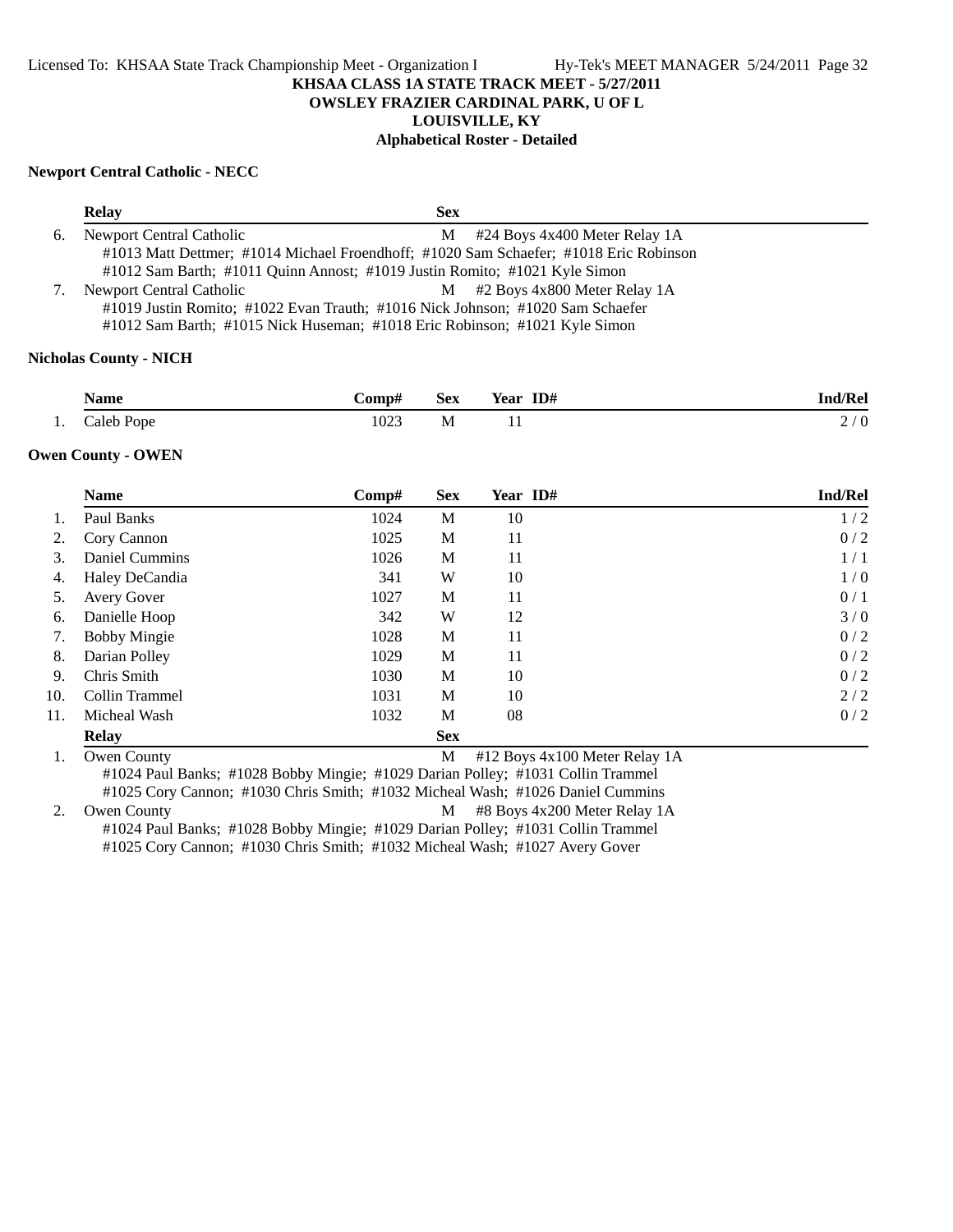**KHSAA CLASS 1A STATE TRACK MEET - 5/27/2011**
**OWSLEY FRAZIER CARDINAL PARK, U OF L**
**LOUISVILLE, KY**
**Alphabetical Roster - Detailed**

### Newport Central Catholic - NECC

| | Relay | Sex | |
|---|---|---|---|
| 6. | Newport Central Catholic | M | #24 Boys 4x400 Meter Relay 1A |
| | #1013 Matt Dettmer; #1014 Michael Froendhoff; #1020 Sam Schaefer; #1018 Eric Robinson | | |
| | #1012 Sam Barth; #1011 Quinn Annost; #1019 Justin Romito; #1021 Kyle Simon | | |
| 7. | Newport Central Catholic | M | #2 Boys 4x800 Meter Relay 1A |
| | #1019 Justin Romito; #1022 Evan Trauth; #1016 Nick Johnson; #1020 Sam Schaefer | | |
| | #1012 Sam Barth; #1015 Nick Huseman; #1018 Eric Robinson; #1021 Kyle Simon | | |

### Nicholas County - NICH

| | Name | Comp# | Sex | Year | ID# | Ind/Rel |
|---|---|---|---|---|---|---|
| 1. | Caleb Pope | 1023 | M | 11 | | 2 / 0 |

### Owen County - OWEN

| | Name | Comp# | Sex | Year | ID# | Ind/Rel |
|---|---|---|---|---|---|---|
| 1. | Paul Banks | 1024 | M | 10 | | 1 / 2 |
| 2. | Cory Cannon | 1025 | M | 11 | | 0 / 2 |
| 3. | Daniel Cummins | 1026 | M | 11 | | 1 / 1 |
| 4. | Haley DeCandia | 341 | W | 10 | | 1 / 0 |
| 5. | Avery Gover | 1027 | M | 11 | | 0 / 1 |
| 6. | Danielle Hoop | 342 | W | 12 | | 3 / 0 |
| 7. | Bobby Mingie | 1028 | M | 11 | | 0 / 2 |
| 8. | Darian Polley | 1029 | M | 11 | | 0 / 2 |
| 9. | Chris Smith | 1030 | M | 10 | | 0 / 2 |
| 10. | Collin Trammel | 1031 | M | 10 | | 2 / 2 |
| 11. | Micheal Wash | 1032 | M | 08 | | 0 / 2 |

| | Relay | Sex | |
|---|---|---|---|
| 1. | Owen County | M | #12 Boys 4x100 Meter Relay 1A |
| | #1024 Paul Banks; #1028 Bobby Mingie; #1029 Darian Polley; #1031 Collin Trammel | | |
| | #1025 Cory Cannon; #1030 Chris Smith; #1032 Micheal Wash; #1026 Daniel Cummins | | |
| 2. | Owen County | M | #8 Boys 4x200 Meter Relay 1A |
| | #1024 Paul Banks; #1028 Bobby Mingie; #1029 Darian Polley; #1031 Collin Trammel | | |
| | #1025 Cory Cannon; #1030 Chris Smith; #1032 Micheal Wash; #1027 Avery Gover | | |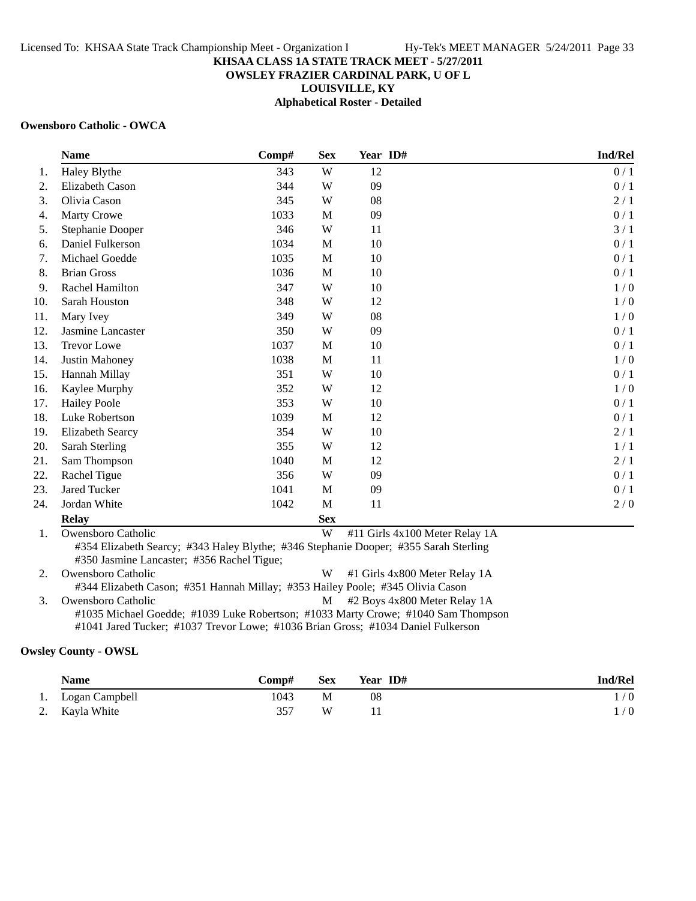KHSAA CLASS 1A STATE TRACK MEET - 5/27/2011
OWSLEY FRAZIER CARDINAL PARK, U OF L
LOUISVILLE, KY
Alphabetical Roster - Detailed

### Owensboro Catholic - OWCA

| | Name | Comp# | Sex | Year | ID# | Ind/Rel |
|---|---|---|---|---|---|---|
| 1. | Haley Blythe | 343 | W | 12 | | 0 / 1 |
| 2. | Elizabeth Cason | 344 | W | 09 | | 0 / 1 |
| 3. | Olivia Cason | 345 | W | 08 | | 2 / 1 |
| 4. | Marty Crowe | 1033 | M | 09 | | 0 / 1 |
| 5. | Stephanie Dooper | 346 | W | 11 | | 3 / 1 |
| 6. | Daniel Fulkerson | 1034 | M | 10 | | 0 / 1 |
| 7. | Michael Goedde | 1035 | M | 10 | | 0 / 1 |
| 8. | Brian Gross | 1036 | M | 10 | | 0 / 1 |
| 9. | Rachel Hamilton | 347 | W | 10 | | 1 / 0 |
| 10. | Sarah Houston | 348 | W | 12 | | 1 / 0 |
| 11. | Mary Ivey | 349 | W | 08 | | 1 / 0 |
| 12. | Jasmine Lancaster | 350 | W | 09 | | 0 / 1 |
| 13. | Trevor Lowe | 1037 | M | 10 | | 0 / 1 |
| 14. | Justin Mahoney | 1038 | M | 11 | | 1 / 0 |
| 15. | Hannah Millay | 351 | W | 10 | | 0 / 1 |
| 16. | Kaylee Murphy | 352 | W | 12 | | 1 / 0 |
| 17. | Hailey Poole | 353 | W | 10 | | 0 / 1 |
| 18. | Luke Robertson | 1039 | M | 12 | | 0 / 1 |
| 19. | Elizabeth Searcy | 354 | W | 10 | | 2 / 1 |
| 20. | Sarah Sterling | 355 | W | 12 | | 1 / 1 |
| 21. | Sam Thompson | 1040 | M | 12 | | 2 / 1 |
| 22. | Rachel Tigue | 356 | W | 09 | | 0 / 1 |
| 23. | Jared Tucker | 1041 | M | 09 | | 0 / 1 |
| 24. | Jordan White | 1042 | M | 11 | | 2 / 0 |

| | Relay | Sex | Event |
|---|---|---|---|
| 1. | Owensboro Catholic | W | #11 Girls 4x100 Meter Relay 1A |
| | #354 Elizabeth Searcy; #343 Haley Blythe; #346 Stephanie Dooper; #355 Sarah Sterling; #350 Jasmine Lancaster; #356 Rachel Tigue; | | |
| 2. | Owensboro Catholic | W | #1 Girls 4x800 Meter Relay 1A |
| | #344 Elizabeth Cason; #351 Hannah Millay; #353 Hailey Poole; #345 Olivia Cason | | |
| 3. | Owensboro Catholic | M | #2 Boys 4x800 Meter Relay 1A |
| | #1035 Michael Goedde; #1039 Luke Robertson; #1033 Marty Crowe; #1040 Sam Thompson; #1041 Jared Tucker; #1037 Trevor Lowe; #1036 Brian Gross; #1034 Daniel Fulkerson | | |

### Owsley County - OWSL

| | Name | Comp# | Sex | Year | ID# | Ind/Rel |
|---|---|---|---|---|---|---|
| 1. | Logan Campbell | 1043 | M | 08 | | 1 / 0 |
| 2. | Kayla White | 357 | W | 11 | | 1 / 0 |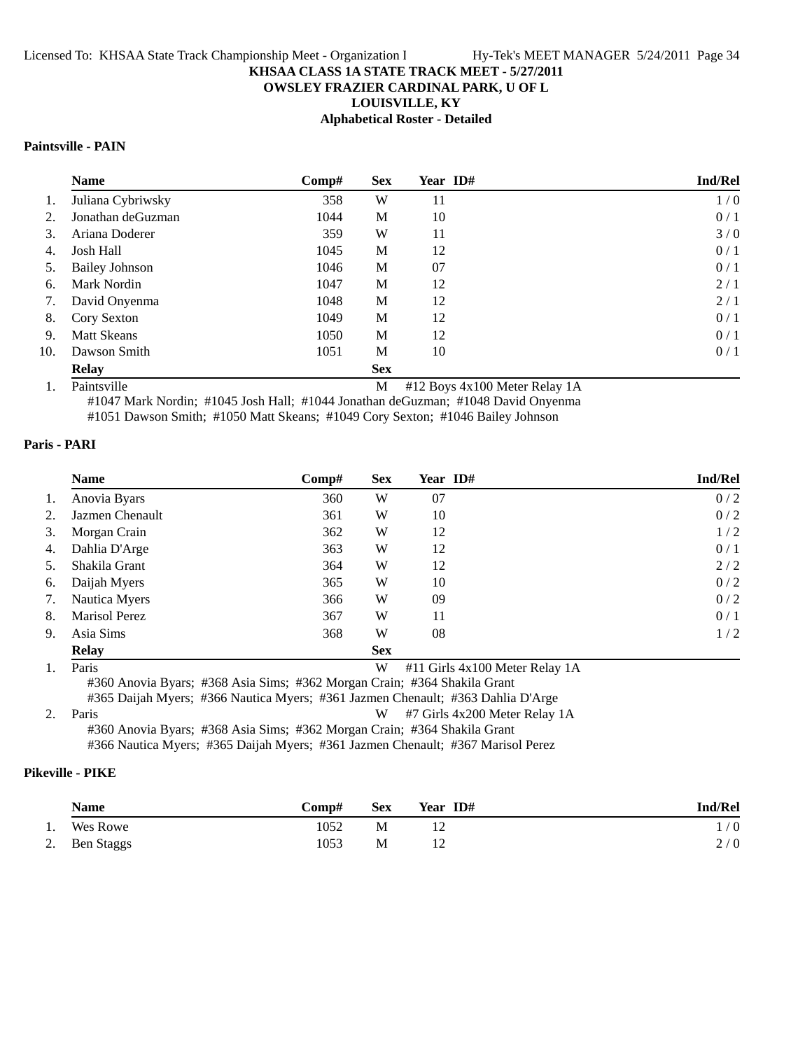KHSAA CLASS 1A STATE TRACK MEET - 5/27/2011
OWSLEY FRAZIER CARDINAL PARK, U OF L
LOUISVILLE, KY
**Alphabetical Roster - Detailed**

## Paintsville - PAIN

| | Name | Comp# | Sex | Year | ID# | Ind/Rel |
|---|---|---|---|---|---|---|
| 1. | Juliana Cybriwsky | 358 | W | 11 | | 1 / 0 |
| 2. | Jonathan deGuzman | 1044 | M | 10 | | 0 / 1 |
| 3. | Ariana Doderer | 359 | W | 11 | | 3 / 0 |
| 4. | Josh Hall | 1045 | M | 12 | | 0 / 1 |
| 5. | Bailey Johnson | 1046 | M | 07 | | 0 / 1 |
| 6. | Mark Nordin | 1047 | M | 12 | | 2 / 1 |
| 7. | David Onyenma | 1048 | M | 12 | | 2 / 1 |
| 8. | Cory Sexton | 1049 | M | 12 | | 0 / 1 |
| 9. | Matt Skeans | 1050 | M | 12 | | 0 / 1 |
| 10. | Dawson Smith | 1051 | M | 10 | | 0 / 1 |

| | Relay | Sex | |
|---|---|---|---|
| 1. | Paintsville | M | #12 Boys 4x100 Meter Relay 1A |

#1047 Mark Nordin; #1045 Josh Hall; #1044 Jonathan deGuzman; #1048 David Onyenma
#1051 Dawson Smith; #1050 Matt Skeans; #1049 Cory Sexton; #1046 Bailey Johnson

## Paris - PARI

| | Name | Comp# | Sex | Year | ID# | Ind/Rel |
|---|---|---|---|---|---|---|
| 1. | Anovia Byars | 360 | W | 07 | | 0 / 2 |
| 2. | Jazmen Chenault | 361 | W | 10 | | 0 / 2 |
| 3. | Morgan Crain | 362 | W | 12 | | 1 / 2 |
| 4. | Dahlia D'Arge | 363 | W | 12 | | 0 / 1 |
| 5. | Shakila Grant | 364 | W | 12 | | 2 / 2 |
| 6. | Daijah Myers | 365 | W | 10 | | 0 / 2 |
| 7. | Nautica Myers | 366 | W | 09 | | 0 / 2 |
| 8. | Marisol Perez | 367 | W | 11 | | 0 / 1 |
| 9. | Asia Sims | 368 | W | 08 | | 1 / 2 |

| | Relay | Sex | |
|---|---|---|---|
| 1. | Paris | W | #11 Girls 4x100 Meter Relay 1A |

#360 Anovia Byars; #368 Asia Sims; #362 Morgan Crain; #364 Shakila Grant
#365 Daijah Myers; #366 Nautica Myers; #361 Jazmen Chenault; #363 Dahlia D'Arge

| | Relay | Sex | |
|---|---|---|---|
| 2. | Paris | W | #7 Girls 4x200 Meter Relay 1A |

#360 Anovia Byars; #368 Asia Sims; #362 Morgan Crain; #364 Shakila Grant
#366 Nautica Myers; #365 Daijah Myers; #361 Jazmen Chenault; #367 Marisol Perez

## Pikeville - PIKE

| | Name | Comp# | Sex | Year | ID# | Ind/Rel |
|---|---|---|---|---|---|---|
| 1. | Wes Rowe | 1052 | M | 12 | | 1 / 0 |
| 2. | Ben Staggs | 1053 | M | 12 | | 2 / 0 |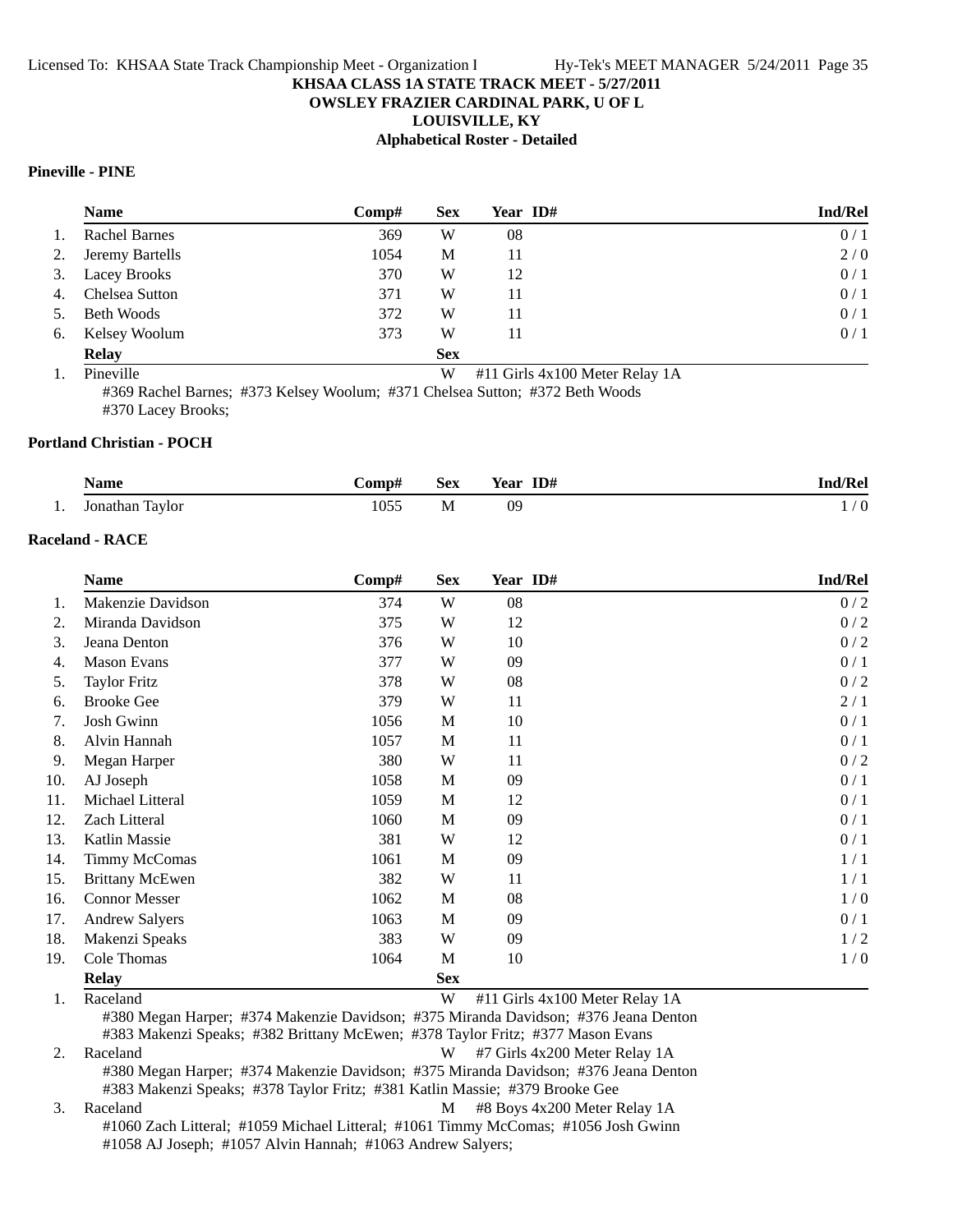**KHSAA CLASS 1A STATE TRACK MEET - 5/27/2011**
**OWSLEY FRAZIER CARDINAL PARK, U OF L**
**LOUISVILLE, KY**
**Alphabetical Roster - Detailed**

### Pineville - PINE

| | Name | Comp# | Sex | Year | ID# | Ind/Rel |
|---|---|---|---|---|---|---|
| 1. | Rachel Barnes | 369 | W | 08 | | 0 / 1 |
| 2. | Jeremy Bartells | 1054 | M | 11 | | 2 / 0 |
| 3. | Lacey Brooks | 370 | W | 12 | | 0 / 1 |
| 4. | Chelsea Sutton | 371 | W | 11 | | 0 / 1 |
| 5. | Beth Woods | 372 | W | 11 | | 0 / 1 |
| 6. | Kelsey Woolum | 373 | W | 11 | | 0 / 1 |

| | Relay | Sex | |
|---|---|---|---|
| 1. | Pineville | W | #11 Girls 4x100 Meter Relay 1A |

#369 Rachel Barnes; #373 Kelsey Woolum; #371 Chelsea Sutton; #372 Beth Woods
#370 Lacey Brooks;

### Portland Christian - POCH

| | Name | Comp# | Sex | Year | ID# | Ind/Rel |
|---|---|---|---|---|---|---|
| 1. | Jonathan Taylor | 1055 | M | 09 | | 1 / 0 |

### Raceland - RACE

| | Name | Comp# | Sex | Year | ID# | Ind/Rel |
|---|---|---|---|---|---|---|
| 1. | Makenzie Davidson | 374 | W | 08 | | 0 / 2 |
| 2. | Miranda Davidson | 375 | W | 12 | | 0 / 2 |
| 3. | Jeana Denton | 376 | W | 10 | | 0 / 2 |
| 4. | Mason Evans | 377 | W | 09 | | 0 / 1 |
| 5. | Taylor Fritz | 378 | W | 08 | | 0 / 2 |
| 6. | Brooke Gee | 379 | W | 11 | | 2 / 1 |
| 7. | Josh Gwinn | 1056 | M | 10 | | 0 / 1 |
| 8. | Alvin Hannah | 1057 | M | 11 | | 0 / 1 |
| 9. | Megan Harper | 380 | W | 11 | | 0 / 2 |
| 10. | AJ Joseph | 1058 | M | 09 | | 0 / 1 |
| 11. | Michael Litteral | 1059 | M | 12 | | 0 / 1 |
| 12. | Zach Litteral | 1060 | M | 09 | | 0 / 1 |
| 13. | Katlin Massie | 381 | W | 12 | | 0 / 1 |
| 14. | Timmy McComas | 1061 | M | 09 | | 1 / 1 |
| 15. | Brittany McEwen | 382 | W | 11 | | 1 / 1 |
| 16. | Connor Messer | 1062 | M | 08 | | 1 / 0 |
| 17. | Andrew Salyers | 1063 | M | 09 | | 0 / 1 |
| 18. | Makenzi Speaks | 383 | W | 09 | | 1 / 2 |
| 19. | Cole Thomas | 1064 | M | 10 | | 1 / 0 |

| | Relay | Sex | |
|---|---|---|---|
| 1. | Raceland | W | #11 Girls 4x100 Meter Relay 1A |
| 2. | Raceland | W | #7 Girls 4x200 Meter Relay 1A |
| 3. | Raceland | M | #8 Boys 4x200 Meter Relay 1A |

1. #380 Megan Harper; #374 Makenzie Davidson; #375 Miranda Davidson; #376 Jeana Denton
#383 Makenzi Speaks; #382 Brittany McEwen; #378 Taylor Fritz; #377 Mason Evans

2. #380 Megan Harper; #374 Makenzie Davidson; #375 Miranda Davidson; #376 Jeana Denton
#383 Makenzi Speaks; #378 Taylor Fritz; #381 Katlin Massie; #379 Brooke Gee

3. #1060 Zach Litteral; #1059 Michael Litteral; #1061 Timmy McComas; #1056 Josh Gwinn
#1058 AJ Joseph; #1057 Alvin Hannah; #1063 Andrew Salyers;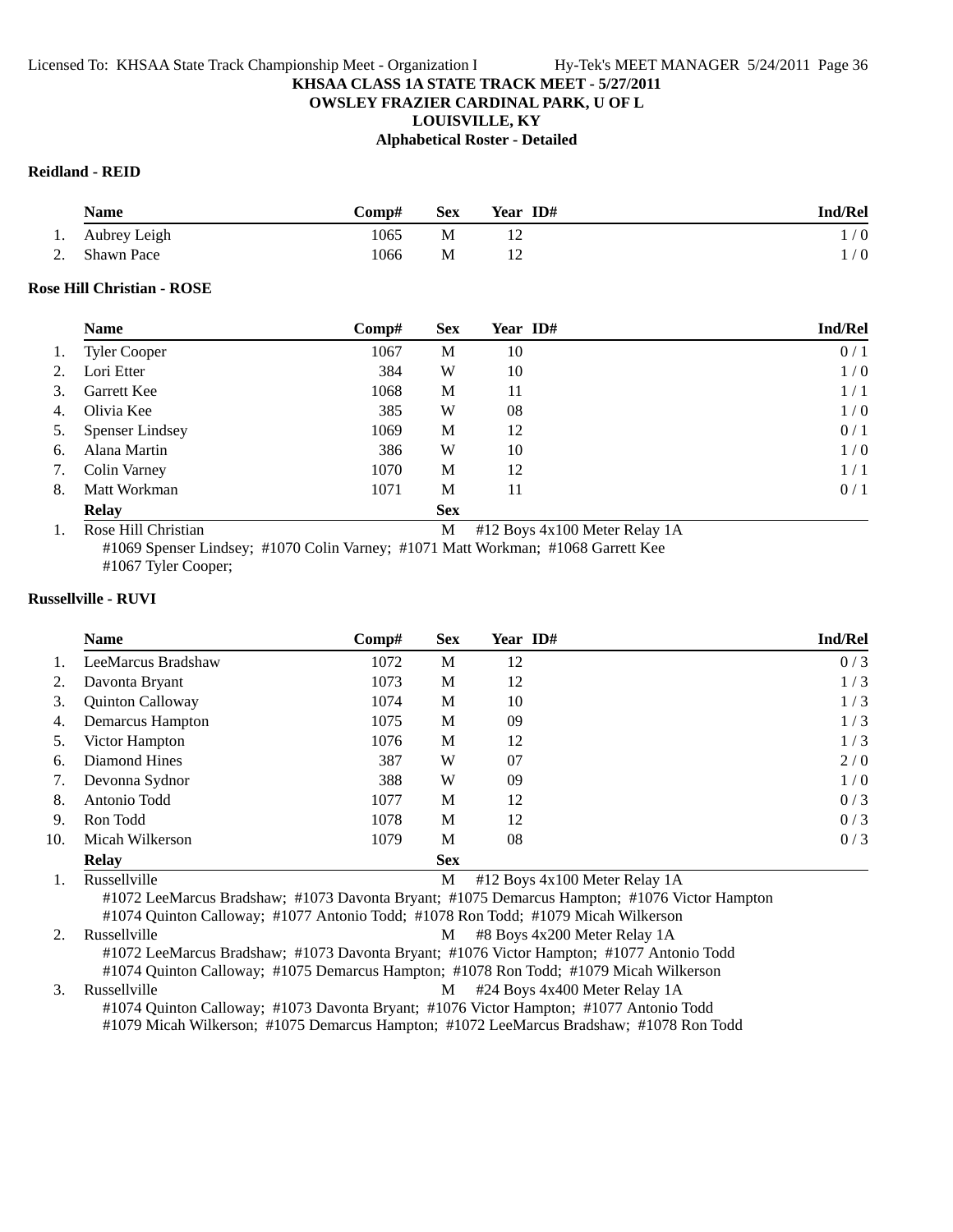# KHSAA CLASS 1A STATE TRACK MEET - 5/27/2011
## OWSLEY FRAZIER CARDINAL PARK, U OF L
## LOUISVILLE, KY
## Alphabetical Roster - Detailed

### Reidland - REID

| | Name | Comp# | Sex | Year | ID# | Ind/Rel |
|---|---|---|---|---|---|---|
| 1. | Aubrey Leigh | 1065 | M | 12 | | 1 / 0 |
| 2. | Shawn Pace | 1066 | M | 12 | | 1 / 0 |

### Rose Hill Christian - ROSE

| | Name | Comp# | Sex | Year | ID# | Ind/Rel |
|---|---|---|---|---|---|---|
| 1. | Tyler Cooper | 1067 | M | 10 | | 0 / 1 |
| 2. | Lori Etter | 384 | W | 10 | | 1 / 0 |
| 3. | Garrett Kee | 1068 | M | 11 | | 1 / 1 |
| 4. | Olivia Kee | 385 | W | 08 | | 1 / 0 |
| 5. | Spenser Lindsey | 1069 | M | 12 | | 0 / 1 |
| 6. | Alana Martin | 386 | W | 10 | | 1 / 0 |
| 7. | Colin Varney | 1070 | M | 12 | | 1 / 1 |
| 8. | Matt Workman | 1071 | M | 11 | | 0 / 1 |

| | Relay | Sex | |
|---|---|---|---|
| 1. | Rose Hill Christian | M | #12 Boys 4x100 Meter Relay 1A |

#1069 Spenser Lindsey; #1070 Colin Varney; #1071 Matt Workman; #1068 Garrett Kee
#1067 Tyler Cooper;

### Russellville - RUVI

| | Name | Comp# | Sex | Year | ID# | Ind/Rel |
|---|---|---|---|---|---|---|
| 1. | LeeMarcus Bradshaw | 1072 | M | 12 | | 0 / 3 |
| 2. | Davonta Bryant | 1073 | M | 12 | | 1 / 3 |
| 3. | Quinton Calloway | 1074 | M | 10 | | 1 / 3 |
| 4. | Demarcus Hampton | 1075 | M | 09 | | 1 / 3 |
| 5. | Victor Hampton | 1076 | M | 12 | | 1 / 3 |
| 6. | Diamond Hines | 387 | W | 07 | | 2 / 0 |
| 7. | Devonna Sydnor | 388 | W | 09 | | 1 / 0 |
| 8. | Antonio Todd | 1077 | M | 12 | | 0 / 3 |
| 9. | Ron Todd | 1078 | M | 12 | | 0 / 3 |
| 10. | Micah Wilkerson | 1079 | M | 08 | | 0 / 3 |

| | Relay | Sex | |
|---|---|---|---|
| 1. | Russellville | M | #12 Boys 4x100 Meter Relay 1A |

#1072 LeeMarcus Bradshaw; #1073 Davonta Bryant; #1075 Demarcus Hampton; #1076 Victor Hampton
#1074 Quinton Calloway; #1077 Antonio Todd; #1078 Ron Todd; #1079 Micah Wilkerson

| | Relay | Sex | |
|---|---|---|---|
| 2. | Russellville | M | #8 Boys 4x200 Meter Relay 1A |

#1072 LeeMarcus Bradshaw; #1073 Davonta Bryant; #1076 Victor Hampton; #1077 Antonio Todd
#1074 Quinton Calloway; #1075 Demarcus Hampton; #1078 Ron Todd; #1079 Micah Wilkerson

| | Relay | Sex | |
|---|---|---|---|
| 3. | Russellville | M | #24 Boys 4x400 Meter Relay 1A |

#1074 Quinton Calloway; #1073 Davonta Bryant; #1076 Victor Hampton; #1077 Antonio Todd
#1079 Micah Wilkerson; #1075 Demarcus Hampton; #1072 LeeMarcus Bradshaw; #1078 Ron Todd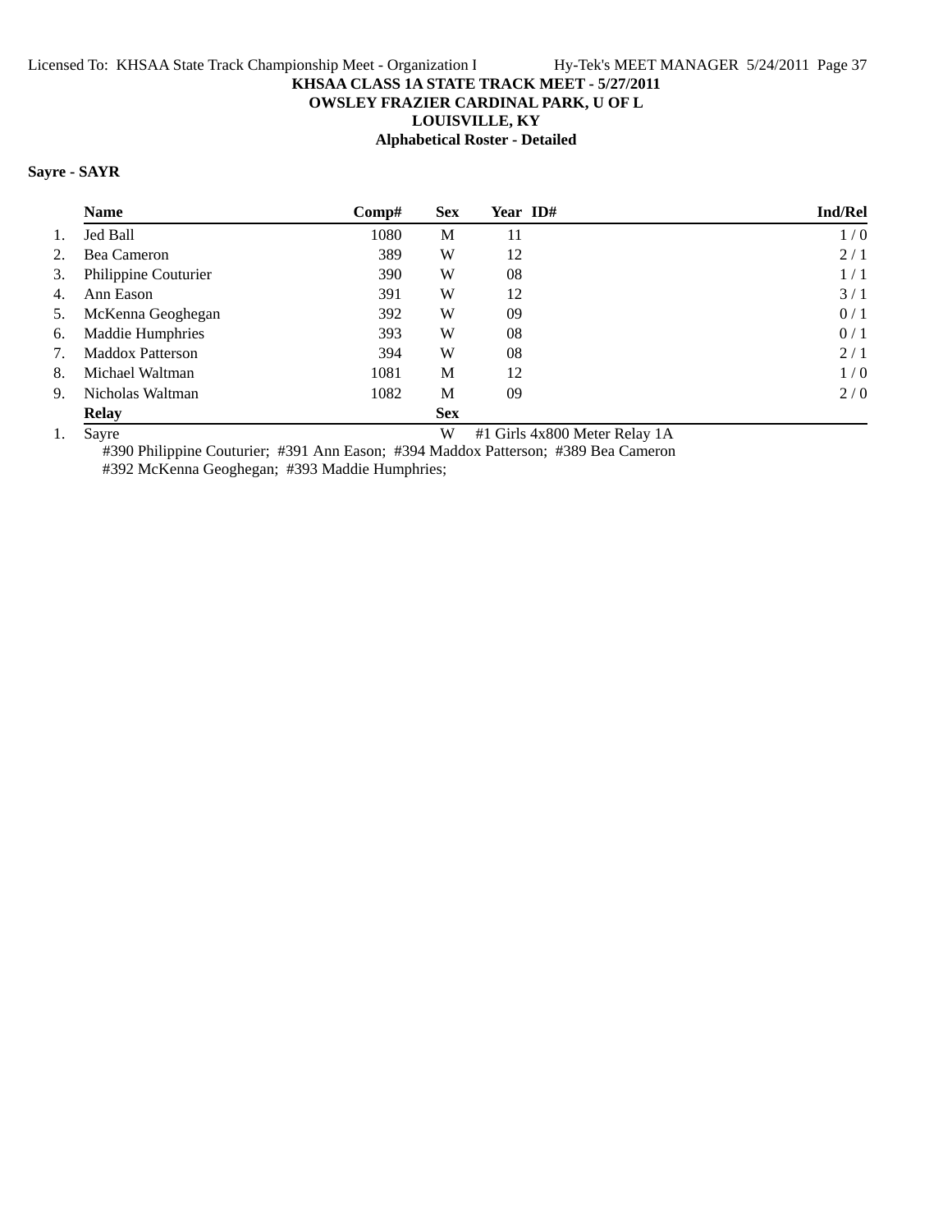**KHSAA CLASS 1A STATE TRACK MEET - 5/27/2011**
**OWSLEY FRAZIER CARDINAL PARK, U OF L**
**LOUISVILLE, KY**
**Alphabetical Roster - Detailed**

**Sayre - SAYR**

| | Name | Comp# | Sex | Year | ID# | Ind/Rel |
|---|---|---|---|---|---|---|
| 1. | Jed Ball | 1080 | M | 11 | | 1 / 0 |
| 2. | Bea Cameron | 389 | W | 12 | | 2 / 1 |
| 3. | Philippine Couturier | 390 | W | 08 | | 1 / 1 |
| 4. | Ann Eason | 391 | W | 12 | | 3 / 1 |
| 5. | McKenna Geoghegan | 392 | W | 09 | | 0 / 1 |
| 6. | Maddie Humphries | 393 | W | 08 | | 0 / 1 |
| 7. | Maddox Patterson | 394 | W | 08 | | 2 / 1 |
| 8. | Michael Waltman | 1081 | M | 12 | | 1 / 0 |
| 9. | Nicholas Waltman | 1082 | M | 09 | | 2 / 0 |

| | Relay | Sex | |
|---|---|---|---|
| 1. | Sayre | W | #1 Girls 4x800 Meter Relay 1A |

#390 Philippine Couturier; #391 Ann Eason; #394 Maddox Patterson; #389 Bea Cameron
#392 McKenna Geoghegan; #393 Maddie Humphries;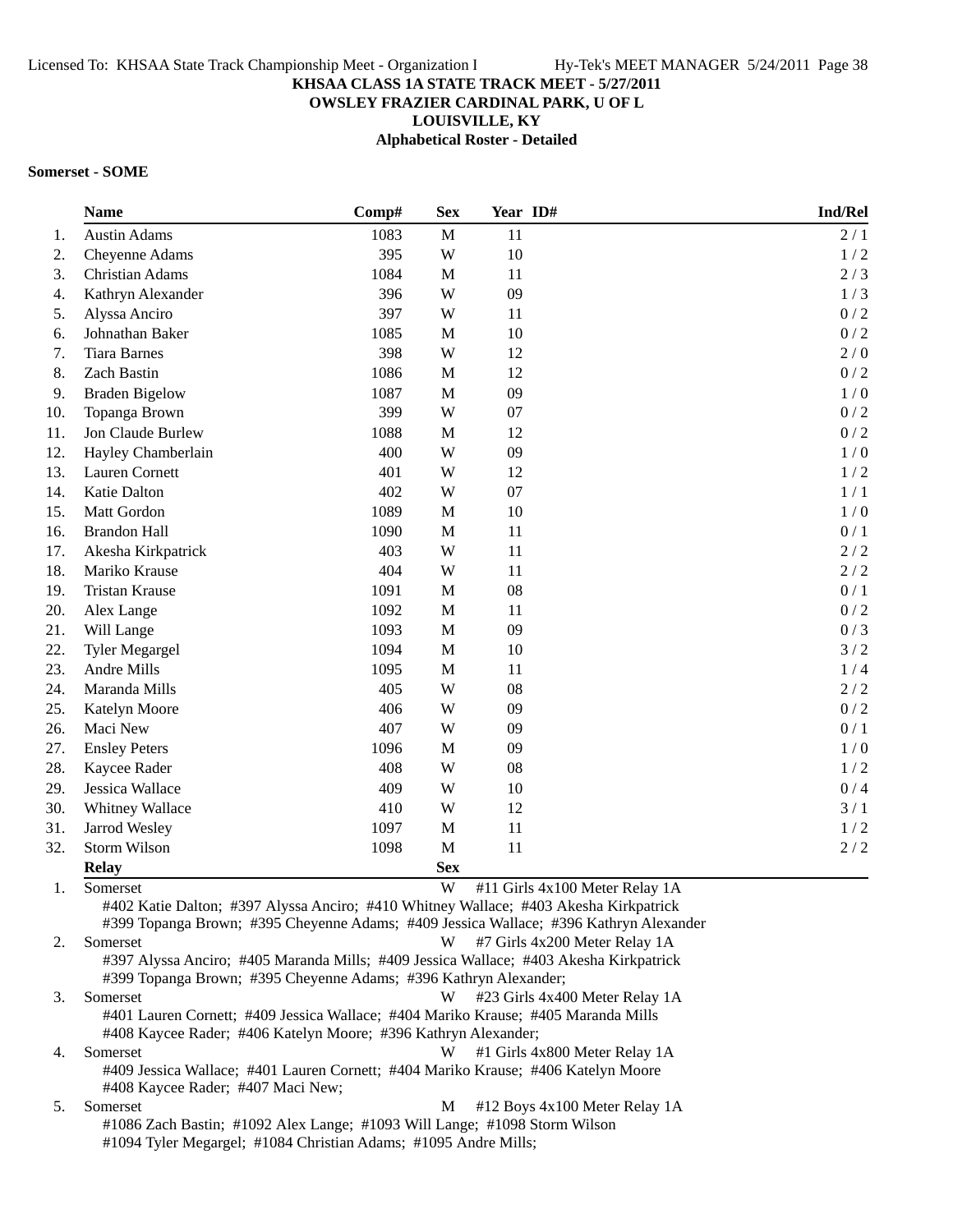**KHSAA CLASS 1A STATE TRACK MEET - 5/27/2011**
**OWSLEY FRAZIER CARDINAL PARK, U OF L**
**LOUISVILLE, KY**
**Alphabetical Roster - Detailed**

**Somerset - SOME**

| | Name | Comp# | Sex | Year | ID# | Ind/Rel |
|---|---|---|---|---|---|---|
| 1. | Austin Adams | 1083 | M | 11 | | 2 / 1 |
| 2. | Cheyenne Adams | 395 | W | 10 | | 1 / 2 |
| 3. | Christian Adams | 1084 | M | 11 | | 2 / 3 |
| 4. | Kathryn Alexander | 396 | W | 09 | | 1 / 3 |
| 5. | Alyssa Anciro | 397 | W | 11 | | 0 / 2 |
| 6. | Johnathan Baker | 1085 | M | 10 | | 0 / 2 |
| 7. | Tiara Barnes | 398 | W | 12 | | 2 / 0 |
| 8. | Zach Bastin | 1086 | M | 12 | | 0 / 2 |
| 9. | Braden Bigelow | 1087 | M | 09 | | 1 / 0 |
| 10. | Topanga Brown | 399 | W | 07 | | 0 / 2 |
| 11. | Jon Claude Burlew | 1088 | M | 12 | | 0 / 2 |
| 12. | Hayley Chamberlain | 400 | W | 09 | | 1 / 0 |
| 13. | Lauren Cornett | 401 | W | 12 | | 1 / 2 |
| 14. | Katie Dalton | 402 | W | 07 | | 1 / 1 |
| 15. | Matt Gordon | 1089 | M | 10 | | 1 / 0 |
| 16. | Brandon Hall | 1090 | M | 11 | | 0 / 1 |
| 17. | Akesha Kirkpatrick | 403 | W | 11 | | 2 / 2 |
| 18. | Mariko Krause | 404 | W | 11 | | 2 / 2 |
| 19. | Tristan Krause | 1091 | M | 08 | | 0 / 1 |
| 20. | Alex Lange | 1092 | M | 11 | | 0 / 2 |
| 21. | Will Lange | 1093 | M | 09 | | 0 / 3 |
| 22. | Tyler Megargel | 1094 | M | 10 | | 3 / 2 |
| 23. | Andre Mills | 1095 | M | 11 | | 1 / 4 |
| 24. | Maranda Mills | 405 | W | 08 | | 2 / 2 |
| 25. | Katelyn Moore | 406 | W | 09 | | 0 / 2 |
| 26. | Maci New | 407 | W | 09 | | 0 / 1 |
| 27. | Ensley Peters | 1096 | M | 09 | | 1 / 0 |
| 28. | Kaycee Rader | 408 | W | 08 | | 1 / 2 |
| 29. | Jessica Wallace | 409 | W | 10 | | 0 / 4 |
| 30. | Whitney Wallace | 410 | W | 12 | | 3 / 1 |
| 31. | Jarrod Wesley | 1097 | M | 11 | | 1 / 2 |
| 32. | Storm Wilson | 1098 | M | 11 | | 2 / 2 |

| | Relay | Sex | Event |
|---|---|---|---|
| 1. | Somerset | W | #11 Girls 4x100 Meter Relay 1A |
| | #402 Katie Dalton; #397 Alyssa Anciro; #410 Whitney Wallace; #403 Akesha Kirkpatrick #399 Topanga Brown; #395 Cheyenne Adams; #409 Jessica Wallace; #396 Kathryn Alexander | | |
| 2. | Somerset | W | #7 Girls 4x200 Meter Relay 1A |
| | #397 Alyssa Anciro; #405 Maranda Mills; #409 Jessica Wallace; #403 Akesha Kirkpatrick #399 Topanga Brown; #395 Cheyenne Adams; #396 Kathryn Alexander; | | |
| 3. | Somerset | W | #23 Girls 4x400 Meter Relay 1A |
| | #401 Lauren Cornett; #409 Jessica Wallace; #404 Mariko Krause; #405 Maranda Mills #408 Kaycee Rader; #406 Katelyn Moore; #396 Kathryn Alexander; | | |
| 4. | Somerset | W | #1 Girls 4x800 Meter Relay 1A |
| | #409 Jessica Wallace; #401 Lauren Cornett; #404 Mariko Krause; #406 Katelyn Moore #408 Kaycee Rader; #407 Maci New; | | |
| 5. | Somerset | M | #12 Boys 4x100 Meter Relay 1A |
| | #1086 Zach Bastin; #1092 Alex Lange; #1093 Will Lange; #1098 Storm Wilson #1094 Tyler Megargel; #1084 Christian Adams; #1095 Andre Mills; | | |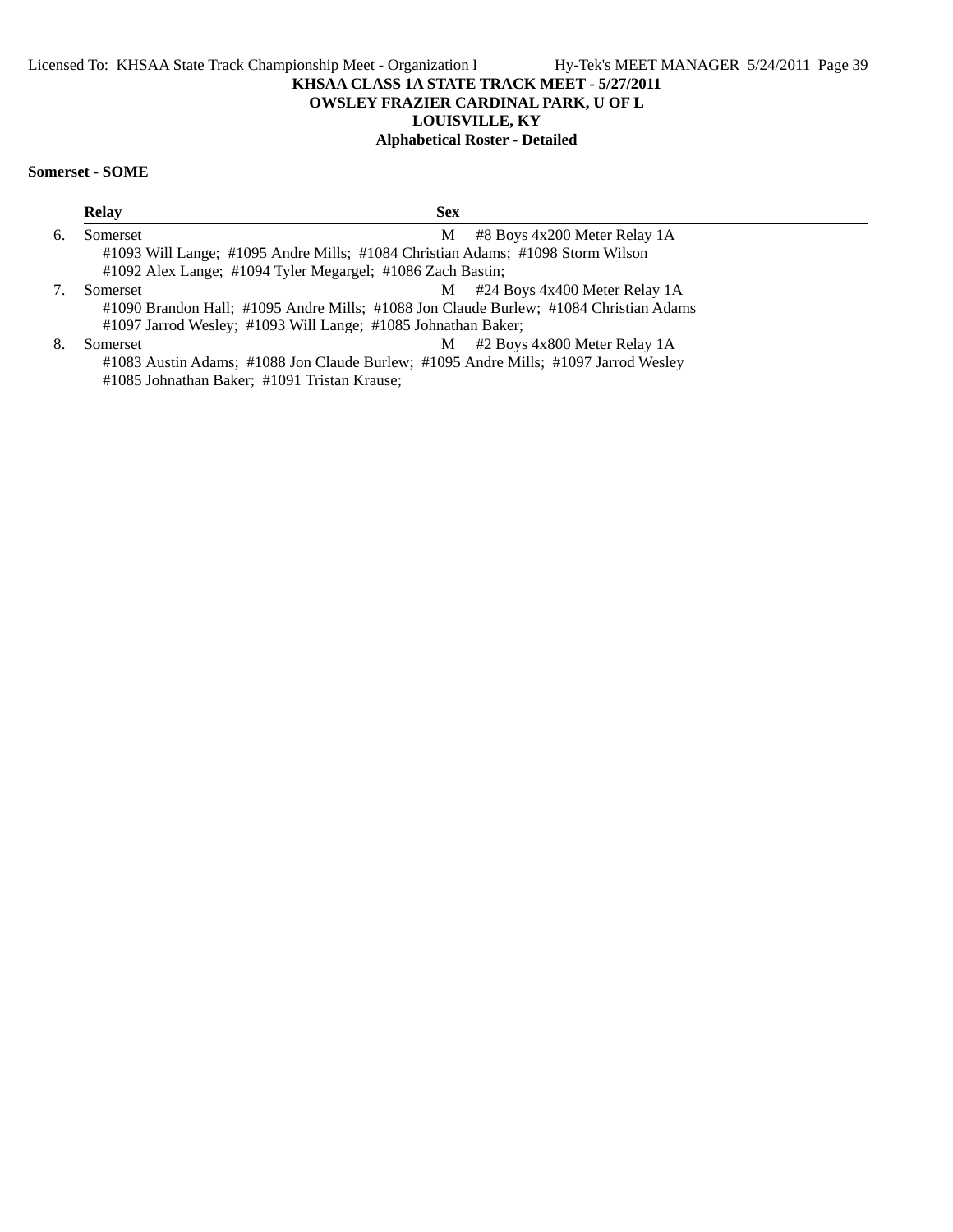KHSAA CLASS 1A STATE TRACK MEET - 5/27/2011
OWSLEY FRAZIER CARDINAL PARK, U OF L
LOUISVILLE, KY
Alphabetical Roster - Detailed

**Somerset - SOME**

| | Relay | Sex | |
|---|---|---|---|
| 6. | Somerset | M | #8 Boys 4x200 Meter Relay 1A |
| | #1093 Will Lange; #1095 Andre Mills; #1084 Christian Adams; #1098 Storm Wilson<br>#1092 Alex Lange; #1094 Tyler Megargel; #1086 Zach Bastin; | | |
| 7. | Somerset | M | #24 Boys 4x400 Meter Relay 1A |
| | #1090 Brandon Hall; #1095 Andre Mills; #1088 Jon Claude Burlew; #1084 Christian Adams<br>#1097 Jarrod Wesley; #1093 Will Lange; #1085 Johnathan Baker; | | |
| 8. | Somerset | M | #2 Boys 4x800 Meter Relay 1A |
| | #1083 Austin Adams; #1088 Jon Claude Burlew; #1095 Andre Mills; #1097 Jarrod Wesley<br>#1085 Johnathan Baker; #1091 Tristan Krause; | | |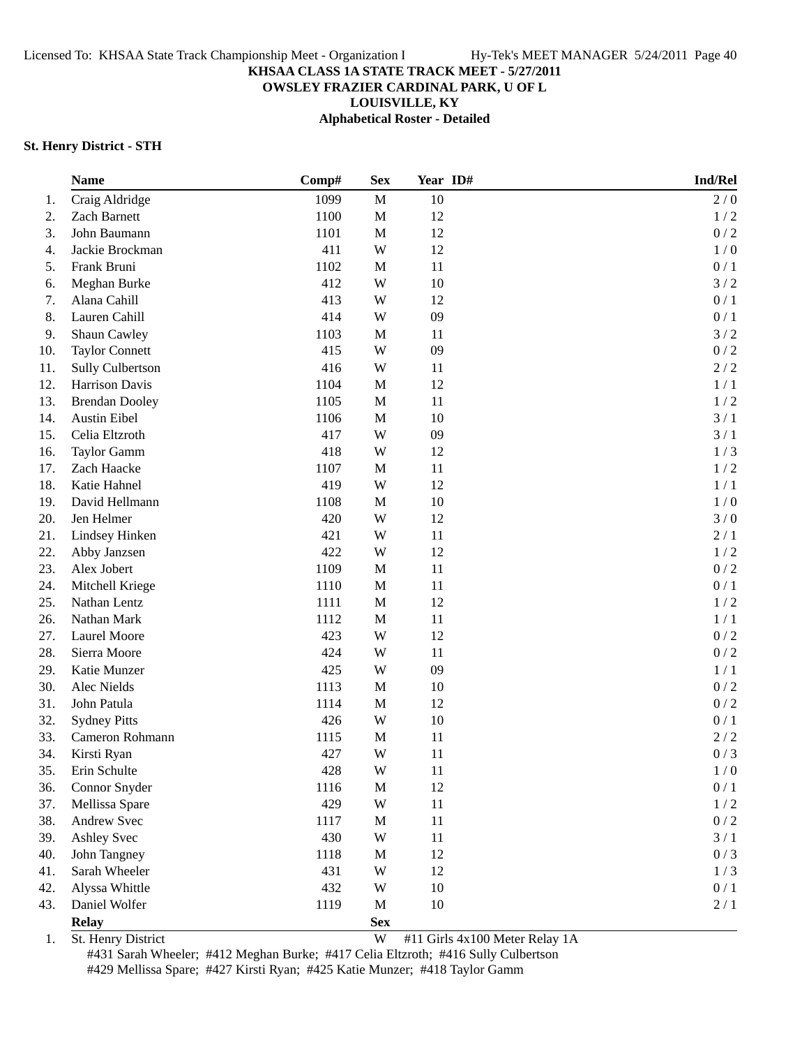**KHSAA CLASS 1A STATE TRACK MEET - 5/27/2011**
**OWSLEY FRAZIER CARDINAL PARK, U OF L**
**LOUISVILLE, KY**
**Alphabetical Roster - Detailed**

### St. Henry District - STH

| | Name | Comp# | Sex | Year | ID# | Ind/Rel |
|---|---|---|---|---|---|---|
| 1. | Craig Aldridge | 1099 | M | 10 | | 2 / 0 |
| 2. | Zach Barnett | 1100 | M | 12 | | 1 / 2 |
| 3. | John Baumann | 1101 | M | 12 | | 0 / 2 |
| 4. | Jackie Brockman | 411 | W | 12 | | 1 / 0 |
| 5. | Frank Bruni | 1102 | M | 11 | | 0 / 1 |
| 6. | Meghan Burke | 412 | W | 10 | | 3 / 2 |
| 7. | Alana Cahill | 413 | W | 12 | | 0 / 1 |
| 8. | Lauren Cahill | 414 | W | 09 | | 0 / 1 |
| 9. | Shaun Cawley | 1103 | M | 11 | | 3 / 2 |
| 10. | Taylor Connett | 415 | W | 09 | | 0 / 2 |
| 11. | Sully Culbertson | 416 | W | 11 | | 2 / 2 |
| 12. | Harrison Davis | 1104 | M | 12 | | 1 / 1 |
| 13. | Brendan Dooley | 1105 | M | 11 | | 1 / 2 |
| 14. | Austin Eibel | 1106 | M | 10 | | 3 / 1 |
| 15. | Celia Eltzroth | 417 | W | 09 | | 3 / 1 |
| 16. | Taylor Gamm | 418 | W | 12 | | 1 / 3 |
| 17. | Zach Haacke | 1107 | M | 11 | | 1 / 2 |
| 18. | Katie Hahnel | 419 | W | 12 | | 1 / 1 |
| 19. | David Hellmann | 1108 | M | 10 | | 1 / 0 |
| 20. | Jen Helmer | 420 | W | 12 | | 3 / 0 |
| 21. | Lindsey Hinken | 421 | W | 11 | | 2 / 1 |
| 22. | Abby Janzsen | 422 | W | 12 | | 1 / 2 |
| 23. | Alex Jobert | 1109 | M | 11 | | 0 / 2 |
| 24. | Mitchell Kriege | 1110 | M | 11 | | 0 / 1 |
| 25. | Nathan Lentz | 1111 | M | 12 | | 1 / 2 |
| 26. | Nathan Mark | 1112 | M | 11 | | 1 / 1 |
| 27. | Laurel Moore | 423 | W | 12 | | 0 / 2 |
| 28. | Sierra Moore | 424 | W | 11 | | 0 / 2 |
| 29. | Katie Munzer | 425 | W | 09 | | 1 / 1 |
| 30. | Alec Nields | 1113 | M | 10 | | 0 / 2 |
| 31. | John Patula | 1114 | M | 12 | | 0 / 2 |
| 32. | Sydney Pitts | 426 | W | 10 | | 0 / 1 |
| 33. | Cameron Rohmann | 1115 | M | 11 | | 2 / 2 |
| 34. | Kirsti Ryan | 427 | W | 11 | | 0 / 3 |
| 35. | Erin Schulte | 428 | W | 11 | | 1 / 0 |
| 36. | Connor Snyder | 1116 | M | 12 | | 0 / 1 |
| 37. | Mellissa Spare | 429 | W | 11 | | 1 / 2 |
| 38. | Andrew Svec | 1117 | M | 11 | | 0 / 2 |
| 39. | Ashley Svec | 430 | W | 11 | | 3 / 1 |
| 40. | John Tangney | 1118 | M | 12 | | 0 / 3 |
| 41. | Sarah Wheeler | 431 | W | 12 | | 1 / 3 |
| 42. | Alyssa Whittle | 432 | W | 10 | | 0 / 1 |
| 43. | Daniel Wolfer | 1119 | M | 10 | | 2 / 1 |

| | Relay | Sex | |
|---|---|---|---|
| 1. | St. Henry District | W | #11 Girls 4x100 Meter Relay 1A |

#431 Sarah Wheeler; #412 Meghan Burke; #417 Celia Eltzroth; #416 Sully Culbertson
#429 Mellissa Spare; #427 Kirsti Ryan; #425 Katie Munzer; #418 Taylor Gamm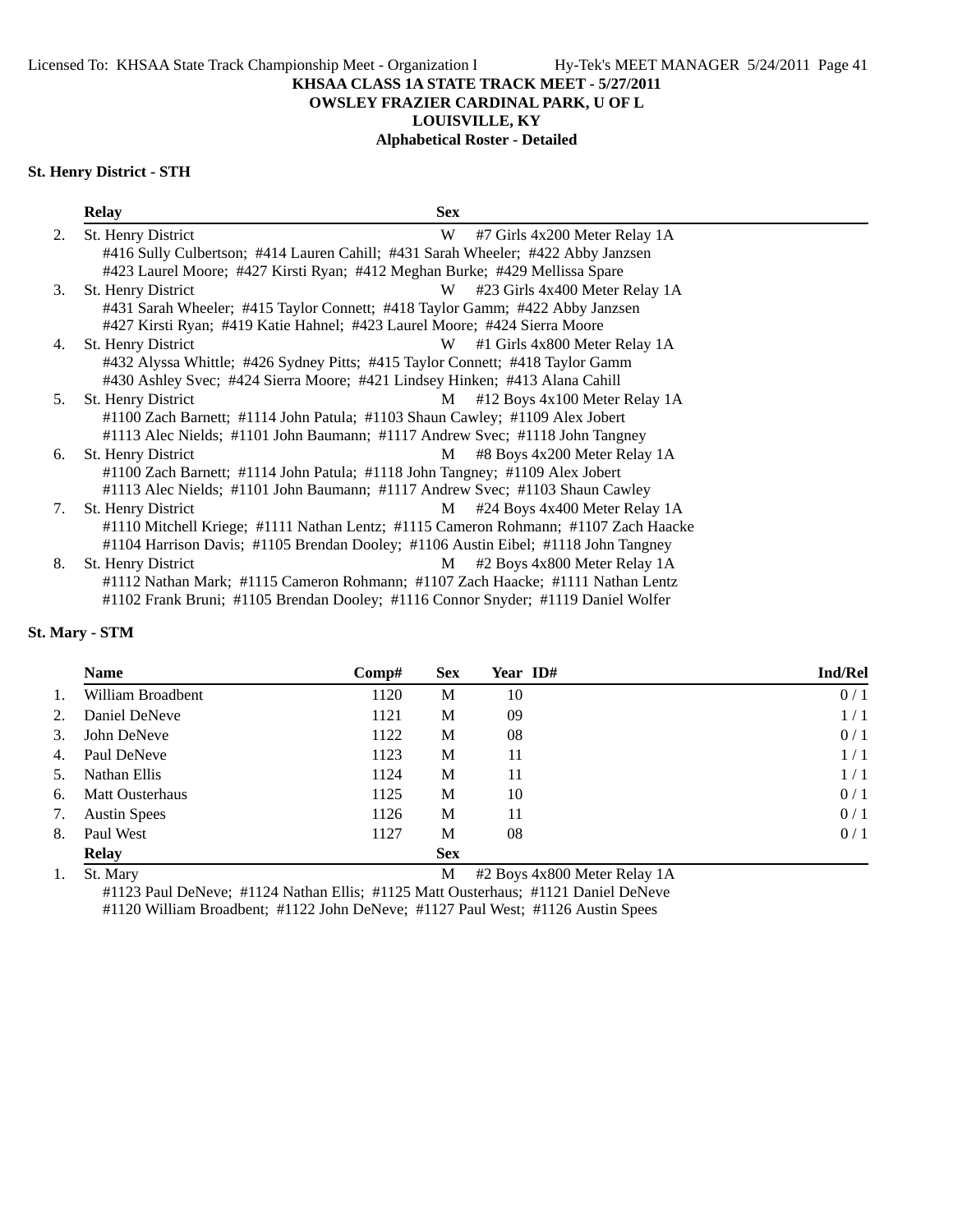# KHSAA CLASS 1A STATE TRACK MEET - 5/27/2011

## OWSLEY FRAZIER CARDINAL PARK, U OF L

## LOUISVILLE, KY

## Alphabetical Roster - Detailed

### St. Henry District - STH

| | Relay | Sex | |
|---|---|---|---|
| 2. | St. Henry District | W | #7 Girls 4x200 Meter Relay 1A |
| | #416 Sully Culbertson; #414 Lauren Cahill; #431 Sarah Wheeler; #422 Abby Janzsen<br>#423 Laurel Moore; #427 Kirsti Ryan; #412 Meghan Burke; #429 Mellissa Spare | | |
| 3. | St. Henry District | W | #23 Girls 4x400 Meter Relay 1A |
| | #431 Sarah Wheeler; #415 Taylor Connett; #418 Taylor Gamm; #422 Abby Janzsen<br>#427 Kirsti Ryan; #419 Katie Hahnel; #423 Laurel Moore; #424 Sierra Moore | | |
| 4. | St. Henry District | W | #1 Girls 4x800 Meter Relay 1A |
| | #432 Alyssa Whittle; #426 Sydney Pitts; #415 Taylor Connett; #418 Taylor Gamm<br>#430 Ashley Svec; #424 Sierra Moore; #421 Lindsey Hinken; #413 Alana Cahill | | |
| 5. | St. Henry District | M | #12 Boys 4x100 Meter Relay 1A |
| | #1100 Zach Barnett; #1114 John Patula; #1103 Shaun Cawley; #1109 Alex Jobert<br>#1113 Alec Nields; #1101 John Baumann; #1117 Andrew Svec; #1118 John Tangney | | |
| 6. | St. Henry District | M | #8 Boys 4x200 Meter Relay 1A |
| | #1100 Zach Barnett; #1114 John Patula; #1118 John Tangney; #1109 Alex Jobert<br>#1113 Alec Nields; #1101 John Baumann; #1117 Andrew Svec; #1103 Shaun Cawley | | |
| 7. | St. Henry District | M | #24 Boys 4x400 Meter Relay 1A |
| | #1110 Mitchell Kriege; #1111 Nathan Lentz; #1115 Cameron Rohmann; #1107 Zach Haacke<br>#1104 Harrison Davis; #1105 Brendan Dooley; #1106 Austin Eibel; #1118 John Tangney | | |
| 8. | St. Henry District | M | #2 Boys 4x800 Meter Relay 1A |
| | #1112 Nathan Mark; #1115 Cameron Rohmann; #1107 Zach Haacke; #1111 Nathan Lentz<br>#1102 Frank Bruni; #1105 Brendan Dooley; #1116 Connor Snyder; #1119 Daniel Wolfer | | |

### St. Mary - STM

| | Name | Comp# | Sex | Year | ID# | Ind/Rel |
|---|---|---|---|---|---|---|
| 1. | William Broadbent | 1120 | M | 10 | | 0 / 1 |
| 2. | Daniel DeNeve | 1121 | M | 09 | | 1 / 1 |
| 3. | John DeNeve | 1122 | M | 08 | | 0 / 1 |
| 4. | Paul DeNeve | 1123 | M | 11 | | 1 / 1 |
| 5. | Nathan Ellis | 1124 | M | 11 | | 1 / 1 |
| 6. | Matt Ousterhaus | 1125 | M | 10 | | 0 / 1 |
| 7. | Austin Spees | 1126 | M | 11 | | 0 / 1 |
| 8. | Paul West | 1127 | M | 08 | | 0 / 1 |

| | Relay | Sex | |
|---|---|---|---|
| 1. | St. Mary | M | #2 Boys 4x800 Meter Relay 1A |
| | #1123 Paul DeNeve; #1124 Nathan Ellis; #1125 Matt Ousterhaus; #1121 Daniel DeNeve<br>#1120 William Broadbent; #1122 John DeNeve; #1127 Paul West; #1126 Austin Spees | | |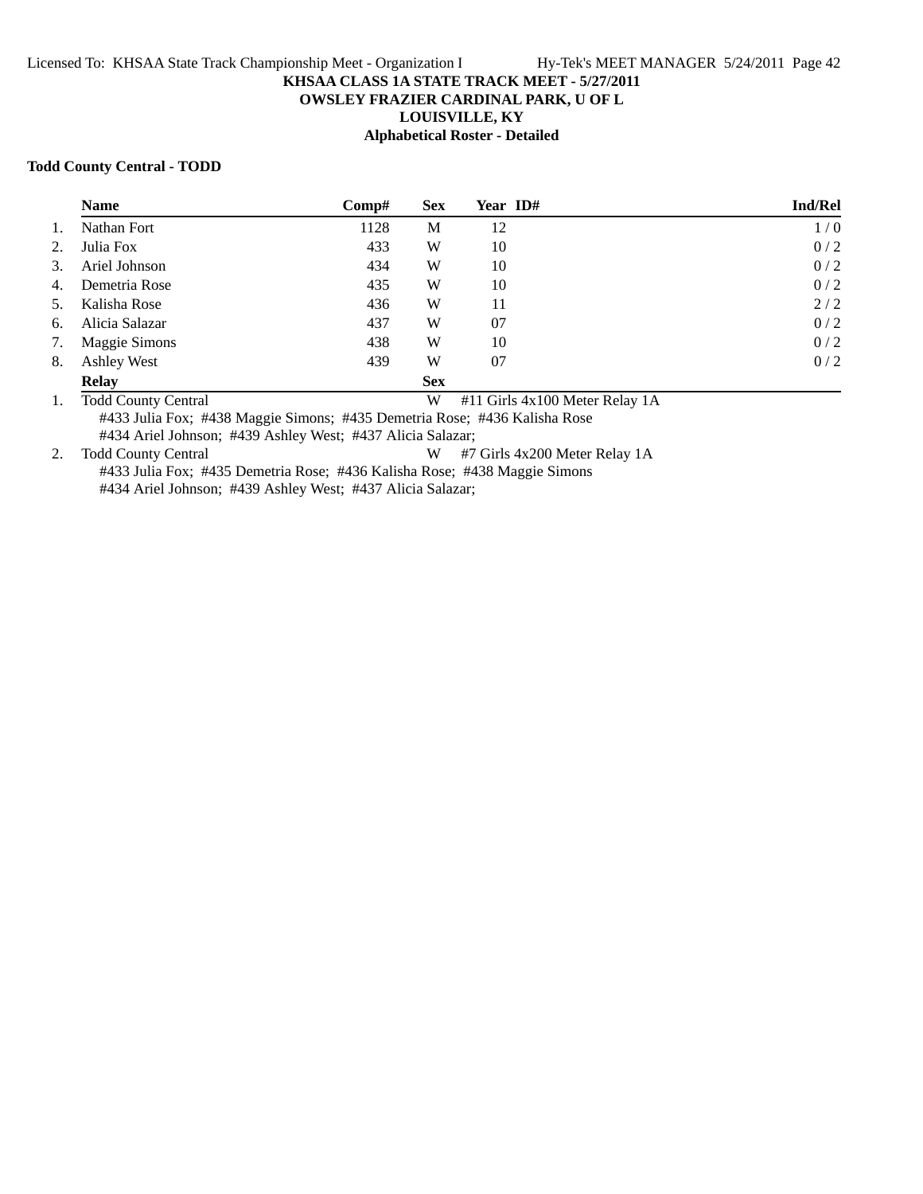**KHSAA CLASS 1A STATE TRACK MEET - 5/27/2011**
**OWSLEY FRAZIER CARDINAL PARK, U OF L**
**LOUISVILLE, KY**
**Alphabetical Roster - Detailed**

**Todd County Central - TODD**

| | Name | Comp# | Sex | Year | ID# | Ind/Rel |
|---|---|---|---|---|---|---|
| 1. | Nathan Fort | 1128 | M | 12 | | 1 / 0 |
| 2. | Julia Fox | 433 | W | 10 | | 0 / 2 |
| 3. | Ariel Johnson | 434 | W | 10 | | 0 / 2 |
| 4. | Demetria Rose | 435 | W | 10 | | 0 / 2 |
| 5. | Kalisha Rose | 436 | W | 11 | | 2 / 2 |
| 6. | Alicia Salazar | 437 | W | 07 | | 0 / 2 |
| 7. | Maggie Simons | 438 | W | 10 | | 0 / 2 |
| 8. | Ashley West | 439 | W | 07 | | 0 / 2 |

| | Relay | Sex | |
|---|---|---|---|
| 1. | Todd County Central | W | #11 Girls 4x100 Meter Relay 1A |

#433 Julia Fox; #438 Maggie Simons; #435 Demetria Rose; #436 Kalisha Rose
#434 Ariel Johnson; #439 Ashley West; #437 Alicia Salazar;

| | Relay | Sex | |
|---|---|---|---|
| 2. | Todd County Central | W | #7 Girls 4x200 Meter Relay 1A |

#433 Julia Fox; #435 Demetria Rose; #436 Kalisha Rose; #438 Maggie Simons
#434 Ariel Johnson; #439 Ashley West; #437 Alicia Salazar;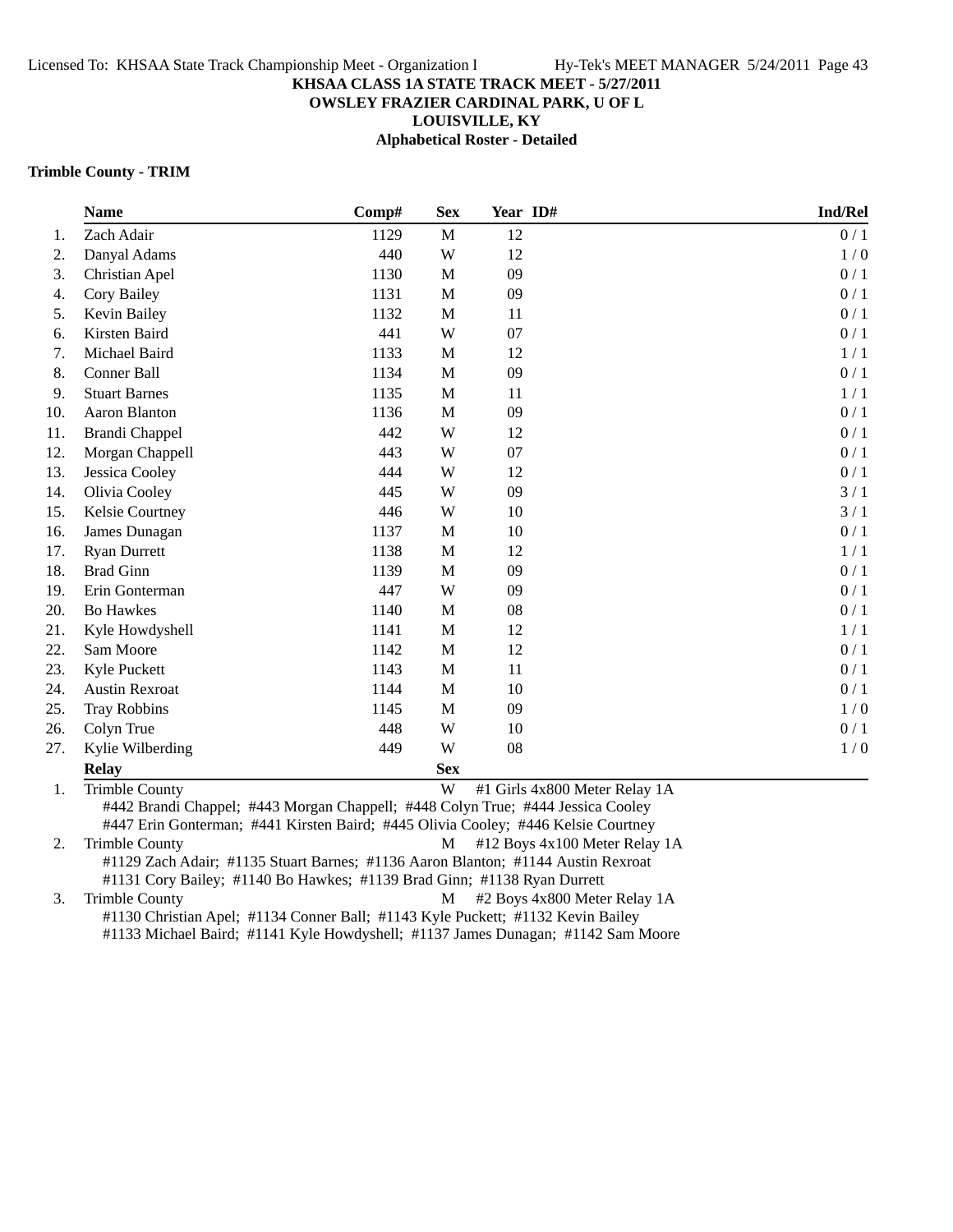**KHSAA CLASS 1A STATE TRACK MEET - 5/27/2011**
**OWSLEY FRAZIER CARDINAL PARK, U OF L**
**LOUISVILLE, KY**
**Alphabetical Roster - Detailed**

### Trimble County - TRIM

| | Name | Comp# | Sex | Year | ID# | Ind/Rel |
|---|---|---|---|---|---|---|
| 1. | Zach Adair | 1129 | M | 12 | | 0 / 1 |
| 2. | Danyal Adams | 440 | W | 12 | | 1 / 0 |
| 3. | Christian Apel | 1130 | M | 09 | | 0 / 1 |
| 4. | Cory Bailey | 1131 | M | 09 | | 0 / 1 |
| 5. | Kevin Bailey | 1132 | M | 11 | | 0 / 1 |
| 6. | Kirsten Baird | 441 | W | 07 | | 0 / 1 |
| 7. | Michael Baird | 1133 | M | 12 | | 1 / 1 |
| 8. | Conner Ball | 1134 | M | 09 | | 0 / 1 |
| 9. | Stuart Barnes | 1135 | M | 11 | | 1 / 1 |
| 10. | Aaron Blanton | 1136 | M | 09 | | 0 / 1 |
| 11. | Brandi Chappel | 442 | W | 12 | | 0 / 1 |
| 12. | Morgan Chappell | 443 | W | 07 | | 0 / 1 |
| 13. | Jessica Cooley | 444 | W | 12 | | 0 / 1 |
| 14. | Olivia Cooley | 445 | W | 09 | | 3 / 1 |
| 15. | Kelsie Courtney | 446 | W | 10 | | 3 / 1 |
| 16. | James Dunagan | 1137 | M | 10 | | 0 / 1 |
| 17. | Ryan Durrett | 1138 | M | 12 | | 1 / 1 |
| 18. | Brad Ginn | 1139 | M | 09 | | 0 / 1 |
| 19. | Erin Gonterman | 447 | W | 09 | | 0 / 1 |
| 20. | Bo Hawkes | 1140 | M | 08 | | 0 / 1 |
| 21. | Kyle Howdyshell | 1141 | M | 12 | | 1 / 1 |
| 22. | Sam Moore | 1142 | M | 12 | | 0 / 1 |
| 23. | Kyle Puckett | 1143 | M | 11 | | 0 / 1 |
| 24. | Austin Rexroat | 1144 | M | 10 | | 0 / 1 |
| 25. | Tray Robbins | 1145 | M | 09 | | 1 / 0 |
| 26. | Colyn True | 448 | W | 10 | | 0 / 1 |
| 27. | Kylie Wilberding | 449 | W | 08 | | 1 / 0 |

| | Relay | Sex | |
|---|---|---|---|
| 1. | Trimble County | W | #1 Girls 4x800 Meter Relay 1A |
| | #442 Brandi Chappel; #443 Morgan Chappell; #448 Colyn True; #444 Jessica Cooley<br>#447 Erin Gonterman; #441 Kirsten Baird; #445 Olivia Cooley; #446 Kelsie Courtney | | |
| 2. | Trimble County | M | #12 Boys 4x100 Meter Relay 1A |
| | #1129 Zach Adair; #1135 Stuart Barnes; #1136 Aaron Blanton; #1144 Austin Rexroat<br>#1131 Cory Bailey; #1140 Bo Hawkes; #1139 Brad Ginn; #1138 Ryan Durrett | | |
| 3. | Trimble County | M | #2 Boys 4x800 Meter Relay 1A |
| | #1130 Christian Apel; #1134 Conner Ball; #1143 Kyle Puckett; #1132 Kevin Bailey<br>#1133 Michael Baird; #1141 Kyle Howdyshell; #1137 James Dunagan; #1142 Sam Moore | | |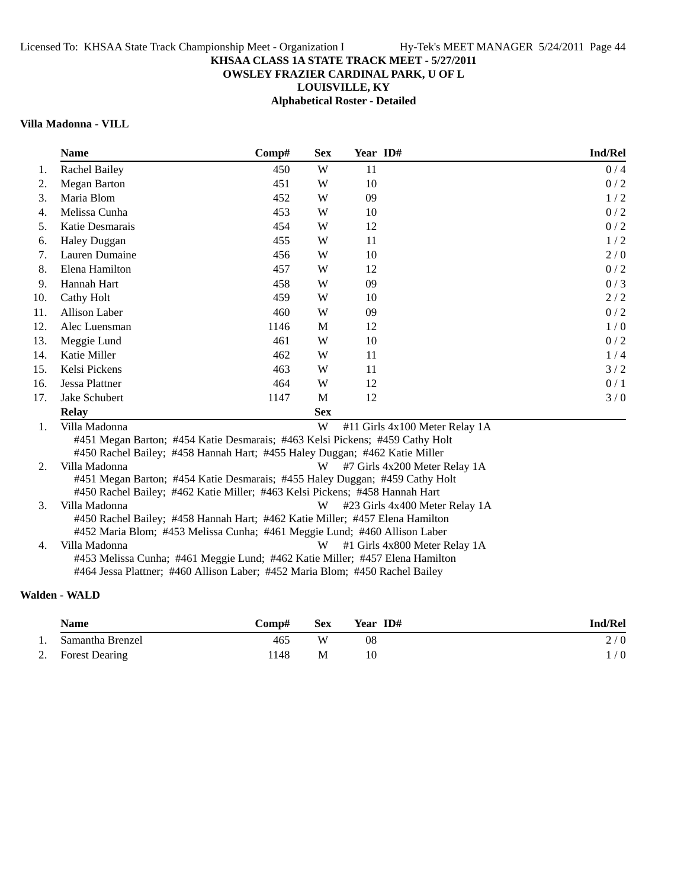**KHSAA CLASS 1A STATE TRACK MEET - 5/27/2011**
**OWSLEY FRAZIER CARDINAL PARK, U OF L**
**LOUISVILLE, KY**
**Alphabetical Roster - Detailed**

### Villa Madonna - VILL

| | Name | Comp# | Sex | Year | ID# | Ind/Rel |
|---|---|---|---|---|---|---|
| 1. | Rachel Bailey | 450 | W | 11 | | 0 / 4 |
| 2. | Megan Barton | 451 | W | 10 | | 0 / 2 |
| 3. | Maria Blom | 452 | W | 09 | | 1 / 2 |
| 4. | Melissa Cunha | 453 | W | 10 | | 0 / 2 |
| 5. | Katie Desmarais | 454 | W | 12 | | 0 / 2 |
| 6. | Haley Duggan | 455 | W | 11 | | 1 / 2 |
| 7. | Lauren Dumaine | 456 | W | 10 | | 2 / 0 |
| 8. | Elena Hamilton | 457 | W | 12 | | 0 / 2 |
| 9. | Hannah Hart | 458 | W | 09 | | 0 / 3 |
| 10. | Cathy Holt | 459 | W | 10 | | 2 / 2 |
| 11. | Allison Laber | 460 | W | 09 | | 0 / 2 |
| 12. | Alec Luensman | 1146 | M | 12 | | 1 / 0 |
| 13. | Meggie Lund | 461 | W | 10 | | 0 / 2 |
| 14. | Katie Miller | 462 | W | 11 | | 1 / 4 |
| 15. | Kelsi Pickens | 463 | W | 11 | | 3 / 2 |
| 16. | Jessa Plattner | 464 | W | 12 | | 0 / 1 |
| 17. | Jake Schubert | 1147 | M | 12 | | 3 / 0 |

| | Relay | Sex | Event |
|---|---|---|---|
| 1. | Villa Madonna | W | #11 Girls 4x100 Meter Relay 1A |
| | #451 Megan Barton; #454 Katie Desmarais; #463 Kelsi Pickens; #459 Cathy Holt | | |
| | #450 Rachel Bailey; #458 Hannah Hart; #455 Haley Duggan; #462 Katie Miller | | |
| 2. | Villa Madonna | W | #7 Girls 4x200 Meter Relay 1A |
| | #451 Megan Barton; #454 Katie Desmarais; #455 Haley Duggan; #459 Cathy Holt | | |
| | #450 Rachel Bailey; #462 Katie Miller; #463 Kelsi Pickens; #458 Hannah Hart | | |
| 3. | Villa Madonna | W | #23 Girls 4x400 Meter Relay 1A |
| | #450 Rachel Bailey; #458 Hannah Hart; #462 Katie Miller; #457 Elena Hamilton | | |
| | #452 Maria Blom; #453 Melissa Cunha; #461 Meggie Lund; #460 Allison Laber | | |
| 4. | Villa Madonna | W | #1 Girls 4x800 Meter Relay 1A |
| | #453 Melissa Cunha; #461 Meggie Lund; #462 Katie Miller; #457 Elena Hamilton | | |
| | #464 Jessa Plattner; #460 Allison Laber; #452 Maria Blom; #450 Rachel Bailey | | |

### Walden - WALD

| | Name | Comp# | Sex | Year | ID# | Ind/Rel |
|---|---|---|---|---|---|---|
| 1. | Samantha Brenzel | 465 | W | 08 | | 2 / 0 |
| 2. | Forest Dearing | 1148 | M | 10 | | 1 / 0 |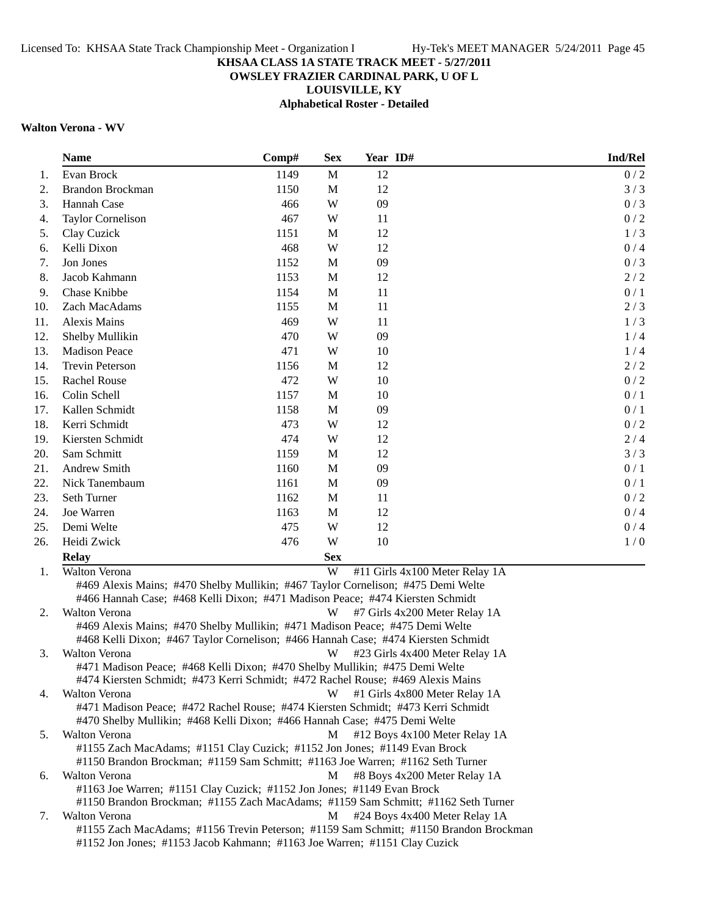KHSAA CLASS 1A STATE TRACK MEET - 5/27/2011
OWSLEY FRAZIER CARDINAL PARK, U OF L
LOUISVILLE, KY
Alphabetical Roster - Detailed

## Walton Verona - WV

| | Name | Comp# | Sex | Year | ID# | Ind/Rel |
|---|---|---|---|---|---|---|
| 1. | Evan Brock | 1149 | M | 12 | | 0 / 2 |
| 2. | Brandon Brockman | 1150 | M | 12 | | 3 / 3 |
| 3. | Hannah Case | 466 | W | 09 | | 0 / 3 |
| 4. | Taylor Cornelison | 467 | W | 11 | | 0 / 2 |
| 5. | Clay Cuzick | 1151 | M | 12 | | 1 / 3 |
| 6. | Kelli Dixon | 468 | W | 12 | | 0 / 4 |
| 7. | Jon Jones | 1152 | M | 09 | | 0 / 3 |
| 8. | Jacob Kahmann | 1153 | M | 12 | | 2 / 2 |
| 9. | Chase Knibbe | 1154 | M | 11 | | 0 / 1 |
| 10. | Zach MacAdams | 1155 | M | 11 | | 2 / 3 |
| 11. | Alexis Mains | 469 | W | 11 | | 1 / 3 |
| 12. | Shelby Mullikin | 470 | W | 09 | | 1 / 4 |
| 13. | Madison Peace | 471 | W | 10 | | 1 / 4 |
| 14. | Trevin Peterson | 1156 | M | 12 | | 2 / 2 |
| 15. | Rachel Rouse | 472 | W | 10 | | 0 / 2 |
| 16. | Colin Schell | 1157 | M | 10 | | 0 / 1 |
| 17. | Kallen Schmidt | 1158 | M | 09 | | 0 / 1 |
| 18. | Kerri Schmidt | 473 | W | 12 | | 0 / 2 |
| 19. | Kiersten Schmidt | 474 | W | 12 | | 2 / 4 |
| 20. | Sam Schmitt | 1159 | M | 12 | | 3 / 3 |
| 21. | Andrew Smith | 1160 | M | 09 | | 0 / 1 |
| 22. | Nick Tanembaum | 1161 | M | 09 | | 0 / 1 |
| 23. | Seth Turner | 1162 | M | 11 | | 0 / 2 |
| 24. | Joe Warren | 1163 | M | 12 | | 0 / 4 |
| 25. | Demi Welte | 475 | W | 12 | | 0 / 4 |
| 26. | Heidi Zwick | 476 | W | 10 | | 1 / 0 |

| | Relay | Sex | Event |
|---|---|---|---|
| 1. | Walton Verona | W | #11 Girls 4x100 Meter Relay 1A |
| | #469 Alexis Mains; #470 Shelby Mullikin; #467 Taylor Cornelison; #475 Demi Welte<br>#466 Hannah Case; #468 Kelli Dixon; #471 Madison Peace; #474 Kiersten Schmidt | | |
| 2. | Walton Verona | W | #7 Girls 4x200 Meter Relay 1A |
| | #469 Alexis Mains; #470 Shelby Mullikin; #471 Madison Peace; #475 Demi Welte<br>#468 Kelli Dixon; #467 Taylor Cornelison; #466 Hannah Case; #474 Kiersten Schmidt | | |
| 3. | Walton Verona | W | #23 Girls 4x400 Meter Relay 1A |
| | #471 Madison Peace; #468 Kelli Dixon; #470 Shelby Mullikin; #475 Demi Welte<br>#474 Kiersten Schmidt; #473 Kerri Schmidt; #472 Rachel Rouse; #469 Alexis Mains | | |
| 4. | Walton Verona | W | #1 Girls 4x800 Meter Relay 1A |
| | #471 Madison Peace; #472 Rachel Rouse; #474 Kiersten Schmidt; #473 Kerri Schmidt<br>#470 Shelby Mullikin; #468 Kelli Dixon; #466 Hannah Case; #475 Demi Welte | | |
| 5. | Walton Verona | M | #12 Boys 4x100 Meter Relay 1A |
| | #1155 Zach MacAdams; #1151 Clay Cuzick; #1152 Jon Jones; #1149 Evan Brock<br>#1150 Brandon Brockman; #1159 Sam Schmitt; #1163 Joe Warren; #1162 Seth Turner | | |
| 6. | Walton Verona | M | #8 Boys 4x200 Meter Relay 1A |
| | #1163 Joe Warren; #1151 Clay Cuzick; #1152 Jon Jones; #1149 Evan Brock<br>#1150 Brandon Brockman; #1155 Zach MacAdams; #1159 Sam Schmitt; #1162 Seth Turner | | |
| 7. | Walton Verona | M | #24 Boys 4x400 Meter Relay 1A |
| | #1155 Zach MacAdams; #1156 Trevin Peterson; #1159 Sam Schmitt; #1150 Brandon Brockman<br>#1152 Jon Jones; #1153 Jacob Kahmann; #1163 Joe Warren; #1151 Clay Cuzick | | |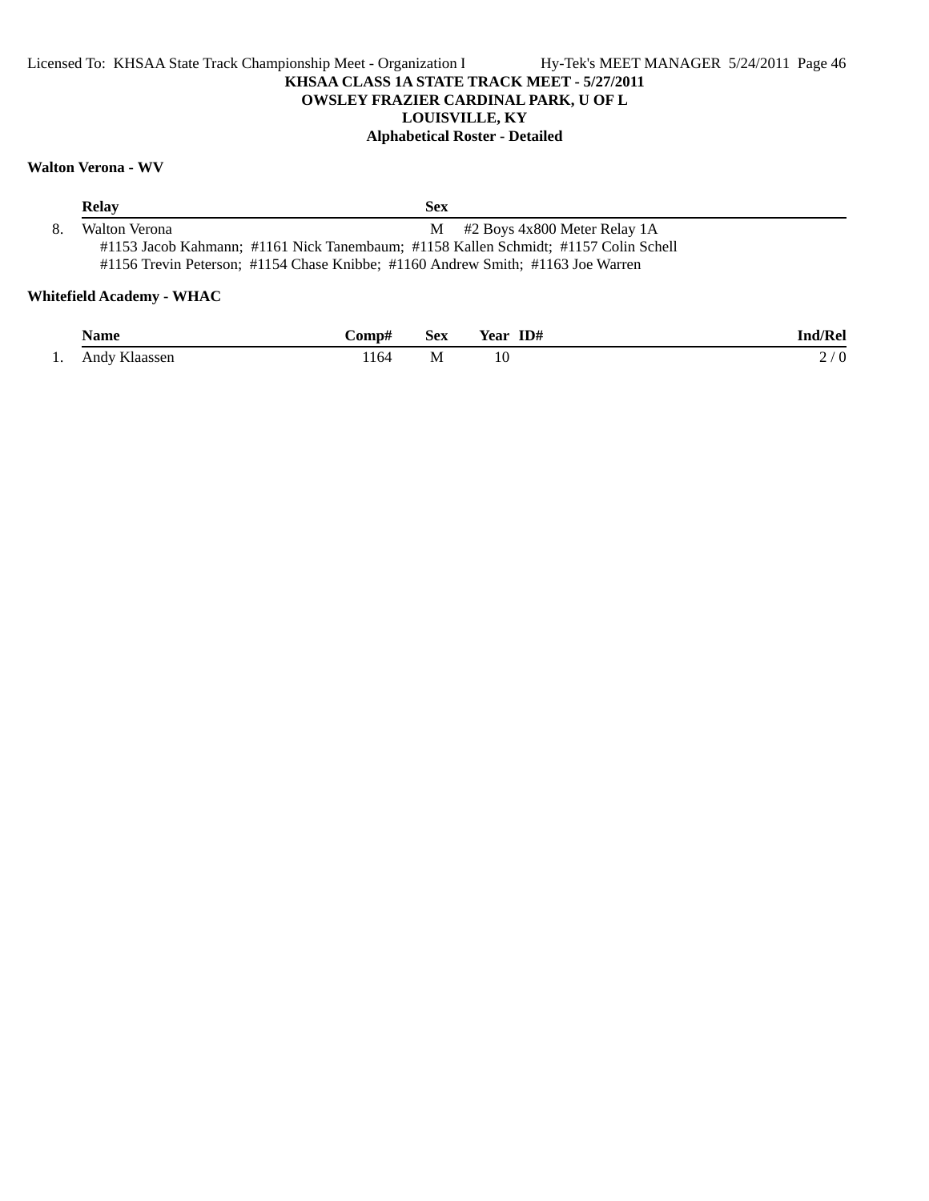**KHSAA CLASS 1A STATE TRACK MEET - 5/27/2011**
**OWSLEY FRAZIER CARDINAL PARK, U OF L**
**LOUISVILLE, KY**
**Alphabetical Roster - Detailed**

### Walton Verona - WV

| | Relay | Sex | |
|---|---|---|---|
| 8. | Walton Verona | M | #2 Boys 4x800 Meter Relay 1A |

#1153 Jacob Kahmann; #1161 Nick Tanembaum; #1158 Kallen Schmidt; #1157 Colin Schell
#1156 Trevin Peterson; #1154 Chase Knibbe; #1160 Andrew Smith; #1163 Joe Warren

### Whitefield Academy - WHAC

| | Name | Comp# | Sex | Year | ID# | Ind/Rel |
|---|---|---|---|---|---|---|
| 1. | Andy Klaassen | 1164 | M | 10 | | 2 / 0 |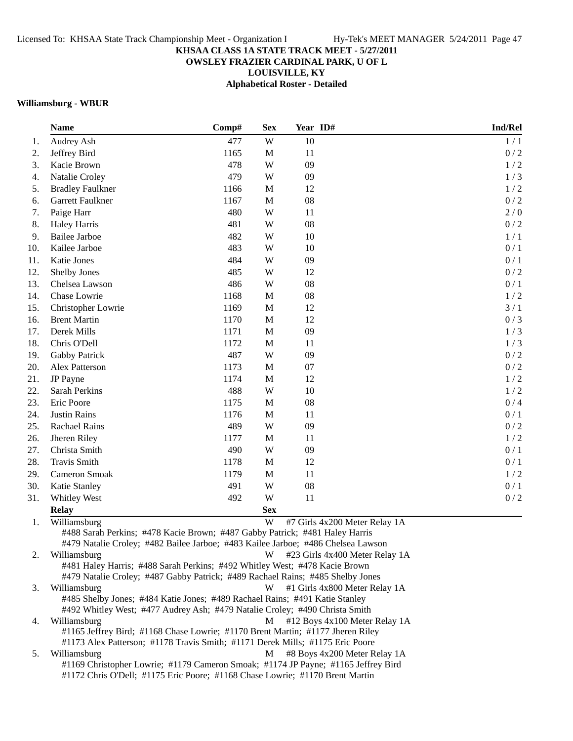**KHSAA CLASS 1A STATE TRACK MEET - 5/27/2011**
**OWSLEY FRAZIER CARDINAL PARK, U OF L**
**LOUISVILLE, KY**
**Alphabetical Roster - Detailed**

### Williamsburg - WBUR

| | Name | Comp# | Sex | Year | ID# | Ind/Rel |
|---|---|---|---|---|---|---|
| 1. | Audrey Ash | 477 | W | 10 | | 1 / 1 |
| 2. | Jeffrey Bird | 1165 | M | 11 | | 0 / 2 |
| 3. | Kacie Brown | 478 | W | 09 | | 1 / 2 |
| 4. | Natalie Croley | 479 | W | 09 | | 1 / 3 |
| 5. | Bradley Faulkner | 1166 | M | 12 | | 1 / 2 |
| 6. | Garrett Faulkner | 1167 | M | 08 | | 0 / 2 |
| 7. | Paige Harr | 480 | W | 11 | | 2 / 0 |
| 8. | Haley Harris | 481 | W | 08 | | 0 / 2 |
| 9. | Bailee Jarboe | 482 | W | 10 | | 1 / 1 |
| 10. | Kailee Jarboe | 483 | W | 10 | | 0 / 1 |
| 11. | Katie Jones | 484 | W | 09 | | 0 / 1 |
| 12. | Shelby Jones | 485 | W | 12 | | 0 / 2 |
| 13. | Chelsea Lawson | 486 | W | 08 | | 0 / 1 |
| 14. | Chase Lowrie | 1168 | M | 08 | | 1 / 2 |
| 15. | Christopher Lowrie | 1169 | M | 12 | | 3 / 1 |
| 16. | Brent Martin | 1170 | M | 12 | | 0 / 3 |
| 17. | Derek Mills | 1171 | M | 09 | | 1 / 3 |
| 18. | Chris O'Dell | 1172 | M | 11 | | 1 / 3 |
| 19. | Gabby Patrick | 487 | W | 09 | | 0 / 2 |
| 20. | Alex Patterson | 1173 | M | 07 | | 0 / 2 |
| 21. | JP Payne | 1174 | M | 12 | | 1 / 2 |
| 22. | Sarah Perkins | 488 | W | 10 | | 1 / 2 |
| 23. | Eric Poore | 1175 | M | 08 | | 0 / 4 |
| 24. | Justin Rains | 1176 | M | 11 | | 0 / 1 |
| 25. | Rachael Rains | 489 | W | 09 | | 0 / 2 |
| 26. | Jheren Riley | 1177 | M | 11 | | 1 / 2 |
| 27. | Christa Smith | 490 | W | 09 | | 0 / 1 |
| 28. | Travis Smith | 1178 | M | 12 | | 0 / 1 |
| 29. | Cameron Smoak | 1179 | M | 11 | | 1 / 2 |
| 30. | Katie Stanley | 491 | W | 08 | | 0 / 1 |
| 31. | Whitley West | 492 | W | 11 | | 0 / 2 |

| | Relay | Sex | Event |
|---|---|---|---|
| 1. | Williamsburg | W | #7 Girls 4x200 Meter Relay 1A |
| | #488 Sarah Perkins; #478 Kacie Brown; #487 Gabby Patrick; #481 Haley Harris<br>#479 Natalie Croley; #482 Bailee Jarboe; #483 Kailee Jarboe; #486 Chelsea Lawson | | |
| 2. | Williamsburg | W | #23 Girls 4x400 Meter Relay 1A |
| | #481 Haley Harris; #488 Sarah Perkins; #492 Whitley West; #478 Kacie Brown<br>#479 Natalie Croley; #487 Gabby Patrick; #489 Rachael Rains; #485 Shelby Jones | | |
| 3. | Williamsburg | W | #1 Girls 4x800 Meter Relay 1A |
| | #485 Shelby Jones; #484 Katie Jones; #489 Rachael Rains; #491 Katie Stanley<br>#492 Whitley West; #477 Audrey Ash; #479 Natalie Croley; #490 Christa Smith | | |
| 4. | Williamsburg | M | #12 Boys 4x100 Meter Relay 1A |
| | #1165 Jeffrey Bird; #1168 Chase Lowrie; #1170 Brent Martin; #1177 Jheren Riley<br>#1173 Alex Patterson; #1178 Travis Smith; #1171 Derek Mills; #1175 Eric Poore | | |
| 5. | Williamsburg | M | #8 Boys 4x200 Meter Relay 1A |
| | #1169 Christopher Lowrie; #1179 Cameron Smoak; #1174 JP Payne; #1165 Jeffrey Bird<br>#1172 Chris O'Dell; #1175 Eric Poore; #1168 Chase Lowrie; #1170 Brent Martin | | |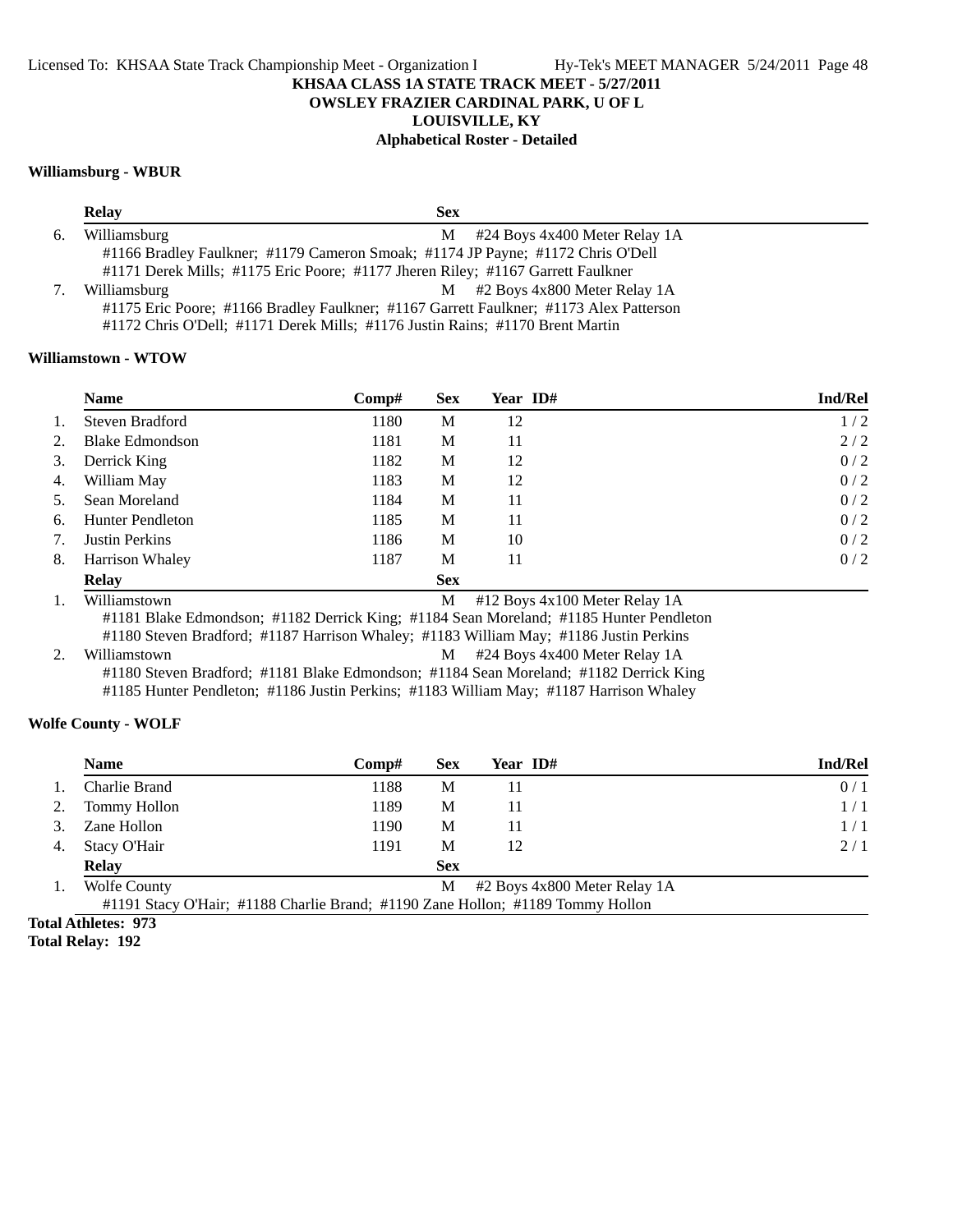**KHSAA CLASS 1A STATE TRACK MEET - 5/27/2011**
**OWSLEY FRAZIER CARDINAL PARK, U OF L**
**LOUISVILLE, KY**
**Alphabetical Roster - Detailed**

### Williamsburg - WBUR

| | Relay | Sex | |
|---|---|---|---|
| 6. | Williamsburg | M | #24 Boys 4x400 Meter Relay 1A |
| | #1166 Bradley Faulkner; #1179 Cameron Smoak; #1174 JP Payne; #1172 Chris O'Dell | | |
| | #1171 Derek Mills; #1175 Eric Poore; #1177 Jheren Riley; #1167 Garrett Faulkner | | |
| 7. | Williamsburg | M | #2 Boys 4x800 Meter Relay 1A |
| | #1175 Eric Poore; #1166 Bradley Faulkner; #1167 Garrett Faulkner; #1173 Alex Patterson | | |
| | #1172 Chris O'Dell; #1171 Derek Mills; #1176 Justin Rains; #1170 Brent Martin | | |

### Williamstown - WTOW

| | Name | Comp# | Sex | Year | ID# | Ind/Rel |
|---|---|---|---|---|---|---|
| 1. | Steven Bradford | 1180 | M | 12 | | 1 / 2 |
| 2. | Blake Edmondson | 1181 | M | 11 | | 2 / 2 |
| 3. | Derrick King | 1182 | M | 12 | | 0 / 2 |
| 4. | William May | 1183 | M | 12 | | 0 / 2 |
| 5. | Sean Moreland | 1184 | M | 11 | | 0 / 2 |
| 6. | Hunter Pendleton | 1185 | M | 11 | | 0 / 2 |
| 7. | Justin Perkins | 1186 | M | 10 | | 0 / 2 |
| 8. | Harrison Whaley | 1187 | M | 11 | | 0 / 2 |

| | Relay | Sex | |
|---|---|---|---|
| 1. | Williamstown | M | #12 Boys 4x100 Meter Relay 1A |
| | #1181 Blake Edmondson; #1182 Derrick King; #1184 Sean Moreland; #1185 Hunter Pendleton | | |
| | #1180 Steven Bradford; #1187 Harrison Whaley; #1183 William May; #1186 Justin Perkins | | |
| 2. | Williamstown | M | #24 Boys 4x400 Meter Relay 1A |
| | #1180 Steven Bradford; #1181 Blake Edmondson; #1184 Sean Moreland; #1182 Derrick King | | |
| | #1185 Hunter Pendleton; #1186 Justin Perkins; #1183 William May; #1187 Harrison Whaley | | |

### Wolfe County - WOLF

| | Name | Comp# | Sex | Year | ID# | Ind/Rel |
|---|---|---|---|---|---|---|
| 1. | Charlie Brand | 1188 | M | 11 | | 0 / 1 |
| 2. | Tommy Hollon | 1189 | M | 11 | | 1 / 1 |
| 3. | Zane Hollon | 1190 | M | 11 | | 1 / 1 |
| 4. | Stacy O'Hair | 1191 | M | 12 | | 2 / 1 |

| | Relay | Sex | |
|---|---|---|---|
| 1. | Wolfe County | M | #2 Boys 4x800 Meter Relay 1A |
| | #1191 Stacy O'Hair; #1188 Charlie Brand; #1190 Zane Hollon; #1189 Tommy Hollon | | |

**Total Athletes: 973**
**Total Relay: 192**